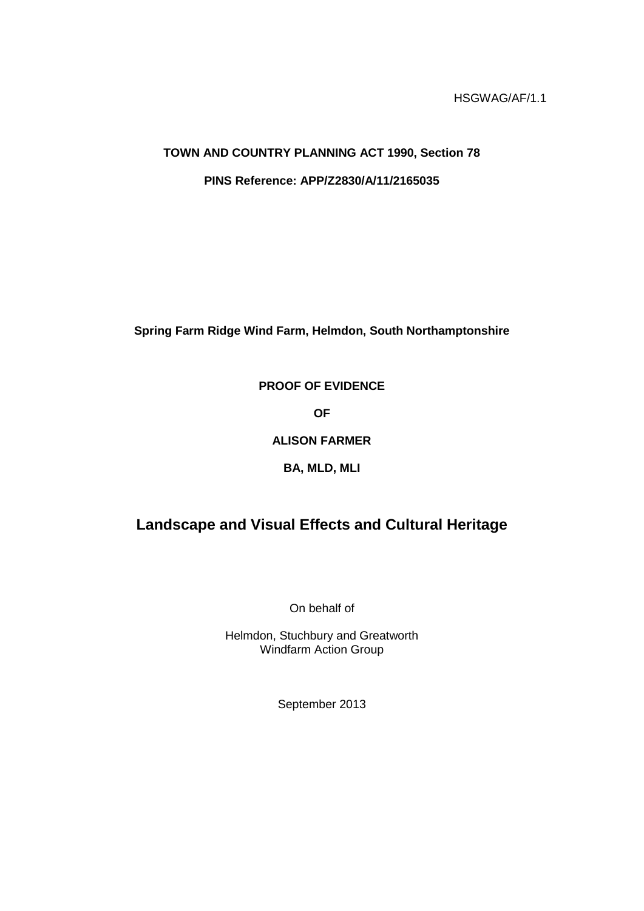HSGWAG/AF/1.1

**TOWN AND COUNTRY PLANNING ACT 1990, Section 78**

**PINS Reference: APP/Z2830/A/11/2165035**

**Spring Farm Ridge Wind Farm, Helmdon, South Northamptonshire**

**PROOF OF EVIDENCE**

**OF**

**ALISON FARMER**

**BA, MLD, MLI**

# Landscape and Visual Effects and Cultural Heritage

On behalf of

Helmdon, Stuchbury and Greatworth
Windfarm Action Group

September 2013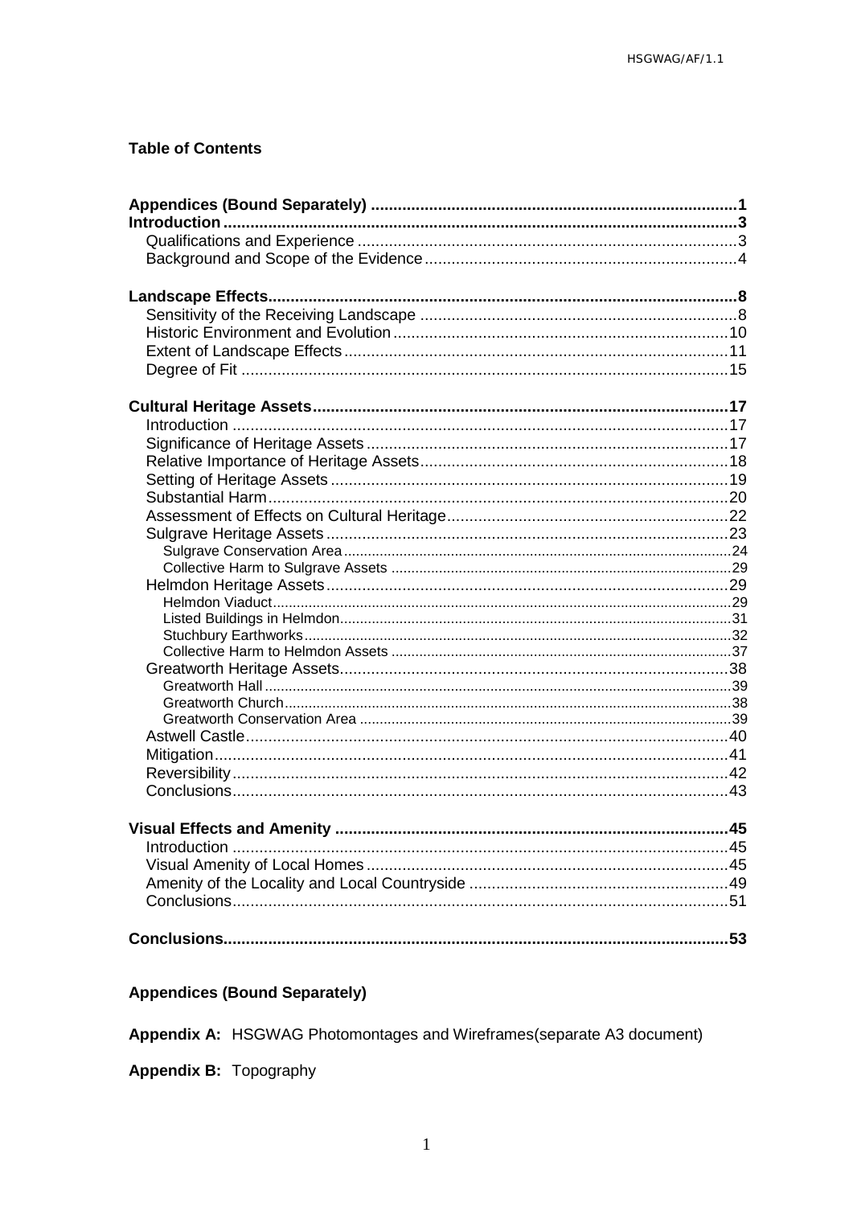## Table of Contents

| | |
|---|---|
| **Appendices (Bound Separately)** | **1** |
| **Introduction** | **3** |
| Qualifications and Experience | 3 |
| Background and Scope of the Evidence | 4 |
| **Landscape Effects** | **8** |
| Sensitivity of the Receiving Landscape | 8 |
| Historic Environment and Evolution | 10 |
| Extent of Landscape Effects | 11 |
| Degree of Fit | 15 |
| **Cultural Heritage Assets** | **17** |
| Introduction | 17 |
| Significance of Heritage Assets | 17 |
| Relative Importance of Heritage Assets | 18 |
| Setting of Heritage Assets | 19 |
| Substantial Harm | 20 |
| Assessment of Effects on Cultural Heritage | 22 |
| Sulgrave Heritage Assets | 23 |
| Sulgrave Conservation Area | 24 |
| Collective Harm to Sulgrave Assets | 29 |
| Helmdon Heritage Assets | 29 |
| Helmdon Viaduct | 29 |
| Listed Buildings in Helmdon | 31 |
| Stuchbury Earthworks | 32 |
| Collective Harm to Helmdon Assets | 37 |
| Greatworth Heritage Assets | 38 |
| Greatworth Hall | 39 |
| Greatworth Church | 38 |
| Greatworth Conservation Area | 39 |
| Astwell Castle | 40 |
| Mitigation | 41 |
| Reversibility | 42 |
| Conclusions | 43 |
| **Visual Effects and Amenity** | **45** |
| Introduction | 45 |
| Visual Amenity of Local Homes | 45 |
| Amenity of the Locality and Local Countryside | 49 |
| Conclusions | 51 |
| **Conclusions** | **53** |

### Appendices (Bound Separately)

**Appendix A:** HSGWAG Photomontages and Wireframes(separate A3 document)

**Appendix B:** Topography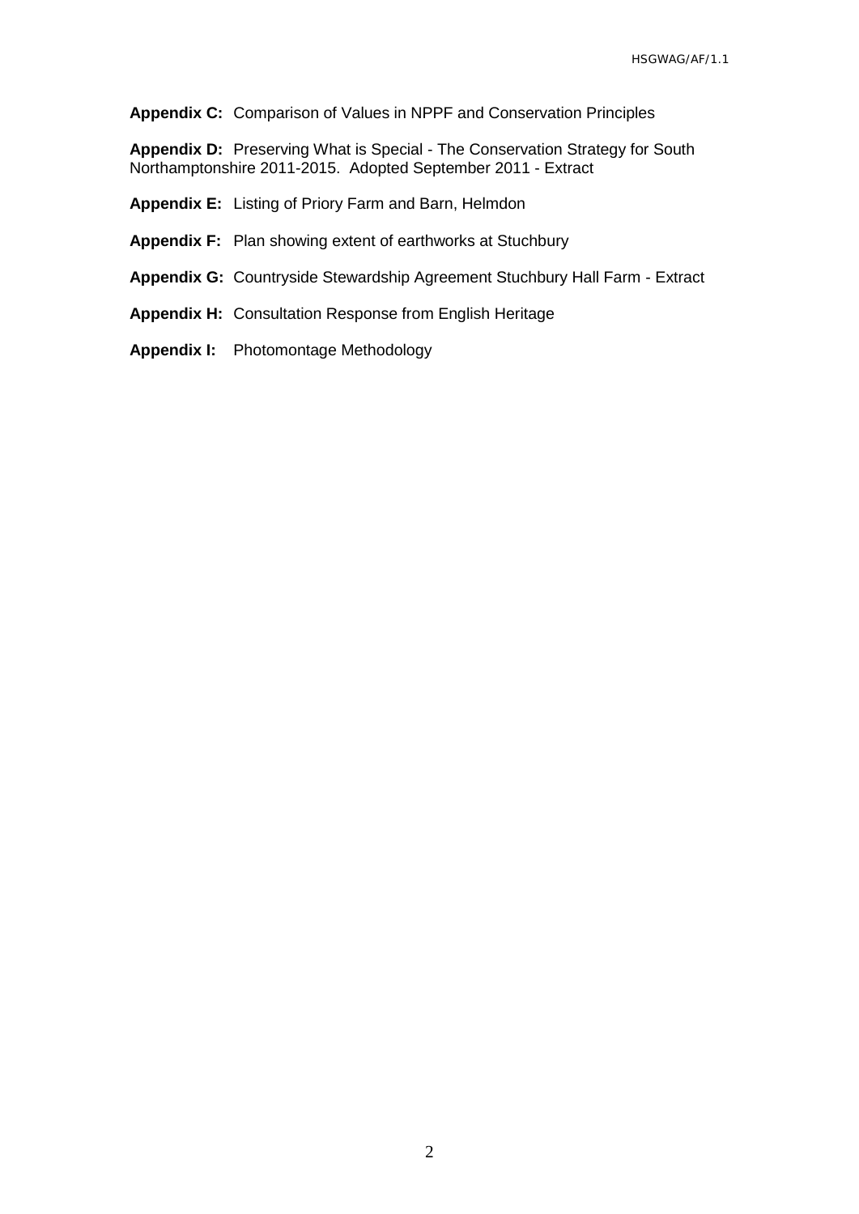**Appendix C:** Comparison of Values in NPPF and Conservation Principles

**Appendix D:** Preserving What is Special - The Conservation Strategy for South Northamptonshire 2011-2015. Adopted September 2011 - Extract

**Appendix E:** Listing of Priory Farm and Barn, Helmdon

**Appendix F:** Plan showing extent of earthworks at Stuchbury

**Appendix G:** Countryside Stewardship Agreement Stuchbury Hall Farm - Extract

**Appendix H:** Consultation Response from English Heritage

**Appendix I:** Photomontage Methodology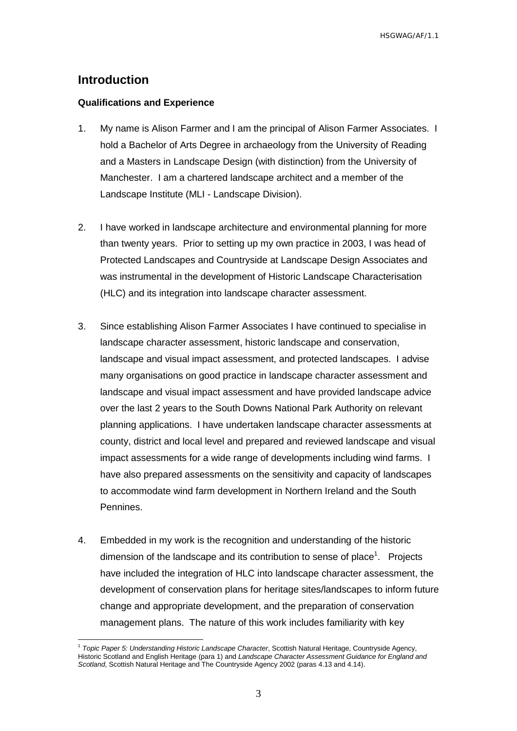# Introduction

### Qualifications and Experience

1. My name is Alison Farmer and I am the principal of Alison Farmer Associates. I hold a Bachelor of Arts Degree in archaeology from the University of Reading and a Masters in Landscape Design (with distinction) from the University of Manchester. I am a chartered landscape architect and a member of the Landscape Institute (MLI - Landscape Division).

2. I have worked in landscape architecture and environmental planning for more than twenty years. Prior to setting up my own practice in 2003, I was head of Protected Landscapes and Countryside at Landscape Design Associates and was instrumental in the development of Historic Landscape Characterisation (HLC) and its integration into landscape character assessment.

3. Since establishing Alison Farmer Associates I have continued to specialise in landscape character assessment, historic landscape and conservation, landscape and visual impact assessment, and protected landscapes. I advise many organisations on good practice in landscape character assessment and landscape and visual impact assessment and have provided landscape advice over the last 2 years to the South Downs National Park Authority on relevant planning applications. I have undertaken landscape character assessments at county, district and local level and prepared and reviewed landscape and visual impact assessments for a wide range of developments including wind farms. I have also prepared assessments on the sensitivity and capacity of landscapes to accommodate wind farm development in Northern Ireland and the South Pennines.

4. Embedded in my work is the recognition and understanding of the historic dimension of the landscape and its contribution to sense of place[1]. Projects have included the integration of HLC into landscape character assessment, the development of conservation plans for heritage sites/landscapes to inform future change and appropriate development, and the preparation of conservation management plans. The nature of this work includes familiarity with key

---

[1] *Topic Paper 5: Understanding Historic Landscape Character*, Scottish Natural Heritage, Countryside Agency, Historic Scotland and English Heritage (para 1) and *Landscape Character Assessment Guidance for England and Scotland*, Scottish Natural Heritage and The Countryside Agency 2002 (paras 4.13 and 4.14).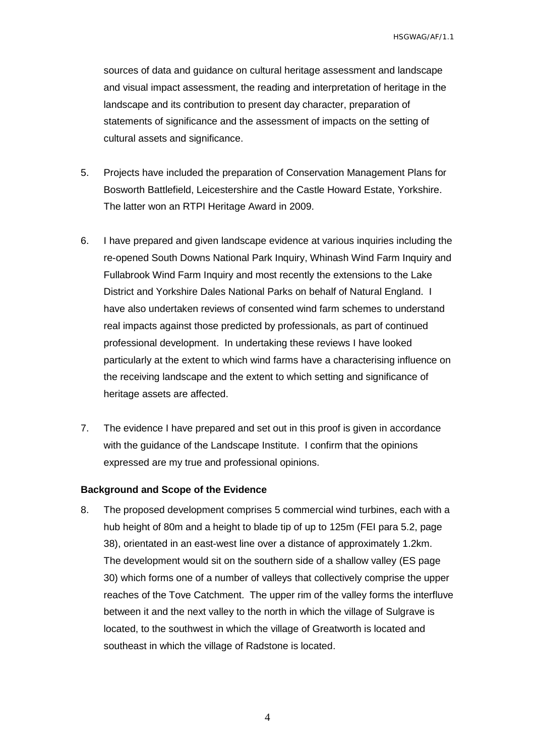sources of data and guidance on cultural heritage assessment and landscape and visual impact assessment, the reading and interpretation of heritage in the landscape and its contribution to present day character, preparation of statements of significance and the assessment of impacts on the setting of cultural assets and significance.

5. Projects have included the preparation of Conservation Management Plans for Bosworth Battlefield, Leicestershire and the Castle Howard Estate, Yorkshire. The latter won an RTPI Heritage Award in 2009.

6. I have prepared and given landscape evidence at various inquiries including the re-opened South Downs National Park Inquiry, Whinash Wind Farm Inquiry and Fullabrook Wind Farm Inquiry and most recently the extensions to the Lake District and Yorkshire Dales National Parks on behalf of Natural England. I have also undertaken reviews of consented wind farm schemes to understand real impacts against those predicted by professionals, as part of continued professional development. In undertaking these reviews I have looked particularly at the extent to which wind farms have a characterising influence on the receiving landscape and the extent to which setting and significance of heritage assets are affected.

7. The evidence I have prepared and set out in this proof is given in accordance with the guidance of the Landscape Institute. I confirm that the opinions expressed are my true and professional opinions.

**Background and Scope of the Evidence**

8. The proposed development comprises 5 commercial wind turbines, each with a hub height of 80m and a height to blade tip of up to 125m (FEI para 5.2, page 38), orientated in an east-west line over a distance of approximately 1.2km. The development would sit on the southern side of a shallow valley (ES page 30) which forms one of a number of valleys that collectively comprise the upper reaches of the Tove Catchment. The upper rim of the valley forms the interfluve between it and the next valley to the north in which the village of Sulgrave is located, to the southwest in which the village of Greatworth is located and southeast in which the village of Radstone is located.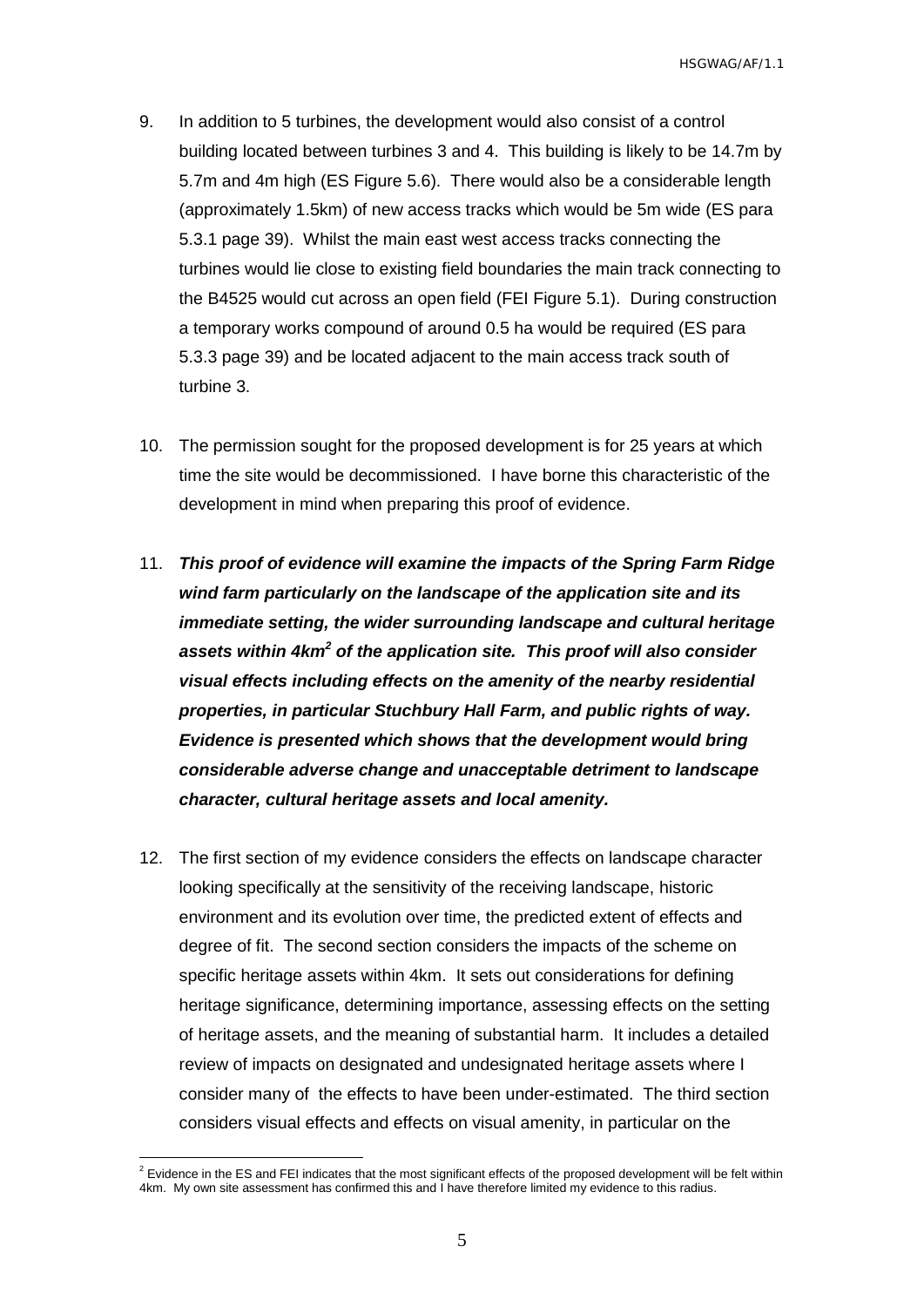9. In addition to 5 turbines, the development would also consist of a control building located between turbines 3 and 4. This building is likely to be 14.7m by 5.7m and 4m high (ES Figure 5.6). There would also be a considerable length (approximately 1.5km) of new access tracks which would be 5m wide (ES para 5.3.1 page 39). Whilst the main east west access tracks connecting the turbines would lie close to existing field boundaries the main track connecting to the B4525 would cut across an open field (FEI Figure 5.1). During construction a temporary works compound of around 0.5 ha would be required (ES para 5.3.3 page 39) and be located adjacent to the main access track south of turbine 3.

10. The permission sought for the proposed development is for 25 years at which time the site would be decommissioned. I have borne this characteristic of the development in mind when preparing this proof of evidence.

11. ***This proof of evidence will examine the impacts of the Spring Farm Ridge wind farm particularly on the landscape of the application site and its immediate setting, the wider surrounding landscape and cultural heritage assets within 4km[2] of the application site. This proof will also consider visual effects including effects on the amenity of the nearby residential properties, in particular Stuchbury Hall Farm, and public rights of way. Evidence is presented which shows that the development would bring considerable adverse change and unacceptable detriment to landscape character, cultural heritage assets and local amenity.***

12. The first section of my evidence considers the effects on landscape character looking specifically at the sensitivity of the receiving landscape, historic environment and its evolution over time, the predicted extent of effects and degree of fit. The second section considers the impacts of the scheme on specific heritage assets within 4km. It sets out considerations for defining heritage significance, determining importance, assessing effects on the setting of heritage assets, and the meaning of substantial harm. It includes a detailed review of impacts on designated and undesignated heritage assets where I consider many of the effects to have been under-estimated. The third section considers visual effects and effects on visual amenity, in particular on the

[2] Evidence in the ES and FEI indicates that the most significant effects of the proposed development will be felt within 4km. My own site assessment has confirmed this and I have therefore limited my evidence to this radius.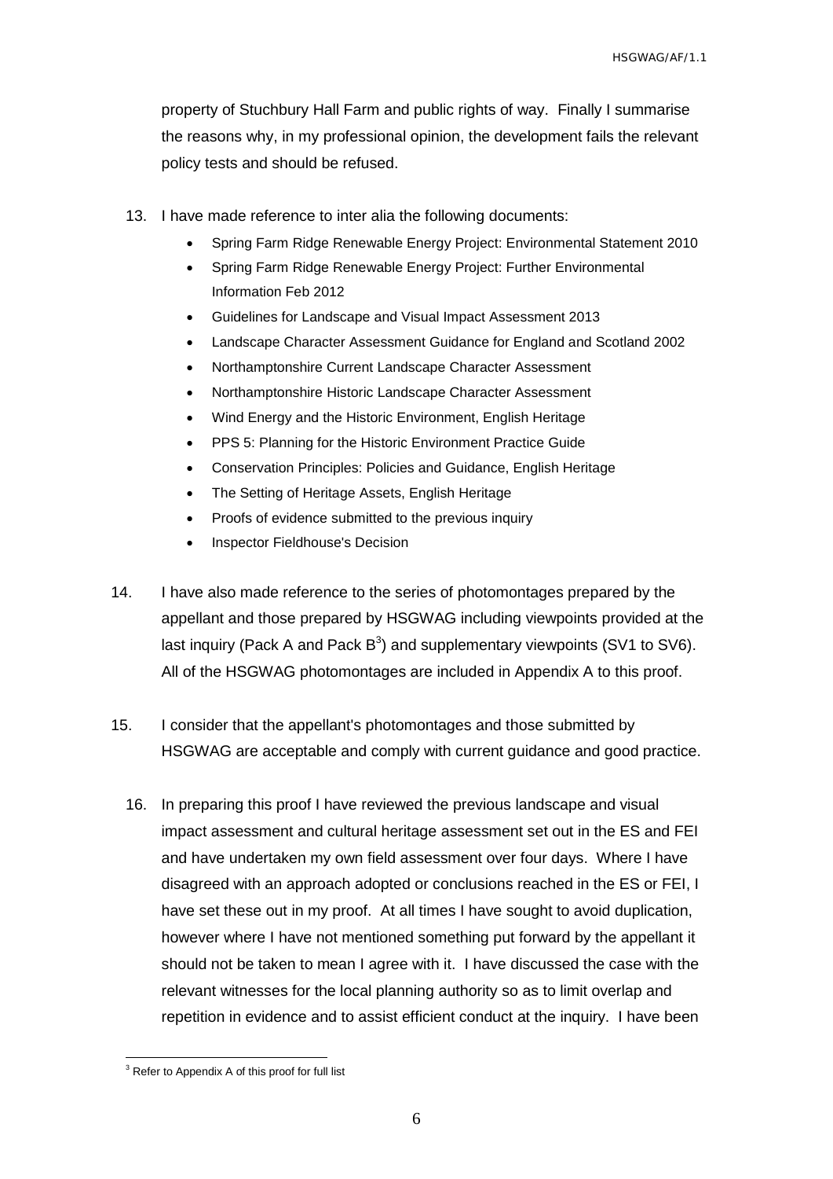property of Stuchbury Hall Farm and public rights of way. Finally I summarise the reasons why, in my professional opinion, the development fails the relevant policy tests and should be refused.

13. I have made reference to inter alia the following documents:
    - Spring Farm Ridge Renewable Energy Project: Environmental Statement 2010
    - Spring Farm Ridge Renewable Energy Project: Further Environmental Information Feb 2012
    - Guidelines for Landscape and Visual Impact Assessment 2013
    - Landscape Character Assessment Guidance for England and Scotland 2002
    - Northamptonshire Current Landscape Character Assessment
    - Northamptonshire Historic Landscape Character Assessment
    - Wind Energy and the Historic Environment, English Heritage
    - PPS 5: Planning for the Historic Environment Practice Guide
    - Conservation Principles: Policies and Guidance, English Heritage
    - The Setting of Heritage Assets, English Heritage
    - Proofs of evidence submitted to the previous inquiry
    - Inspector Fieldhouse's Decision

14. I have also made reference to the series of photomontages prepared by the appellant and those prepared by HSGWAG including viewpoints provided at the last inquiry (Pack A and Pack B[3]) and supplementary viewpoints (SV1 to SV6). All of the HSGWAG photomontages are included in Appendix A to this proof.

15. I consider that the appellant's photomontages and those submitted by HSGWAG are acceptable and comply with current guidance and good practice.

16. In preparing this proof I have reviewed the previous landscape and visual impact assessment and cultural heritage assessment set out in the ES and FEI and have undertaken my own field assessment over four days. Where I have disagreed with an approach adopted or conclusions reached in the ES or FEI, I have set these out in my proof. At all times I have sought to avoid duplication, however where I have not mentioned something put forward by the appellant it should not be taken to mean I agree with it. I have discussed the case with the relevant witnesses for the local planning authority so as to limit overlap and repetition in evidence and to assist efficient conduct at the inquiry. I have been

[3] Refer to Appendix A of this proof for full list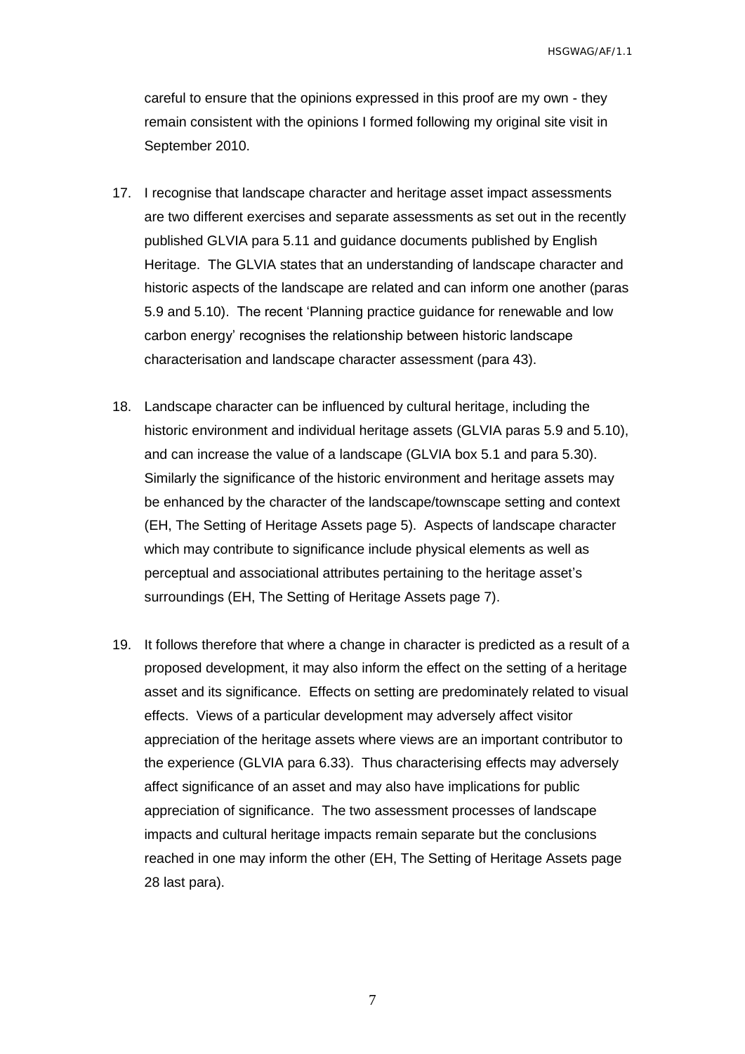careful to ensure that the opinions expressed in this proof are my own - they remain consistent with the opinions I formed following my original site visit in September 2010.

17. I recognise that landscape character and heritage asset impact assessments are two different exercises and separate assessments as set out in the recently published GLVIA para 5.11 and guidance documents published by English Heritage. The GLVIA states that an understanding of landscape character and historic aspects of the landscape are related and can inform one another (paras 5.9 and 5.10). The recent 'Planning practice guidance for renewable and low carbon energy' recognises the relationship between historic landscape characterisation and landscape character assessment (para 43).

18. Landscape character can be influenced by cultural heritage, including the historic environment and individual heritage assets (GLVIA paras 5.9 and 5.10), and can increase the value of a landscape (GLVIA box 5.1 and para 5.30). Similarly the significance of the historic environment and heritage assets may be enhanced by the character of the landscape/townscape setting and context (EH, The Setting of Heritage Assets page 5). Aspects of landscape character which may contribute to significance include physical elements as well as perceptual and associational attributes pertaining to the heritage asset's surroundings (EH, The Setting of Heritage Assets page 7).

19. It follows therefore that where a change in character is predicted as a result of a proposed development, it may also inform the effect on the setting of a heritage asset and its significance. Effects on setting are predominately related to visual effects. Views of a particular development may adversely affect visitor appreciation of the heritage assets where views are an important contributor to the experience (GLVIA para 6.33). Thus characterising effects may adversely affect significance of an asset and may also have implications for public appreciation of significance. The two assessment processes of landscape impacts and cultural heritage impacts remain separate but the conclusions reached in one may inform the other (EH, The Setting of Heritage Assets page 28 last para).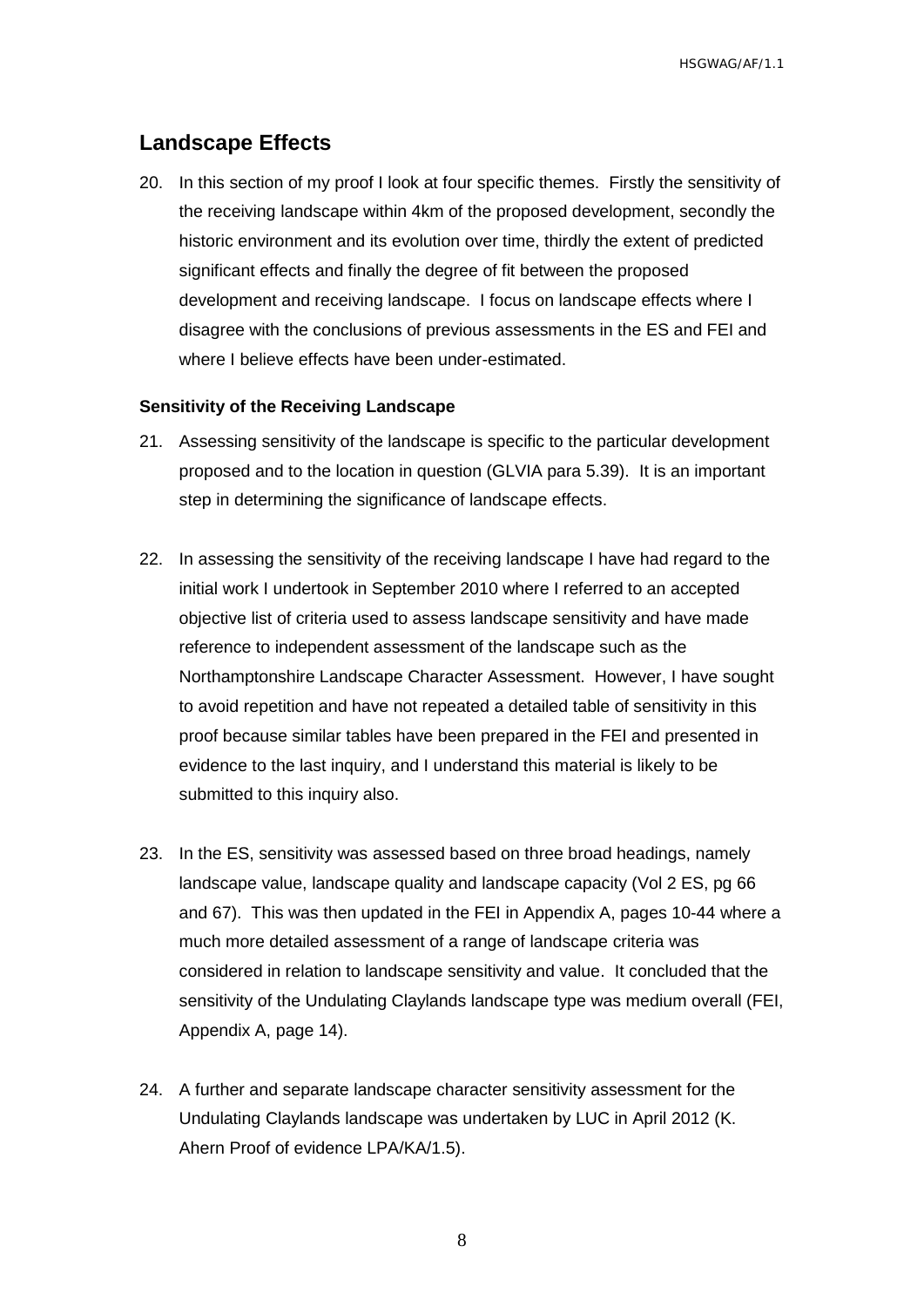## Landscape Effects

20. In this section of my proof I look at four specific themes. Firstly the sensitivity of the receiving landscape within 4km of the proposed development, secondly the historic environment and its evolution over time, thirdly the extent of predicted significant effects and finally the degree of fit between the proposed development and receiving landscape. I focus on landscape effects where I disagree with the conclusions of previous assessments in the ES and FEI and where I believe effects have been under-estimated.

**Sensitivity of the Receiving Landscape**

21. Assessing sensitivity of the landscape is specific to the particular development proposed and to the location in question (GLVIA para 5.39). It is an important step in determining the significance of landscape effects.

22. In assessing the sensitivity of the receiving landscape I have had regard to the initial work I undertook in September 2010 where I referred to an accepted objective list of criteria used to assess landscape sensitivity and have made reference to independent assessment of the landscape such as the Northamptonshire Landscape Character Assessment. However, I have sought to avoid repetition and have not repeated a detailed table of sensitivity in this proof because similar tables have been prepared in the FEI and presented in evidence to the last inquiry, and I understand this material is likely to be submitted to this inquiry also.

23. In the ES, sensitivity was assessed based on three broad headings, namely landscape value, landscape quality and landscape capacity (Vol 2 ES, pg 66 and 67). This was then updated in the FEI in Appendix A, pages 10-44 where a much more detailed assessment of a range of landscape criteria was considered in relation to landscape sensitivity and value. It concluded that the sensitivity of the Undulating Claylands landscape type was medium overall (FEI, Appendix A, page 14).

24. A further and separate landscape character sensitivity assessment for the Undulating Claylands landscape was undertaken by LUC in April 2012 (K. Ahern Proof of evidence LPA/KA/1.5).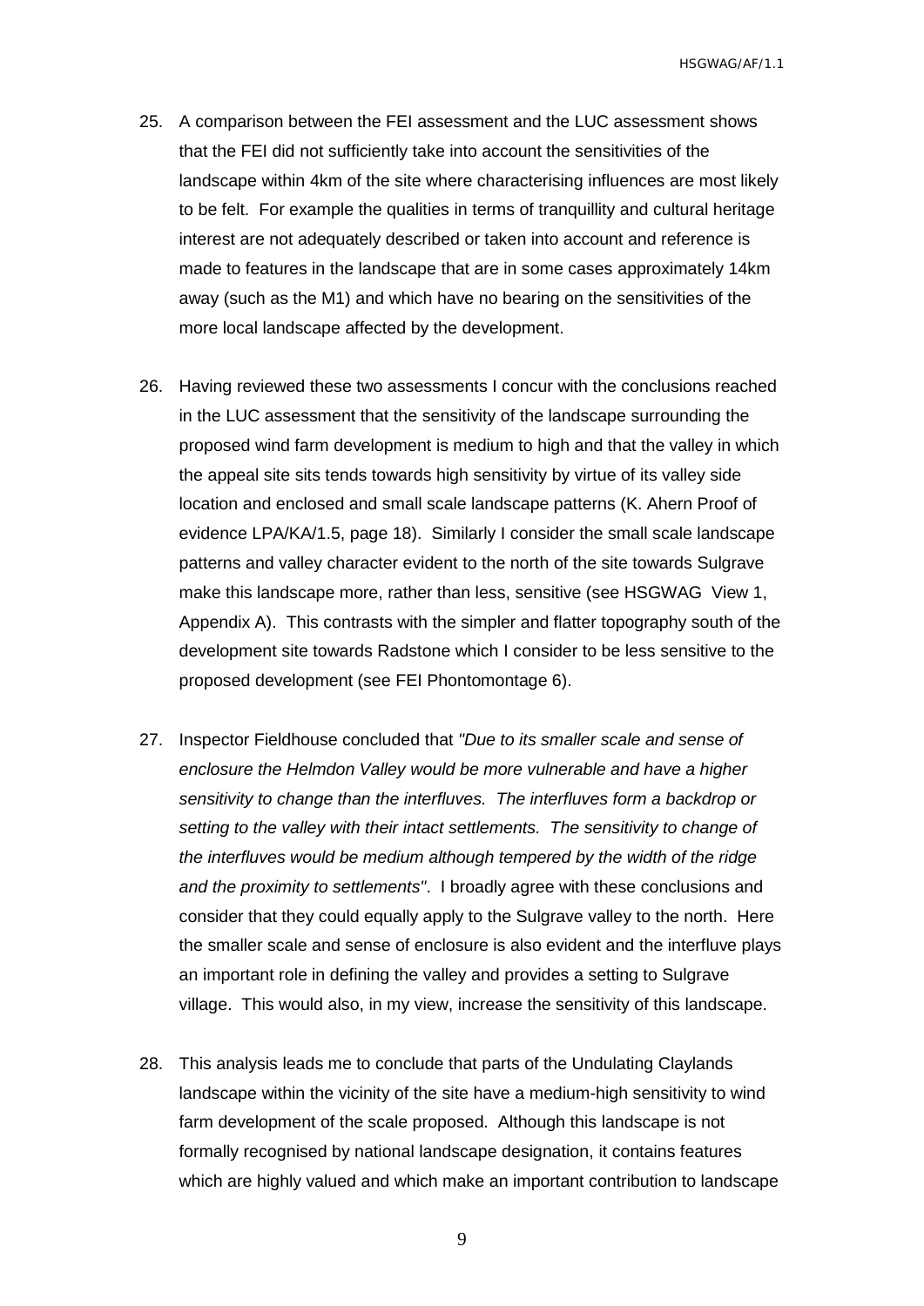25. A comparison between the FEI assessment and the LUC assessment shows that the FEI did not sufficiently take into account the sensitivities of the landscape within 4km of the site where characterising influences are most likely to be felt. For example the qualities in terms of tranquillity and cultural heritage interest are not adequately described or taken into account and reference is made to features in the landscape that are in some cases approximately 14km away (such as the M1) and which have no bearing on the sensitivities of the more local landscape affected by the development.

26. Having reviewed these two assessments I concur with the conclusions reached in the LUC assessment that the sensitivity of the landscape surrounding the proposed wind farm development is medium to high and that the valley in which the appeal site sits tends towards high sensitivity by virtue of its valley side location and enclosed and small scale landscape patterns (K. Ahern Proof of evidence LPA/KA/1.5, page 18). Similarly I consider the small scale landscape patterns and valley character evident to the north of the site towards Sulgrave make this landscape more, rather than less, sensitive (see HSGWAG View 1, Appendix A). This contrasts with the simpler and flatter topography south of the development site towards Radstone which I consider to be less sensitive to the proposed development (see FEI Phontomontage 6).

27. Inspector Fieldhouse concluded that *"Due to its smaller scale and sense of enclosure the Helmdon Valley would be more vulnerable and have a higher sensitivity to change than the interfluves. The interfluves form a backdrop or setting to the valley with their intact settlements. The sensitivity to change of the interfluves would be medium although tempered by the width of the ridge and the proximity to settlements"*. I broadly agree with these conclusions and consider that they could equally apply to the Sulgrave valley to the north. Here the smaller scale and sense of enclosure is also evident and the interfluve plays an important role in defining the valley and provides a setting to Sulgrave village. This would also, in my view, increase the sensitivity of this landscape.

28. This analysis leads me to conclude that parts of the Undulating Claylands landscape within the vicinity of the site have a medium-high sensitivity to wind farm development of the scale proposed. Although this landscape is not formally recognised by national landscape designation, it contains features which are highly valued and which make an important contribution to landscape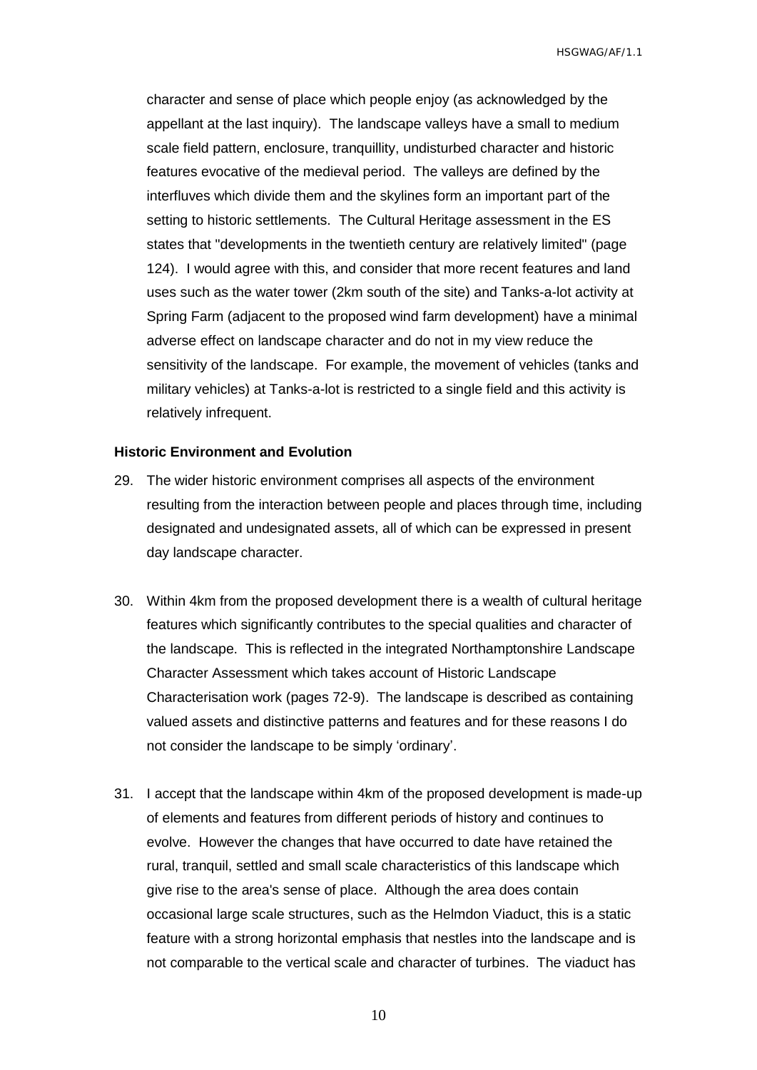character and sense of place which people enjoy (as acknowledged by the appellant at the last inquiry). The landscape valleys have a small to medium scale field pattern, enclosure, tranquillity, undisturbed character and historic features evocative of the medieval period. The valleys are defined by the interfluves which divide them and the skylines form an important part of the setting to historic settlements. The Cultural Heritage assessment in the ES states that "developments in the twentieth century are relatively limited" (page 124). I would agree with this, and consider that more recent features and land uses such as the water tower (2km south of the site) and Tanks-a-lot activity at Spring Farm (adjacent to the proposed wind farm development) have a minimal adverse effect on landscape character and do not in my view reduce the sensitivity of the landscape. For example, the movement of vehicles (tanks and military vehicles) at Tanks-a-lot is restricted to a single field and this activity is relatively infrequent.

**Historic Environment and Evolution**

29. The wider historic environment comprises all aspects of the environment resulting from the interaction between people and places through time, including designated and undesignated assets, all of which can be expressed in present day landscape character.

30. Within 4km from the proposed development there is a wealth of cultural heritage features which significantly contributes to the special qualities and character of the landscape. This is reflected in the integrated Northamptonshire Landscape Character Assessment which takes account of Historic Landscape Characterisation work (pages 72-9). The landscape is described as containing valued assets and distinctive patterns and features and for these reasons I do not consider the landscape to be simply 'ordinary'.

31. I accept that the landscape within 4km of the proposed development is made-up of elements and features from different periods of history and continues to evolve. However the changes that have occurred to date have retained the rural, tranquil, settled and small scale characteristics of this landscape which give rise to the area's sense of place. Although the area does contain occasional large scale structures, such as the Helmdon Viaduct, this is a static feature with a strong horizontal emphasis that nestles into the landscape and is not comparable to the vertical scale and character of turbines. The viaduct has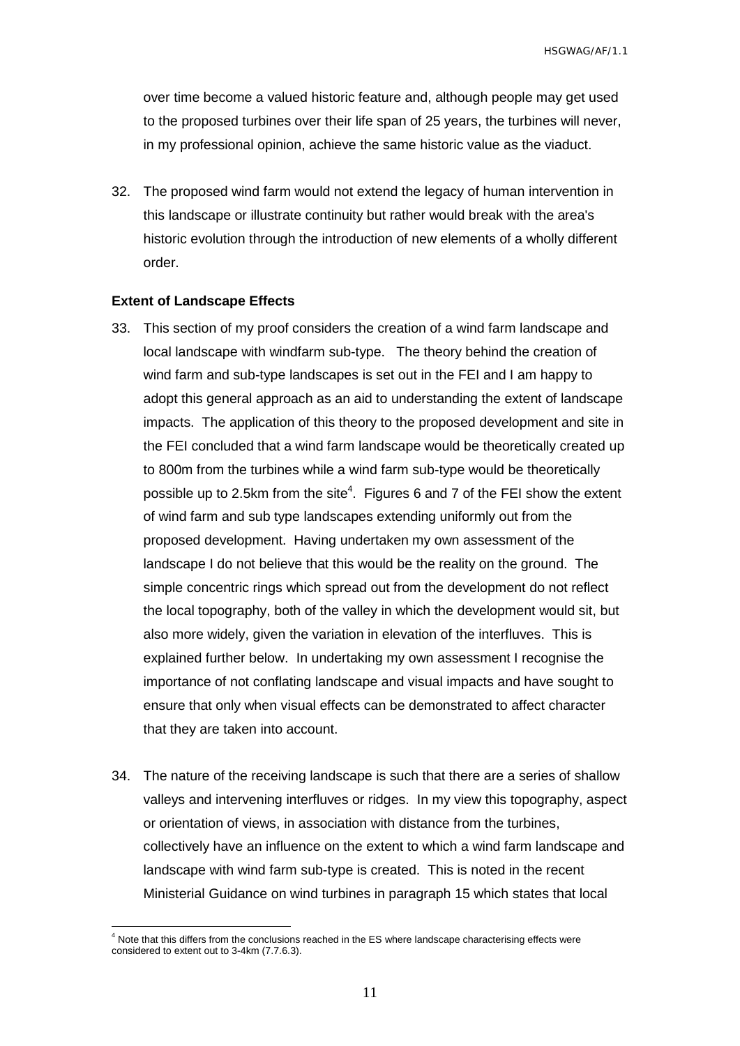over time become a valued historic feature and, although people may get used to the proposed turbines over their life span of 25 years, the turbines will never, in my professional opinion, achieve the same historic value as the viaduct.

32. The proposed wind farm would not extend the legacy of human intervention in this landscape or illustrate continuity but rather would break with the area's historic evolution through the introduction of new elements of a wholly different order.

**Extent of Landscape Effects**

33. This section of my proof considers the creation of a wind farm landscape and local landscape with windfarm sub-type. The theory behind the creation of wind farm and sub-type landscapes is set out in the FEI and I am happy to adopt this general approach as an aid to understanding the extent of landscape impacts. The application of this theory to the proposed development and site in the FEI concluded that a wind farm landscape would be theoretically created up to 800m from the turbines while a wind farm sub-type would be theoretically possible up to 2.5km from the site[4]. Figures 6 and 7 of the FEI show the extent of wind farm and sub type landscapes extending uniformly out from the proposed development. Having undertaken my own assessment of the landscape I do not believe that this would be the reality on the ground. The simple concentric rings which spread out from the development do not reflect the local topography, both of the valley in which the development would sit, but also more widely, given the variation in elevation of the interfluves. This is explained further below. In undertaking my own assessment I recognise the importance of not conflating landscape and visual impacts and have sought to ensure that only when visual effects can be demonstrated to affect character that they are taken into account.

34. The nature of the receiving landscape is such that there are a series of shallow valleys and intervening interfluves or ridges. In my view this topography, aspect or orientation of views, in association with distance from the turbines, collectively have an influence on the extent to which a wind farm landscape and landscape with wind farm sub-type is created. This is noted in the recent Ministerial Guidance on wind turbines in paragraph 15 which states that local

[4] Note that this differs from the conclusions reached in the ES where landscape characterising effects were considered to extent out to 3-4km (7.7.6.3).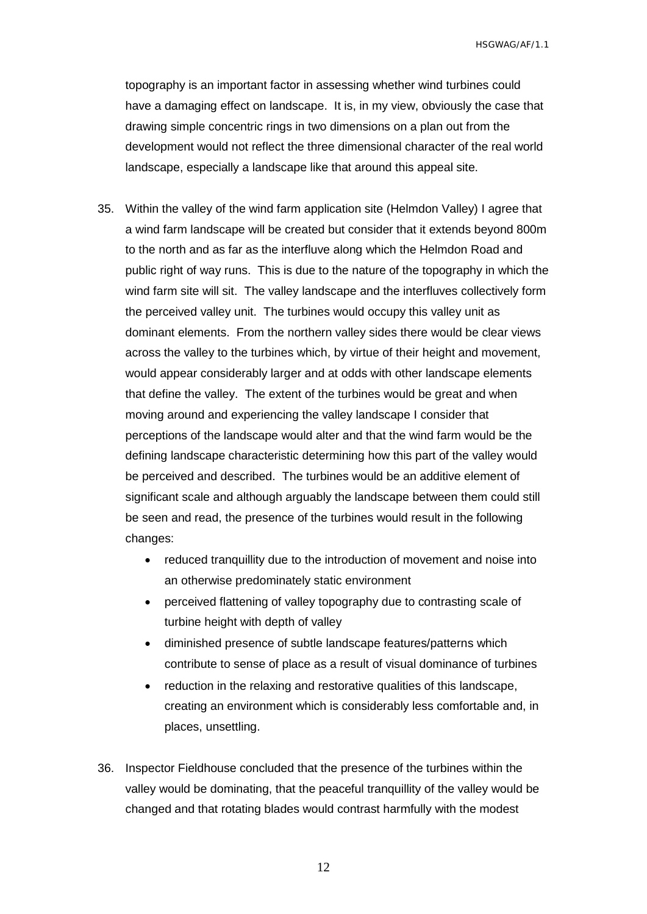topography is an important factor in assessing whether wind turbines could have a damaging effect on landscape. It is, in my view, obviously the case that drawing simple concentric rings in two dimensions on a plan out from the development would not reflect the three dimensional character of the real world landscape, especially a landscape like that around this appeal site.

35. Within the valley of the wind farm application site (Helmdon Valley) I agree that a wind farm landscape will be created but consider that it extends beyond 800m to the north and as far as the interfluve along which the Helmdon Road and public right of way runs. This is due to the nature of the topography in which the wind farm site will sit. The valley landscape and the interfluves collectively form the perceived valley unit. The turbines would occupy this valley unit as dominant elements. From the northern valley sides there would be clear views across the valley to the turbines which, by virtue of their height and movement, would appear considerably larger and at odds with other landscape elements that define the valley. The extent of the turbines would be great and when moving around and experiencing the valley landscape I consider that perceptions of the landscape would alter and that the wind farm would be the defining landscape characteristic determining how this part of the valley would be perceived and described. The turbines would be an additive element of significant scale and although arguably the landscape between them could still be seen and read, the presence of the turbines would result in the following changes:

    - reduced tranquillity due to the introduction of movement and noise into an otherwise predominately static environment
    - perceived flattening of valley topography due to contrasting scale of turbine height with depth of valley
    - diminished presence of subtle landscape features/patterns which contribute to sense of place as a result of visual dominance of turbines
    - reduction in the relaxing and restorative qualities of this landscape, creating an environment which is considerably less comfortable and, in places, unsettling.

36. Inspector Fieldhouse concluded that the presence of the turbines within the valley would be dominating, that the peaceful tranquillity of the valley would be changed and that rotating blades would contrast harmfully with the modest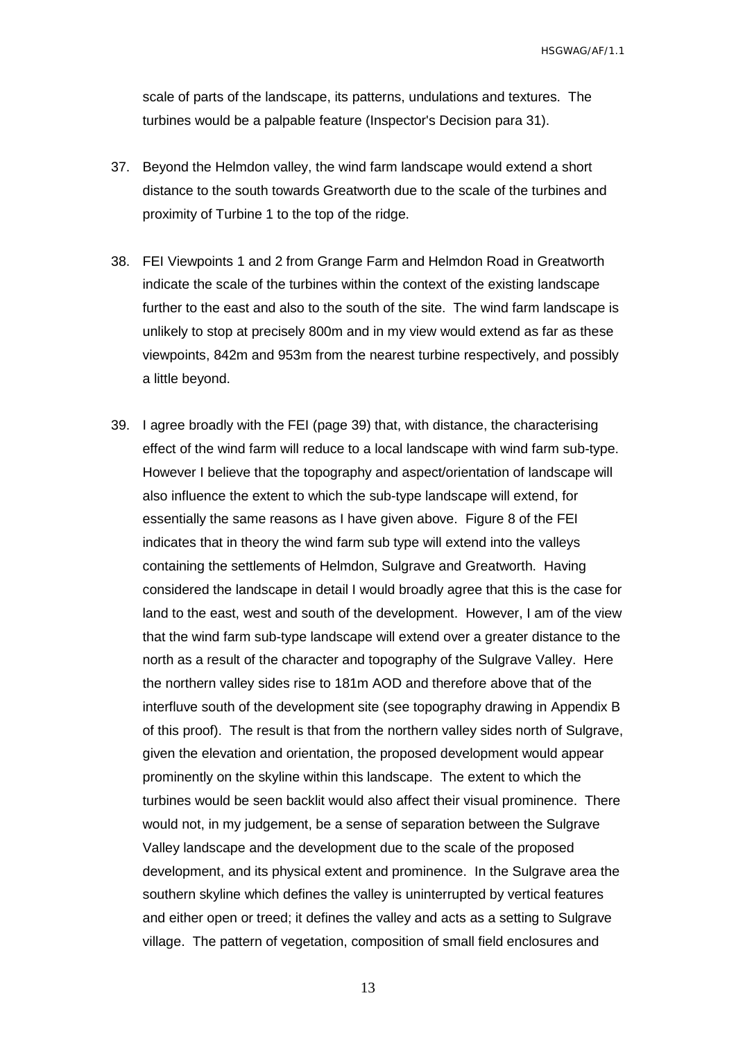scale of parts of the landscape, its patterns, undulations and textures. The turbines would be a palpable feature (Inspector's Decision para 31).

37. Beyond the Helmdon valley, the wind farm landscape would extend a short distance to the south towards Greatworth due to the scale of the turbines and proximity of Turbine 1 to the top of the ridge.

38. FEI Viewpoints 1 and 2 from Grange Farm and Helmdon Road in Greatworth indicate the scale of the turbines within the context of the existing landscape further to the east and also to the south of the site. The wind farm landscape is unlikely to stop at precisely 800m and in my view would extend as far as these viewpoints, 842m and 953m from the nearest turbine respectively, and possibly a little beyond.

39. I agree broadly with the FEI (page 39) that, with distance, the characterising effect of the wind farm will reduce to a local landscape with wind farm sub-type. However I believe that the topography and aspect/orientation of landscape will also influence the extent to which the sub-type landscape will extend, for essentially the same reasons as I have given above. Figure 8 of the FEI indicates that in theory the wind farm sub type will extend into the valleys containing the settlements of Helmdon, Sulgrave and Greatworth. Having considered the landscape in detail I would broadly agree that this is the case for land to the east, west and south of the development. However, I am of the view that the wind farm sub-type landscape will extend over a greater distance to the north as a result of the character and topography of the Sulgrave Valley. Here the northern valley sides rise to 181m AOD and therefore above that of the interfluve south of the development site (see topography drawing in Appendix B of this proof). The result is that from the northern valley sides north of Sulgrave, given the elevation and orientation, the proposed development would appear prominently on the skyline within this landscape. The extent to which the turbines would be seen backlit would also affect their visual prominence. There would not, in my judgement, be a sense of separation between the Sulgrave Valley landscape and the development due to the scale of the proposed development, and its physical extent and prominence. In the Sulgrave area the southern skyline which defines the valley is uninterrupted by vertical features and either open or treed; it defines the valley and acts as a setting to Sulgrave village. The pattern of vegetation, composition of small field enclosures and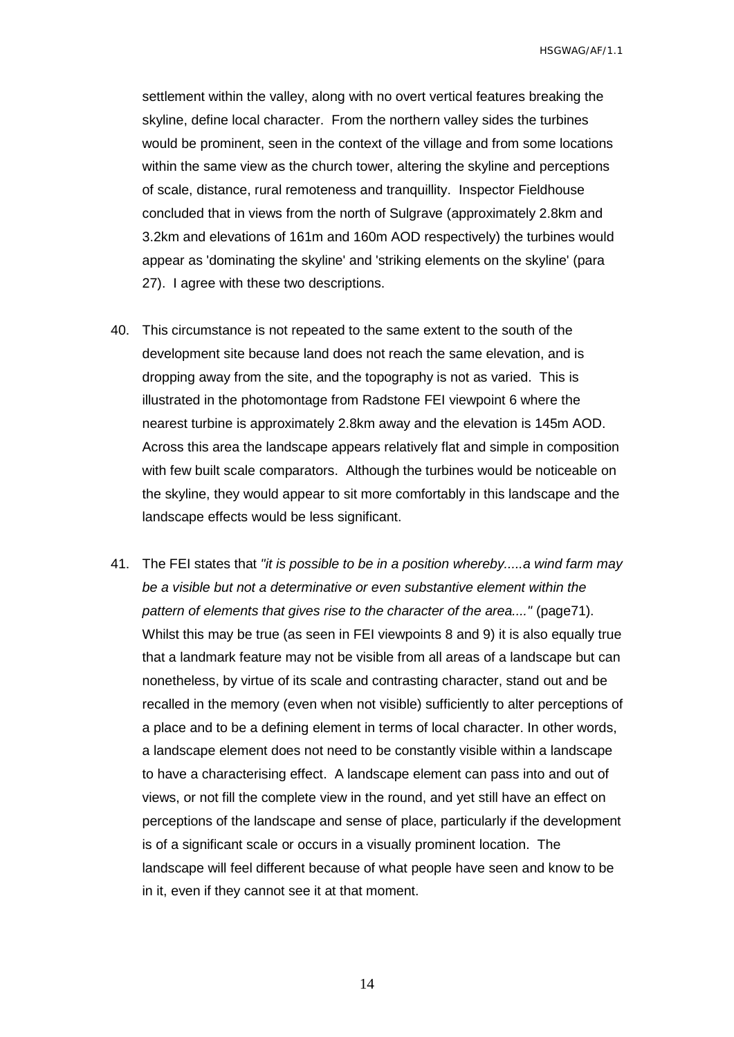settlement within the valley, along with no overt vertical features breaking the skyline, define local character. From the northern valley sides the turbines would be prominent, seen in the context of the village and from some locations within the same view as the church tower, altering the skyline and perceptions of scale, distance, rural remoteness and tranquillity. Inspector Fieldhouse concluded that in views from the north of Sulgrave (approximately 2.8km and 3.2km and elevations of 161m and 160m AOD respectively) the turbines would appear as 'dominating the skyline' and 'striking elements on the skyline' (para 27). I agree with these two descriptions.

40. This circumstance is not repeated to the same extent to the south of the development site because land does not reach the same elevation, and is dropping away from the site, and the topography is not as varied. This is illustrated in the photomontage from Radstone FEI viewpoint 6 where the nearest turbine is approximately 2.8km away and the elevation is 145m AOD. Across this area the landscape appears relatively flat and simple in composition with few built scale comparators. Although the turbines would be noticeable on the skyline, they would appear to sit more comfortably in this landscape and the landscape effects would be less significant.

41. The FEI states that *"it is possible to be in a position whereby.....a wind farm may be a visible but not a determinative or even substantive element within the pattern of elements that gives rise to the character of the area...."* (page71). Whilst this may be true (as seen in FEI viewpoints 8 and 9) it is also equally true that a landmark feature may not be visible from all areas of a landscape but can nonetheless, by virtue of its scale and contrasting character, stand out and be recalled in the memory (even when not visible) sufficiently to alter perceptions of a place and to be a defining element in terms of local character. In other words, a landscape element does not need to be constantly visible within a landscape to have a characterising effect. A landscape element can pass into and out of views, or not fill the complete view in the round, and yet still have an effect on perceptions of the landscape and sense of place, particularly if the development is of a significant scale or occurs in a visually prominent location. The landscape will feel different because of what people have seen and know to be in it, even if they cannot see it at that moment.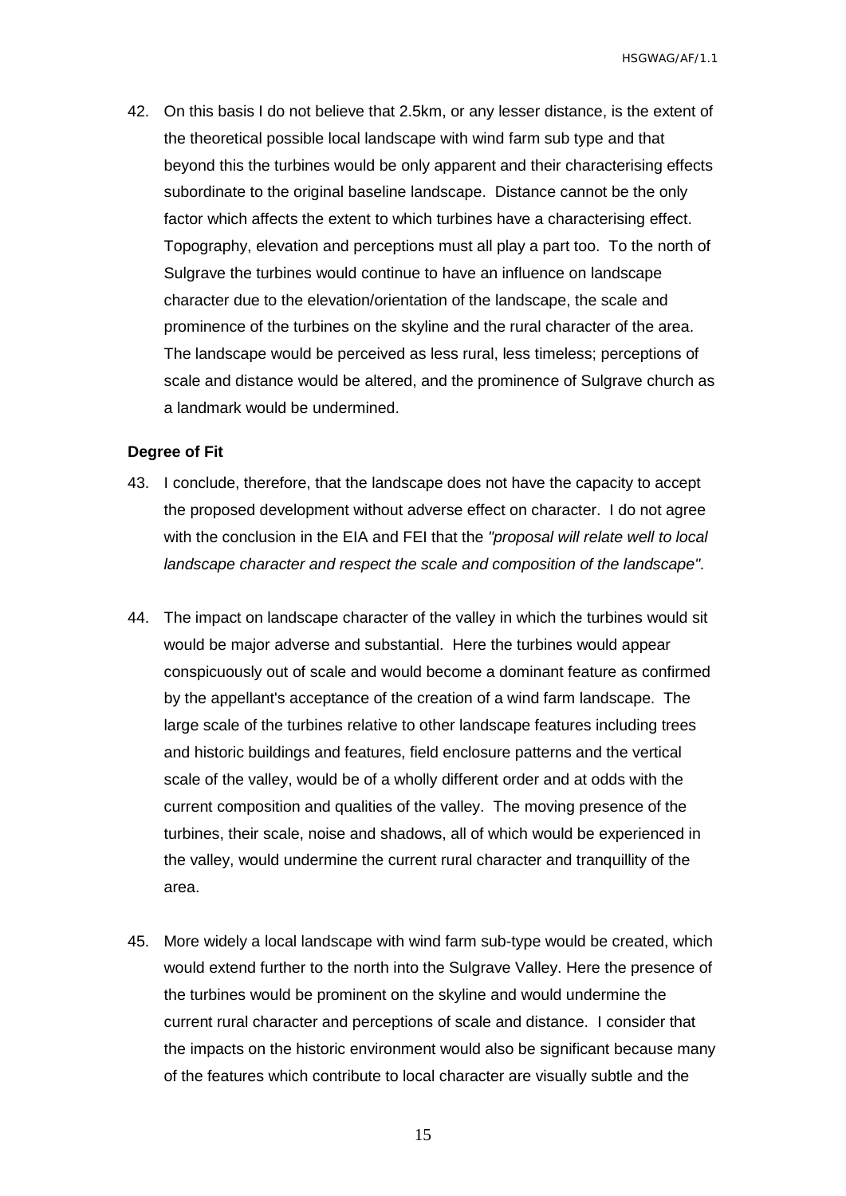42. On this basis I do not believe that 2.5km, or any lesser distance, is the extent of the theoretical possible local landscape with wind farm sub type and that beyond this the turbines would be only apparent and their characterising effects subordinate to the original baseline landscape. Distance cannot be the only factor which affects the extent to which turbines have a characterising effect. Topography, elevation and perceptions must all play a part too. To the north of Sulgrave the turbines would continue to have an influence on landscape character due to the elevation/orientation of the landscape, the scale and prominence of the turbines on the skyline and the rural character of the area. The landscape would be perceived as less rural, less timeless; perceptions of scale and distance would be altered, and the prominence of Sulgrave church as a landmark would be undermined.

**Degree of Fit**

43. I conclude, therefore, that the landscape does not have the capacity to accept the proposed development without adverse effect on character. I do not agree with the conclusion in the EIA and FEI that the *"proposal will relate well to local landscape character and respect the scale and composition of the landscape".*

44. The impact on landscape character of the valley in which the turbines would sit would be major adverse and substantial. Here the turbines would appear conspicuously out of scale and would become a dominant feature as confirmed by the appellant's acceptance of the creation of a wind farm landscape. The large scale of the turbines relative to other landscape features including trees and historic buildings and features, field enclosure patterns and the vertical scale of the valley, would be of a wholly different order and at odds with the current composition and qualities of the valley. The moving presence of the turbines, their scale, noise and shadows, all of which would be experienced in the valley, would undermine the current rural character and tranquillity of the area.

45. More widely a local landscape with wind farm sub-type would be created, which would extend further to the north into the Sulgrave Valley. Here the presence of the turbines would be prominent on the skyline and would undermine the current rural character and perceptions of scale and distance. I consider that the impacts on the historic environment would also be significant because many of the features which contribute to local character are visually subtle and the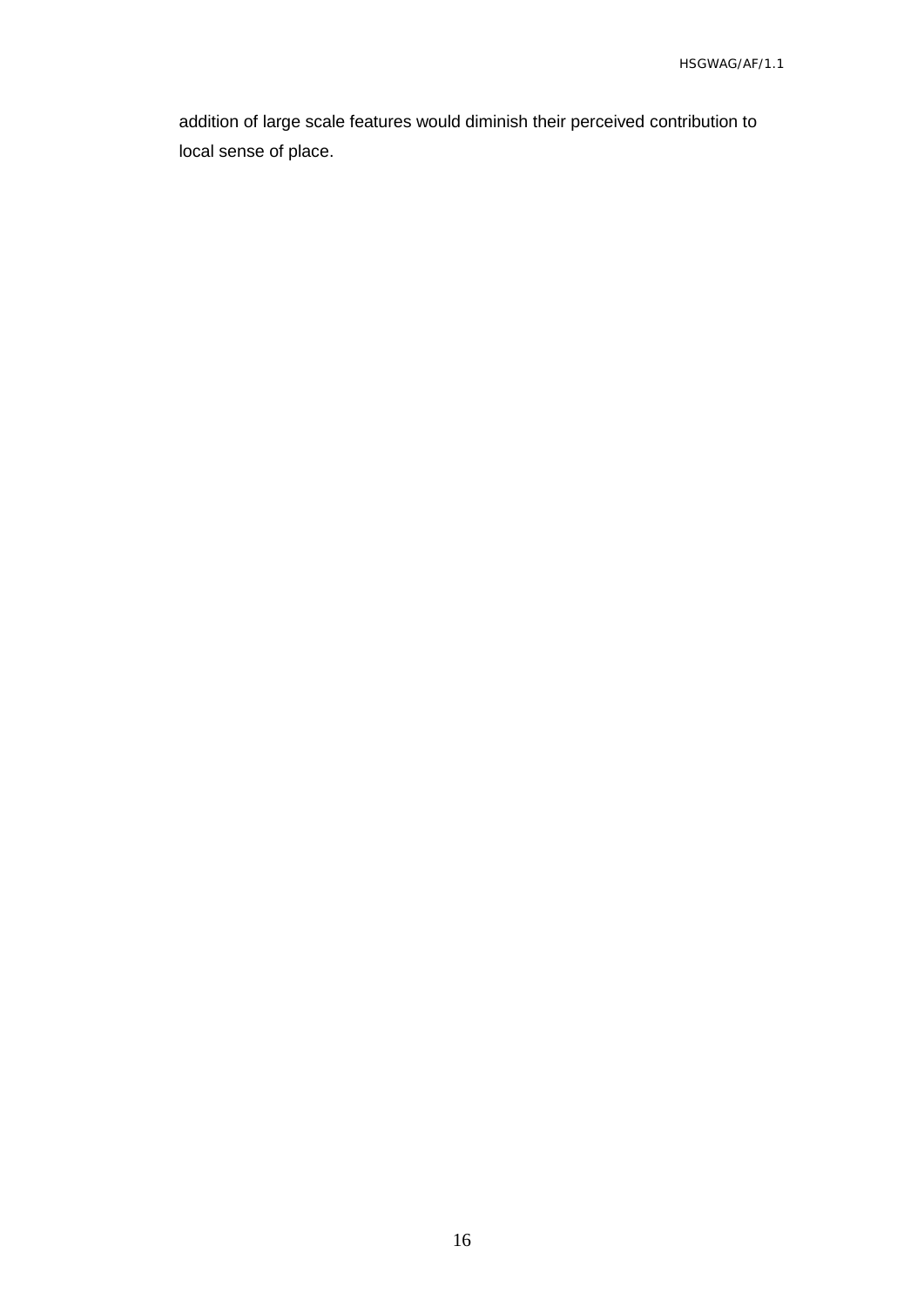addition of large scale features would diminish their perceived contribution to local sense of place.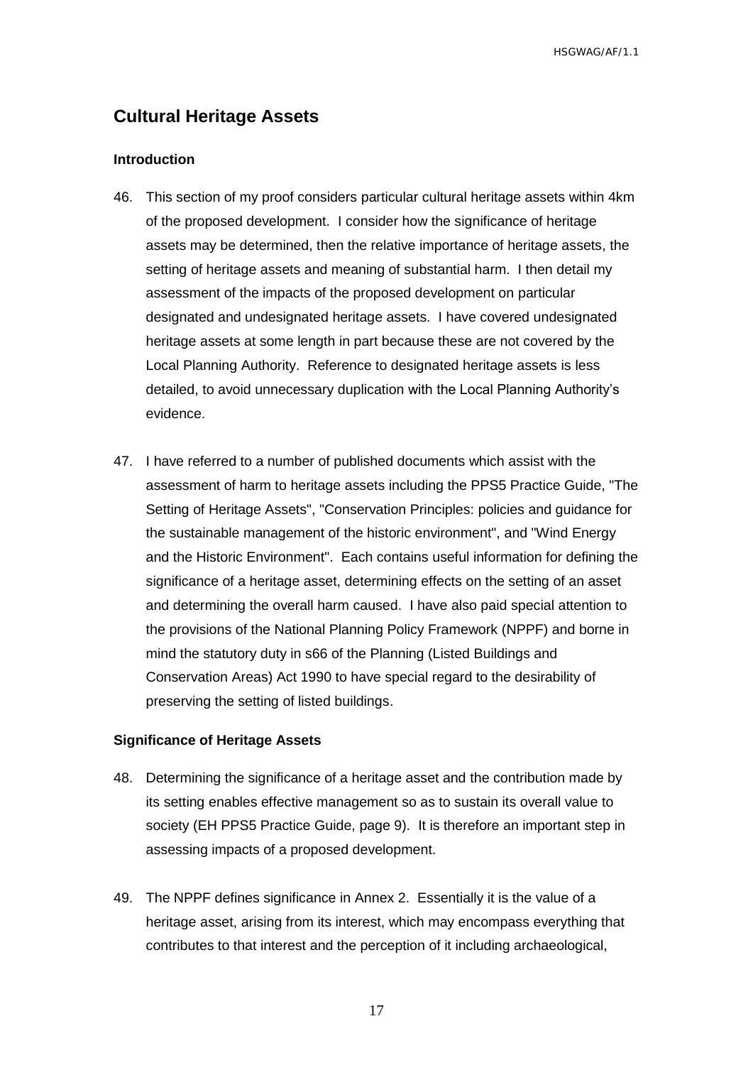## Cultural Heritage Assets

### Introduction

46. This section of my proof considers particular cultural heritage assets within 4km of the proposed development. I consider how the significance of heritage assets may be determined, then the relative importance of heritage assets, the setting of heritage assets and meaning of substantial harm. I then detail my assessment of the impacts of the proposed development on particular designated and undesignated heritage assets. I have covered undesignated heritage assets at some length in part because these are not covered by the Local Planning Authority. Reference to designated heritage assets is less detailed, to avoid unnecessary duplication with the Local Planning Authority's evidence.

47. I have referred to a number of published documents which assist with the assessment of harm to heritage assets including the PPS5 Practice Guide, "The Setting of Heritage Assets", "Conservation Principles: policies and guidance for the sustainable management of the historic environment", and "Wind Energy and the Historic Environment". Each contains useful information for defining the significance of a heritage asset, determining effects on the setting of an asset and determining the overall harm caused. I have also paid special attention to the provisions of the National Planning Policy Framework (NPPF) and borne in mind the statutory duty in s66 of the Planning (Listed Buildings and Conservation Areas) Act 1990 to have special regard to the desirability of preserving the setting of listed buildings.

### Significance of Heritage Assets

48. Determining the significance of a heritage asset and the contribution made by its setting enables effective management so as to sustain its overall value to society (EH PPS5 Practice Guide, page 9). It is therefore an important step in assessing impacts of a proposed development.

49. The NPPF defines significance in Annex 2. Essentially it is the value of a heritage asset, arising from its interest, which may encompass everything that contributes to that interest and the perception of it including archaeological,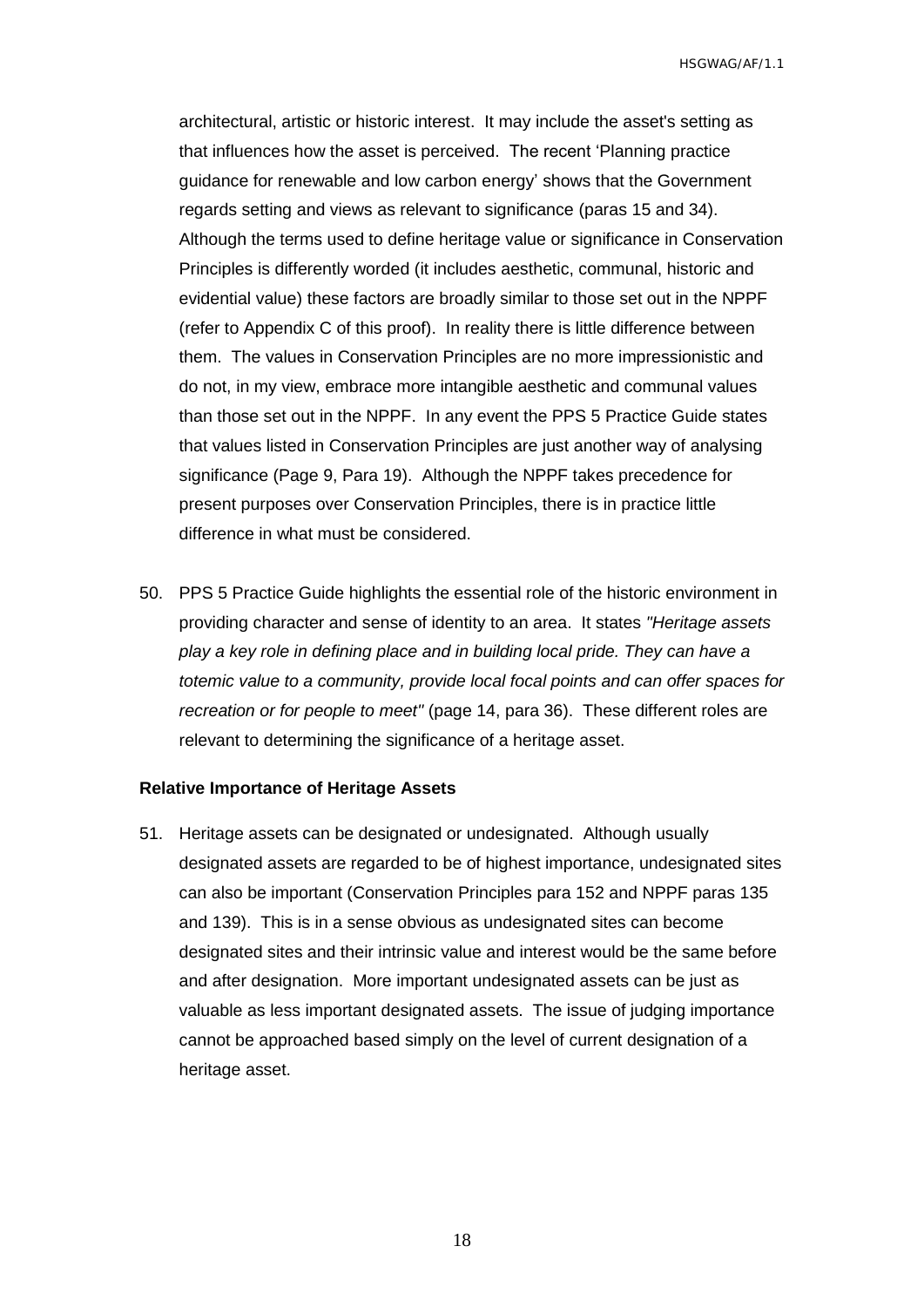architectural, artistic or historic interest. It may include the asset's setting as that influences how the asset is perceived. The recent 'Planning practice guidance for renewable and low carbon energy' shows that the Government regards setting and views as relevant to significance (paras 15 and 34). Although the terms used to define heritage value or significance in Conservation Principles is differently worded (it includes aesthetic, communal, historic and evidential value) these factors are broadly similar to those set out in the NPPF (refer to Appendix C of this proof). In reality there is little difference between them. The values in Conservation Principles are no more impressionistic and do not, in my view, embrace more intangible aesthetic and communal values than those set out in the NPPF. In any event the PPS 5 Practice Guide states that values listed in Conservation Principles are just another way of analysing significance (Page 9, Para 19). Although the NPPF takes precedence for present purposes over Conservation Principles, there is in practice little difference in what must be considered.

50. PPS 5 Practice Guide highlights the essential role of the historic environment in providing character and sense of identity to an area. It states *"Heritage assets play a key role in defining place and in building local pride. They can have a totemic value to a community, provide local focal points and can offer spaces for recreation or for people to meet"* (page 14, para 36). These different roles are relevant to determining the significance of a heritage asset.

**Relative Importance of Heritage Assets**

51. Heritage assets can be designated or undesignated. Although usually designated assets are regarded to be of highest importance, undesignated sites can also be important (Conservation Principles para 152 and NPPF paras 135 and 139). This is in a sense obvious as undesignated sites can become designated sites and their intrinsic value and interest would be the same before and after designation. More important undesignated assets can be just as valuable as less important designated assets. The issue of judging importance cannot be approached based simply on the level of current designation of a heritage asset.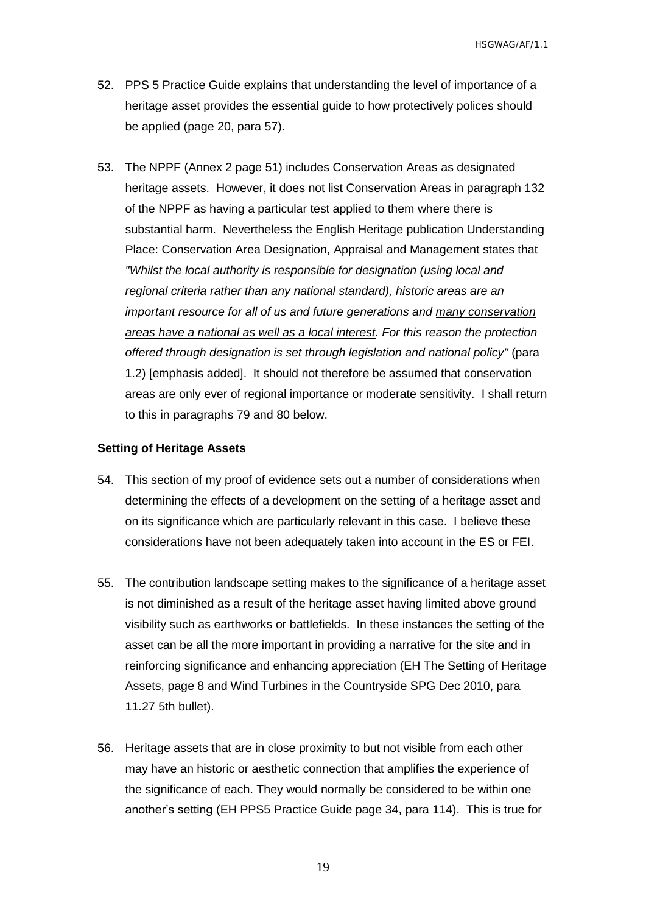52. PPS 5 Practice Guide explains that understanding the level of importance of a heritage asset provides the essential guide to how protectively polices should be applied (page 20, para 57).

53. The NPPF (Annex 2 page 51) includes Conservation Areas as designated heritage assets. However, it does not list Conservation Areas in paragraph 132 of the NPPF as having a particular test applied to them where there is substantial harm. Nevertheless the English Heritage publication Understanding Place: Conservation Area Designation, Appraisal and Management states that *"Whilst the local authority is responsible for designation (using local and regional criteria rather than any national standard), historic areas are an important resource for all of us and future generations and <u>many conservation areas have a national as well as a local interest</u>. For this reason the protection offered through designation is set through legislation and national policy"* (para 1.2) [emphasis added]. It should not therefore be assumed that conservation areas are only ever of regional importance or moderate sensitivity. I shall return to this in paragraphs 79 and 80 below.

**Setting of Heritage Assets**

54. This section of my proof of evidence sets out a number of considerations when determining the effects of a development on the setting of a heritage asset and on its significance which are particularly relevant in this case. I believe these considerations have not been adequately taken into account in the ES or FEI.

55. The contribution landscape setting makes to the significance of a heritage asset is not diminished as a result of the heritage asset having limited above ground visibility such as earthworks or battlefields. In these instances the setting of the asset can be all the more important in providing a narrative for the site and in reinforcing significance and enhancing appreciation (EH The Setting of Heritage Assets, page 8 and Wind Turbines in the Countryside SPG Dec 2010, para 11.27 5th bullet).

56. Heritage assets that are in close proximity to but not visible from each other may have an historic or aesthetic connection that amplifies the experience of the significance of each. They would normally be considered to be within one another's setting (EH PPS5 Practice Guide page 34, para 114). This is true for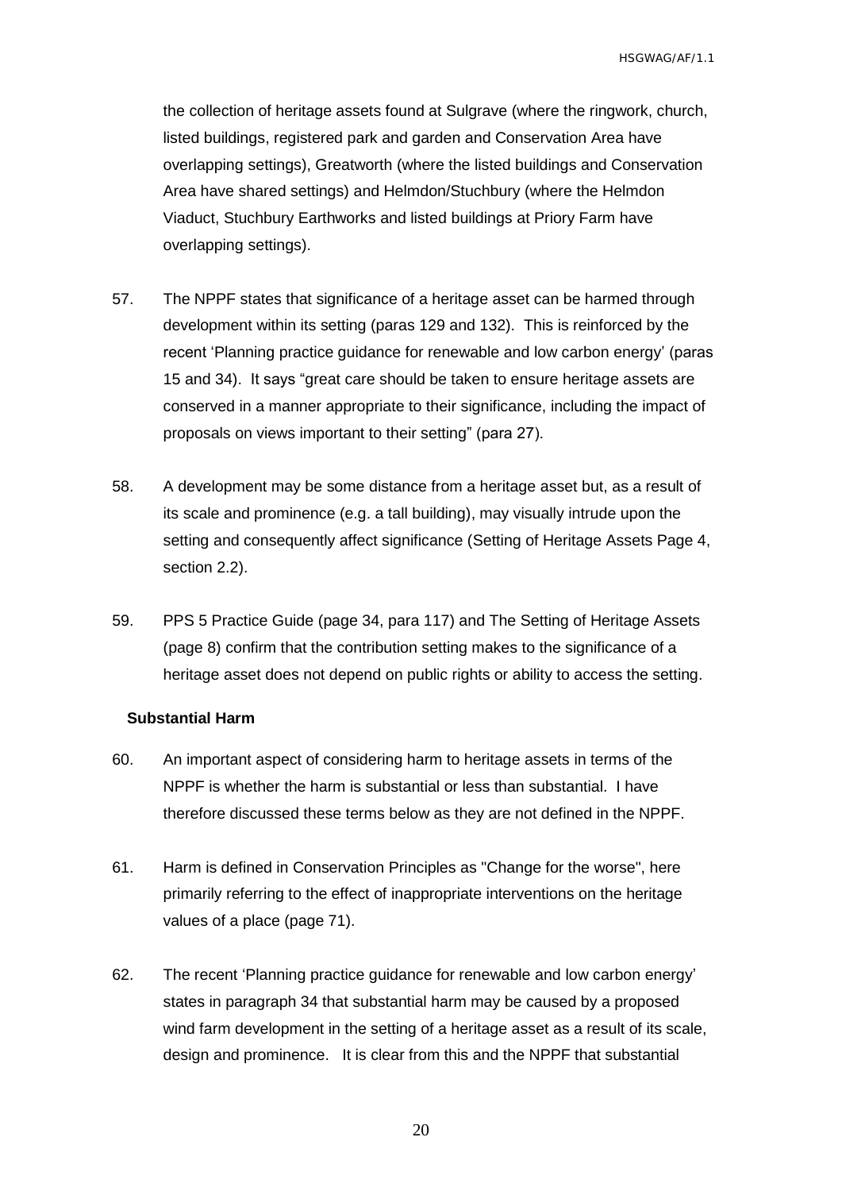the collection of heritage assets found at Sulgrave (where the ringwork, church, listed buildings, registered park and garden and Conservation Area have overlapping settings), Greatworth (where the listed buildings and Conservation Area have shared settings) and Helmdon/Stuchbury (where the Helmdon Viaduct, Stuchbury Earthworks and listed buildings at Priory Farm have overlapping settings).

57. The NPPF states that significance of a heritage asset can be harmed through development within its setting (paras 129 and 132). This is reinforced by the recent 'Planning practice guidance for renewable and low carbon energy' (paras 15 and 34). It says "great care should be taken to ensure heritage assets are conserved in a manner appropriate to their significance, including the impact of proposals on views important to their setting" (para 27).

58. A development may be some distance from a heritage asset but, as a result of its scale and prominence (e.g. a tall building), may visually intrude upon the setting and consequently affect significance (Setting of Heritage Assets Page 4, section 2.2).

59. PPS 5 Practice Guide (page 34, para 117) and The Setting of Heritage Assets (page 8) confirm that the contribution setting makes to the significance of a heritage asset does not depend on public rights or ability to access the setting.

**Substantial Harm**

60. An important aspect of considering harm to heritage assets in terms of the NPPF is whether the harm is substantial or less than substantial. I have therefore discussed these terms below as they are not defined in the NPPF.

61. Harm is defined in Conservation Principles as "Change for the worse", here primarily referring to the effect of inappropriate interventions on the heritage values of a place (page 71).

62. The recent 'Planning practice guidance for renewable and low carbon energy' states in paragraph 34 that substantial harm may be caused by a proposed wind farm development in the setting of a heritage asset as a result of its scale, design and prominence. It is clear from this and the NPPF that substantial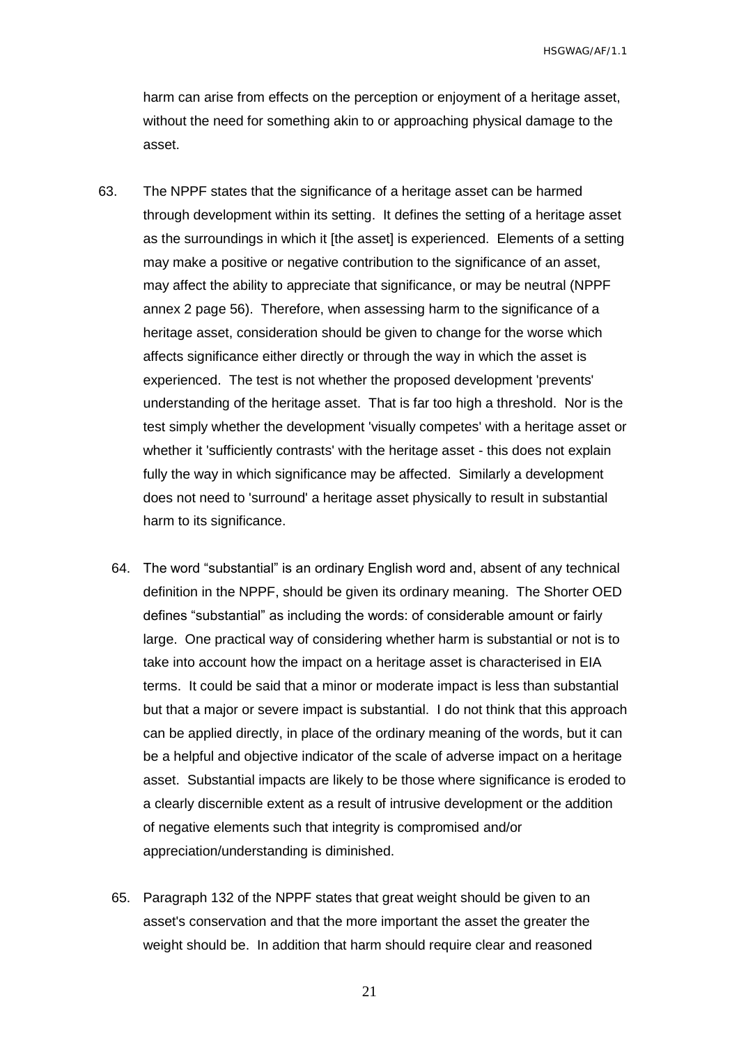harm can arise from effects on the perception or enjoyment of a heritage asset, without the need for something akin to or approaching physical damage to the asset.

63. The NPPF states that the significance of a heritage asset can be harmed through development within its setting. It defines the setting of a heritage asset as the surroundings in which it [the asset] is experienced. Elements of a setting may make a positive or negative contribution to the significance of an asset, may affect the ability to appreciate that significance, or may be neutral (NPPF annex 2 page 56). Therefore, when assessing harm to the significance of a heritage asset, consideration should be given to change for the worse which affects significance either directly or through the way in which the asset is experienced. The test is not whether the proposed development 'prevents' understanding of the heritage asset. That is far too high a threshold. Nor is the test simply whether the development 'visually competes' with a heritage asset or whether it 'sufficiently contrasts' with the heritage asset - this does not explain fully the way in which significance may be affected. Similarly a development does not need to 'surround' a heritage asset physically to result in substantial harm to its significance.

64. The word "substantial" is an ordinary English word and, absent of any technical definition in the NPPF, should be given its ordinary meaning. The Shorter OED defines "substantial" as including the words: of considerable amount or fairly large. One practical way of considering whether harm is substantial or not is to take into account how the impact on a heritage asset is characterised in EIA terms. It could be said that a minor or moderate impact is less than substantial but that a major or severe impact is substantial. I do not think that this approach can be applied directly, in place of the ordinary meaning of the words, but it can be a helpful and objective indicator of the scale of adverse impact on a heritage asset. Substantial impacts are likely to be those where significance is eroded to a clearly discernible extent as a result of intrusive development or the addition of negative elements such that integrity is compromised and/or appreciation/understanding is diminished.

65. Paragraph 132 of the NPPF states that great weight should be given to an asset's conservation and that the more important the asset the greater the weight should be. In addition that harm should require clear and reasoned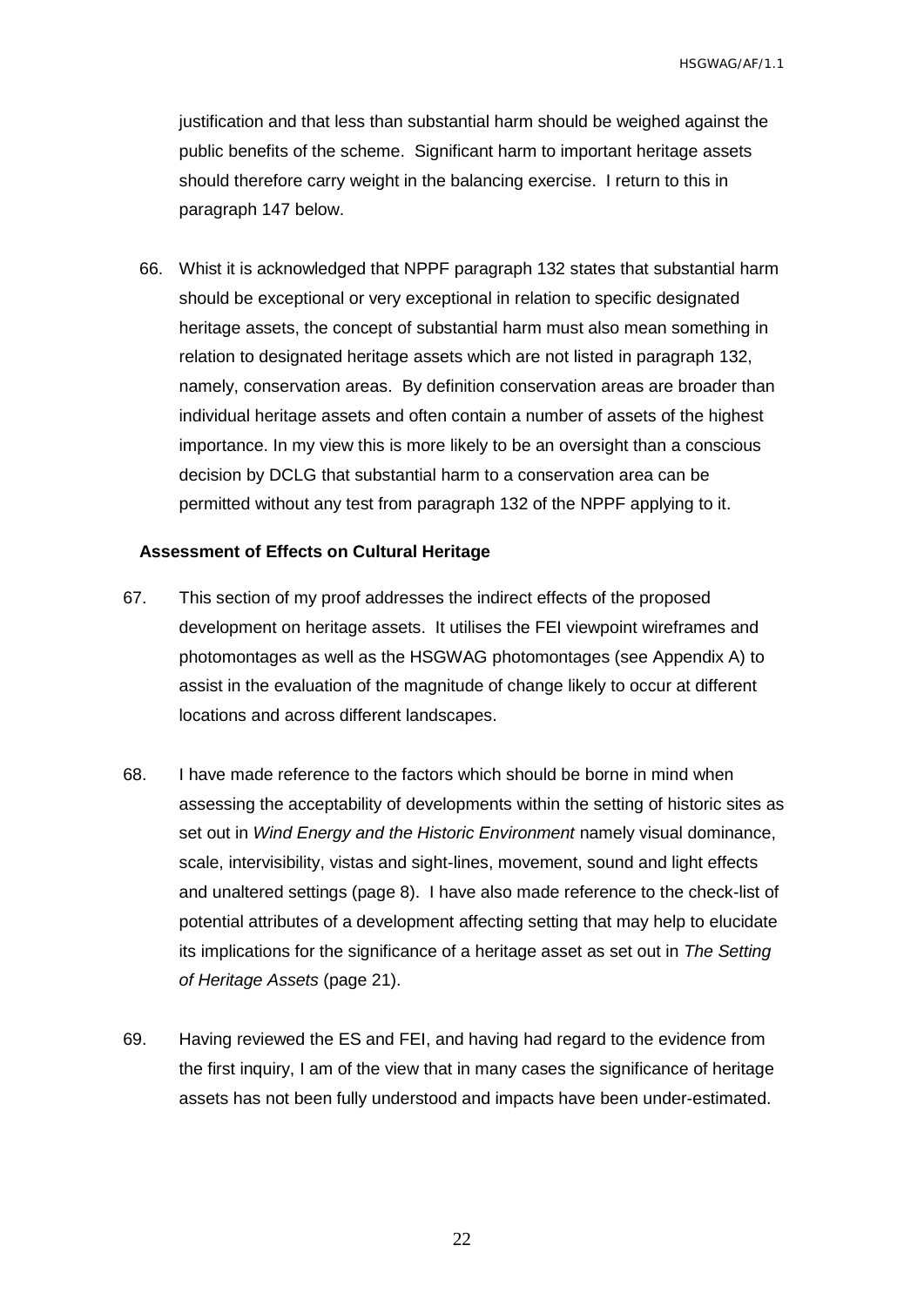justification and that less than substantial harm should be weighed against the public benefits of the scheme. Significant harm to important heritage assets should therefore carry weight in the balancing exercise. I return to this in paragraph 147 below.

66. Whist it is acknowledged that NPPF paragraph 132 states that substantial harm should be exceptional or very exceptional in relation to specific designated heritage assets, the concept of substantial harm must also mean something in relation to designated heritage assets which are not listed in paragraph 132, namely, conservation areas. By definition conservation areas are broader than individual heritage assets and often contain a number of assets of the highest importance. In my view this is more likely to be an oversight than a conscious decision by DCLG that substantial harm to a conservation area can be permitted without any test from paragraph 132 of the NPPF applying to it.

**Assessment of Effects on Cultural Heritage**

67. This section of my proof addresses the indirect effects of the proposed development on heritage assets. It utilises the FEI viewpoint wireframes and photomontages as well as the HSGWAG photomontages (see Appendix A) to assist in the evaluation of the magnitude of change likely to occur at different locations and across different landscapes.

68. I have made reference to the factors which should be borne in mind when assessing the acceptability of developments within the setting of historic sites as set out in *Wind Energy and the Historic Environment* namely visual dominance, scale, intervisibility, vistas and sight-lines, movement, sound and light effects and unaltered settings (page 8). I have also made reference to the check-list of potential attributes of a development affecting setting that may help to elucidate its implications for the significance of a heritage asset as set out in *The Setting of Heritage Assets* (page 21).

69. Having reviewed the ES and FEI, and having had regard to the evidence from the first inquiry, I am of the view that in many cases the significance of heritage assets has not been fully understood and impacts have been under-estimated.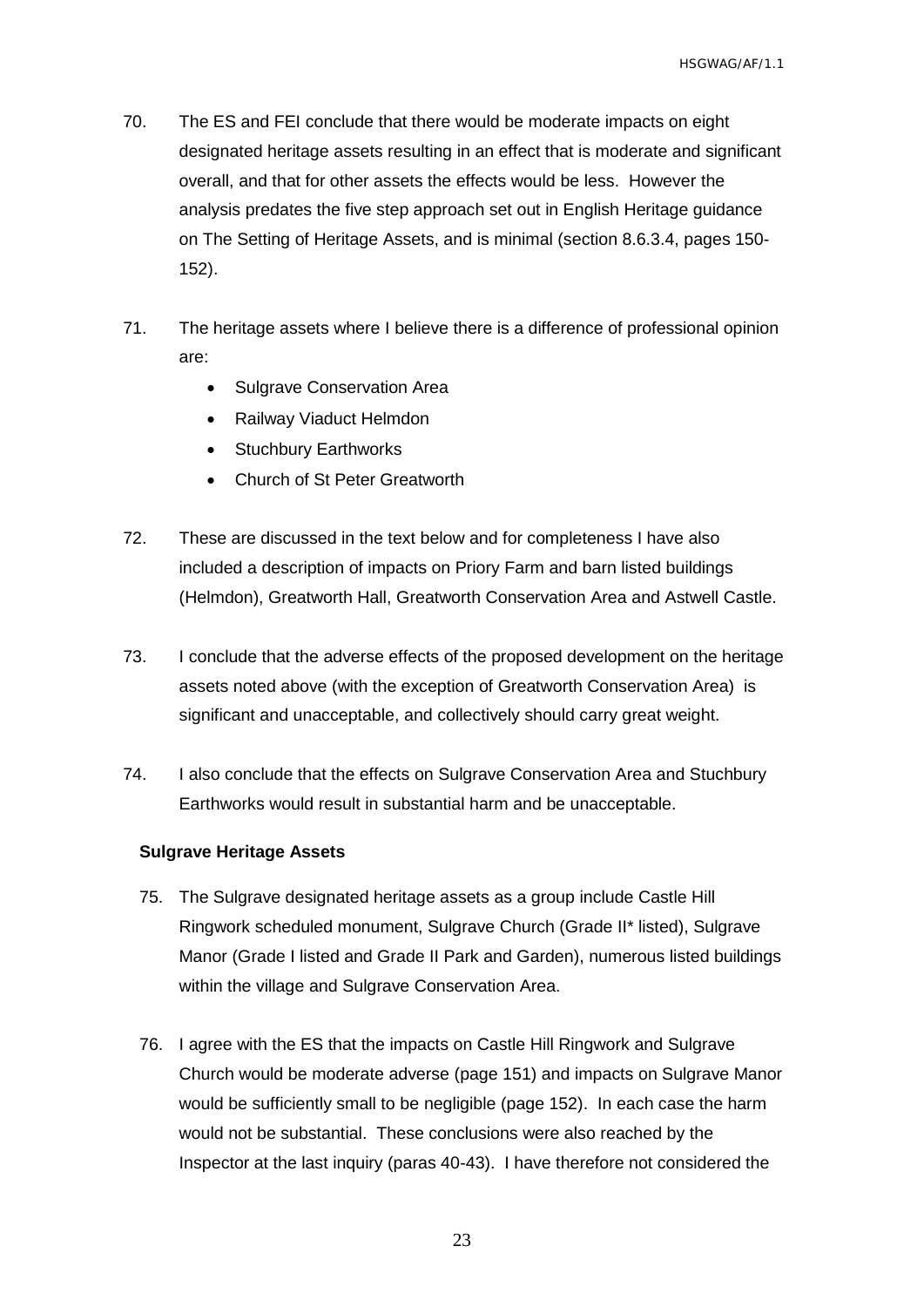70. The ES and FEI conclude that there would be moderate impacts on eight designated heritage assets resulting in an effect that is moderate and significant overall, and that for other assets the effects would be less. However the analysis predates the five step approach set out in English Heritage guidance on The Setting of Heritage Assets, and is minimal (section 8.6.3.4, pages 150-152).

71. The heritage assets where I believe there is a difference of professional opinion are:

    - Sulgrave Conservation Area
    - Railway Viaduct Helmdon
    - Stuchbury Earthworks
    - Church of St Peter Greatworth

72. These are discussed in the text below and for completeness I have also included a description of impacts on Priory Farm and barn listed buildings (Helmdon), Greatworth Hall, Greatworth Conservation Area and Astwell Castle.

73. I conclude that the adverse effects of the proposed development on the heritage assets noted above (with the exception of Greatworth Conservation Area) is significant and unacceptable, and collectively should carry great weight.

74. I also conclude that the effects on Sulgrave Conservation Area and Stuchbury Earthworks would result in substantial harm and be unacceptable.

**Sulgrave Heritage Assets**

75. The Sulgrave designated heritage assets as a group include Castle Hill Ringwork scheduled monument, Sulgrave Church (Grade II* listed), Sulgrave Manor (Grade I listed and Grade II Park and Garden), numerous listed buildings within the village and Sulgrave Conservation Area.

76. I agree with the ES that the impacts on Castle Hill Ringwork and Sulgrave Church would be moderate adverse (page 151) and impacts on Sulgrave Manor would be sufficiently small to be negligible (page 152). In each case the harm would not be substantial. These conclusions were also reached by the Inspector at the last inquiry (paras 40-43). I have therefore not considered the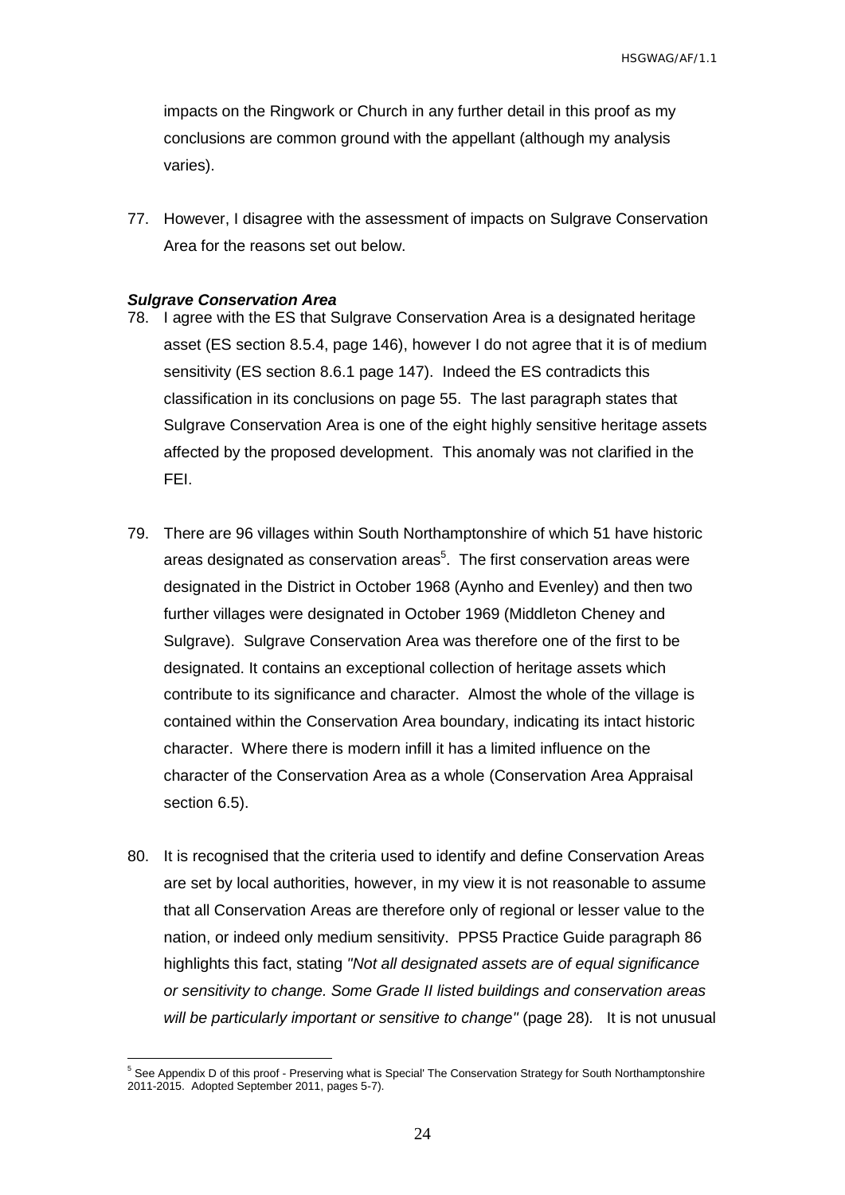impacts on the Ringwork or Church in any further detail in this proof as my conclusions are common ground with the appellant (although my analysis varies).

77. However, I disagree with the assessment of impacts on Sulgrave Conservation Area for the reasons set out below.

***Sulgrave Conservation Area***

78. I agree with the ES that Sulgrave Conservation Area is a designated heritage asset (ES section 8.5.4, page 146), however I do not agree that it is of medium sensitivity (ES section 8.6.1 page 147). Indeed the ES contradicts this classification in its conclusions on page 55. The last paragraph states that Sulgrave Conservation Area is one of the eight highly sensitive heritage assets affected by the proposed development. This anomaly was not clarified in the FEI.

79. There are 96 villages within South Northamptonshire of which 51 have historic areas designated as conservation areas[5]. The first conservation areas were designated in the District in October 1968 (Aynho and Evenley) and then two further villages were designated in October 1969 (Middleton Cheney and Sulgrave). Sulgrave Conservation Area was therefore one of the first to be designated. It contains an exceptional collection of heritage assets which contribute to its significance and character. Almost the whole of the village is contained within the Conservation Area boundary, indicating its intact historic character. Where there is modern infill it has a limited influence on the character of the Conservation Area as a whole (Conservation Area Appraisal section 6.5).

80. It is recognised that the criteria used to identify and define Conservation Areas are set by local authorities, however, in my view it is not reasonable to assume that all Conservation Areas are therefore only of regional or lesser value to the nation, or indeed only medium sensitivity. PPS5 Practice Guide paragraph 86 highlights this fact, stating *"Not all designated assets are of equal significance or sensitivity to change. Some Grade II listed buildings and conservation areas will be particularly important or sensitive to change"* (page 28). It is not unusual

[5] See Appendix D of this proof - Preserving what is Special' The Conservation Strategy for South Northamptonshire 2011-2015. Adopted September 2011, pages 5-7).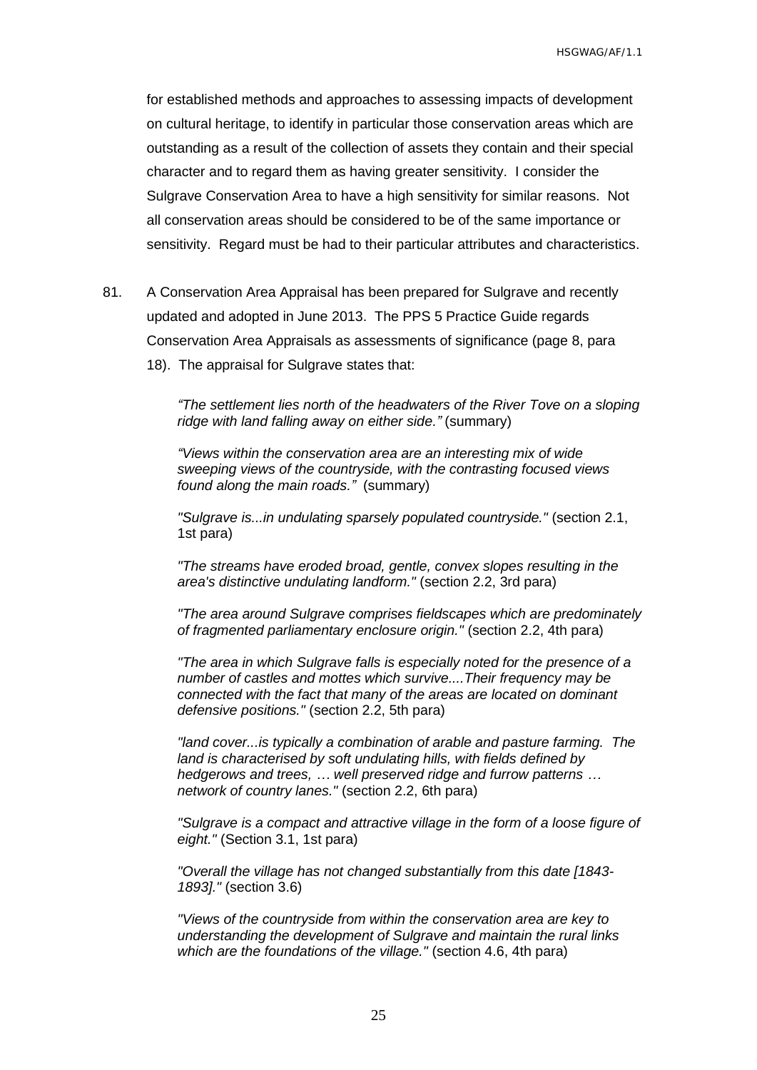for established methods and approaches to assessing impacts of development on cultural heritage, to identify in particular those conservation areas which are outstanding as a result of the collection of assets they contain and their special character and to regard them as having greater sensitivity. I consider the Sulgrave Conservation Area to have a high sensitivity for similar reasons. Not all conservation areas should be considered to be of the same importance or sensitivity. Regard must be had to their particular attributes and characteristics.

81. A Conservation Area Appraisal has been prepared for Sulgrave and recently updated and adopted in June 2013. The PPS 5 Practice Guide regards Conservation Area Appraisals as assessments of significance (page 8, para 18). The appraisal for Sulgrave states that:

    *"The settlement lies north of the headwaters of the River Tove on a sloping ridge with land falling away on either side."* (summary)

    *"Views within the conservation area are an interesting mix of wide sweeping views of the countryside, with the contrasting focused views found along the main roads."* (summary)

    *"Sulgrave is...in undulating sparsely populated countryside."* (section 2.1, 1st para)

    *"The streams have eroded broad, gentle, convex slopes resulting in the area's distinctive undulating landform."* (section 2.2, 3rd para)

    *"The area around Sulgrave comprises fieldscapes which are predominately of fragmented parliamentary enclosure origin."* (section 2.2, 4th para)

    *"The area in which Sulgrave falls is especially noted for the presence of a number of castles and mottes which survive....Their frequency may be connected with the fact that many of the areas are located on dominant defensive positions."* (section 2.2, 5th para)

    *"land cover...is typically a combination of arable and pasture farming. The land is characterised by soft undulating hills, with fields defined by hedgerows and trees, … well preserved ridge and furrow patterns … network of country lanes."* (section 2.2, 6th para)

    *"Sulgrave is a compact and attractive village in the form of a loose figure of eight."* (Section 3.1, 1st para)

    *"Overall the village has not changed substantially from this date [1843-1893]."* (section 3.6)

    *"Views of the countryside from within the conservation area are key to understanding the development of Sulgrave and maintain the rural links which are the foundations of the village."* (section 4.6, 4th para)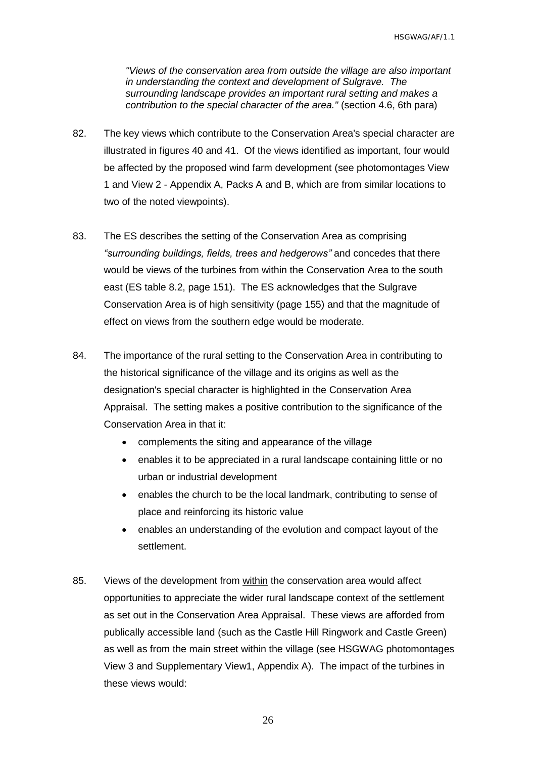*"Views of the conservation area from outside the village are also important in understanding the context and development of Sulgrave. The surrounding landscape provides an important rural setting and makes a contribution to the special character of the area."* (section 4.6, 6th para)

82. The key views which contribute to the Conservation Area's special character are illustrated in figures 40 and 41. Of the views identified as important, four would be affected by the proposed wind farm development (see photomontages View 1 and View 2 - Appendix A, Packs A and B, which are from similar locations to two of the noted viewpoints).

83. The ES describes the setting of the Conservation Area as comprising *"surrounding buildings, fields, trees and hedgerows"* and concedes that there would be views of the turbines from within the Conservation Area to the south east (ES table 8.2, page 151). The ES acknowledges that the Sulgrave Conservation Area is of high sensitivity (page 155) and that the magnitude of effect on views from the southern edge would be moderate.

84. The importance of the rural setting to the Conservation Area in contributing to the historical significance of the village and its origins as well as the designation's special character is highlighted in the Conservation Area Appraisal. The setting makes a positive contribution to the significance of the Conservation Area in that it:

    - complements the siting and appearance of the village
    - enables it to be appreciated in a rural landscape containing little or no urban or industrial development
    - enables the church to be the local landmark, contributing to sense of place and reinforcing its historic value
    - enables an understanding of the evolution and compact layout of the settlement.

85. Views of the development from <u>within</u> the conservation area would affect opportunities to appreciate the wider rural landscape context of the settlement as set out in the Conservation Area Appraisal. These views are afforded from publically accessible land (such as the Castle Hill Ringwork and Castle Green) as well as from the main street within the village (see HSGWAG photomontages View 3 and Supplementary View1, Appendix A). The impact of the turbines in these views would: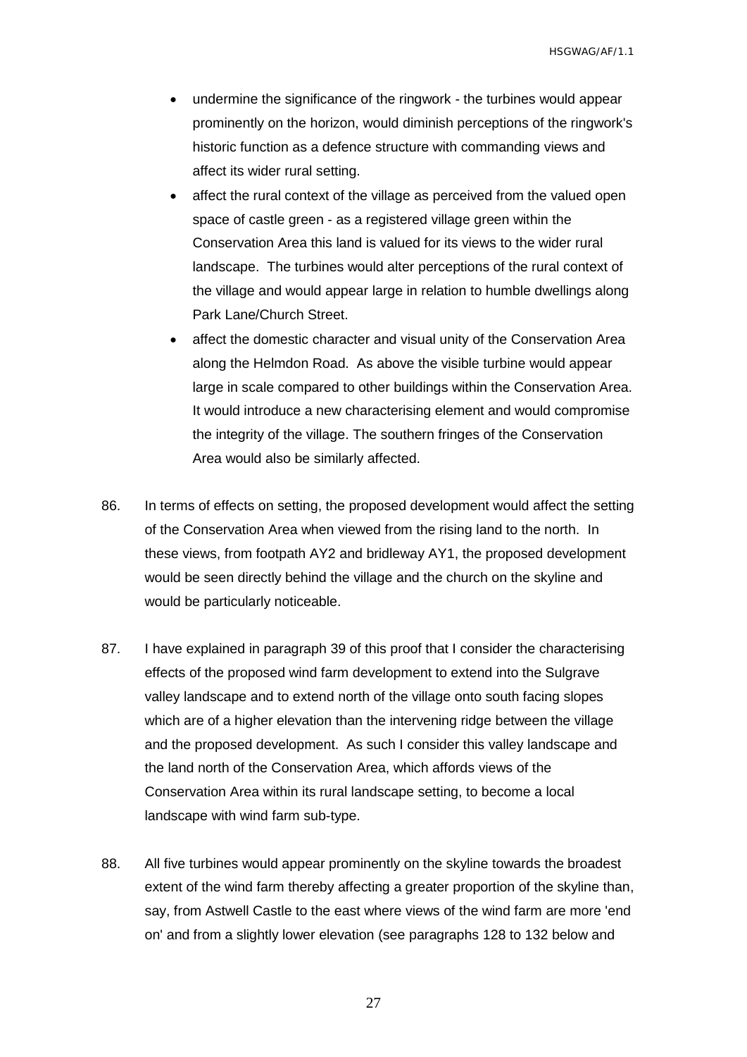- undermine the significance of the ringwork - the turbines would appear prominently on the horizon, would diminish perceptions of the ringwork's historic function as a defence structure with commanding views and affect its wider rural setting.
- affect the rural context of the village as perceived from the valued open space of castle green - as a registered village green within the Conservation Area this land is valued for its views to the wider rural landscape. The turbines would alter perceptions of the rural context of the village and would appear large in relation to humble dwellings along Park Lane/Church Street.
- affect the domestic character and visual unity of the Conservation Area along the Helmdon Road. As above the visible turbine would appear large in scale compared to other buildings within the Conservation Area. It would introduce a new characterising element and would compromise the integrity of the village. The southern fringes of the Conservation Area would also be similarly affected.

86. In terms of effects on setting, the proposed development would affect the setting of the Conservation Area when viewed from the rising land to the north. In these views, from footpath AY2 and bridleway AY1, the proposed development would be seen directly behind the village and the church on the skyline and would be particularly noticeable.

87. I have explained in paragraph 39 of this proof that I consider the characterising effects of the proposed wind farm development to extend into the Sulgrave valley landscape and to extend north of the village onto south facing slopes which are of a higher elevation than the intervening ridge between the village and the proposed development. As such I consider this valley landscape and the land north of the Conservation Area, which affords views of the Conservation Area within its rural landscape setting, to become a local landscape with wind farm sub-type.

88. All five turbines would appear prominently on the skyline towards the broadest extent of the wind farm thereby affecting a greater proportion of the skyline than, say, from Astwell Castle to the east where views of the wind farm are more 'end on' and from a slightly lower elevation (see paragraphs 128 to 132 below and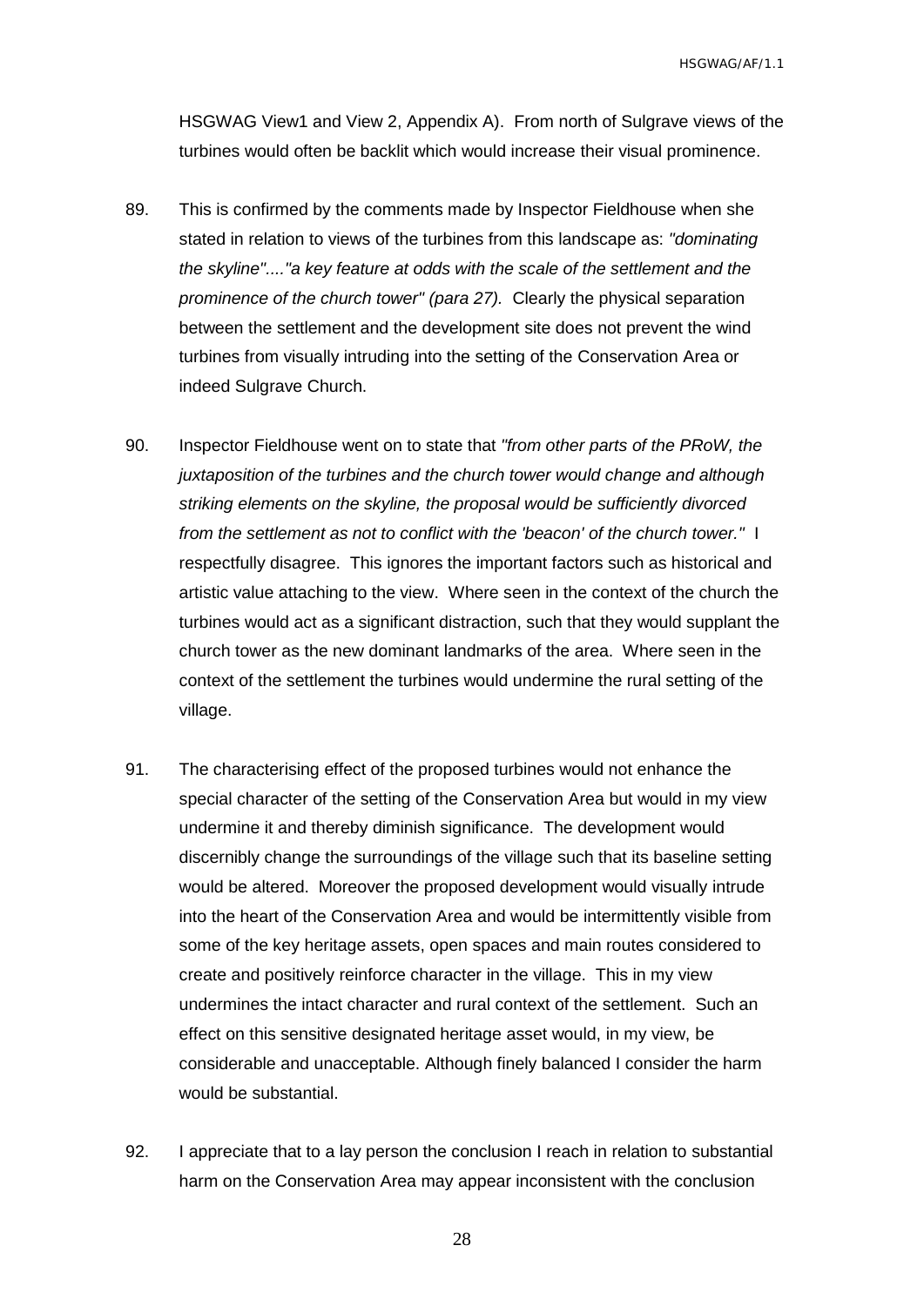HSGWAG View1 and View 2, Appendix A). From north of Sulgrave views of the turbines would often be backlit which would increase their visual prominence.

89. This is confirmed by the comments made by Inspector Fieldhouse when she stated in relation to views of the turbines from this landscape as: *"dominating the skyline"...."a key feature at odds with the scale of the settlement and the prominence of the church tower" (para 27).* Clearly the physical separation between the settlement and the development site does not prevent the wind turbines from visually intruding into the setting of the Conservation Area or indeed Sulgrave Church.

90. Inspector Fieldhouse went on to state that *"from other parts of the PRoW, the juxtaposition of the turbines and the church tower would change and although striking elements on the skyline, the proposal would be sufficiently divorced from the settlement as not to conflict with the 'beacon' of the church tower."* I respectfully disagree. This ignores the important factors such as historical and artistic value attaching to the view. Where seen in the context of the church the turbines would act as a significant distraction, such that they would supplant the church tower as the new dominant landmarks of the area. Where seen in the context of the settlement the turbines would undermine the rural setting of the village.

91. The characterising effect of the proposed turbines would not enhance the special character of the setting of the Conservation Area but would in my view undermine it and thereby diminish significance. The development would discernibly change the surroundings of the village such that its baseline setting would be altered. Moreover the proposed development would visually intrude into the heart of the Conservation Area and would be intermittently visible from some of the key heritage assets, open spaces and main routes considered to create and positively reinforce character in the village. This in my view undermines the intact character and rural context of the settlement. Such an effect on this sensitive designated heritage asset would, in my view, be considerable and unacceptable. Although finely balanced I consider the harm would be substantial.

92. I appreciate that to a lay person the conclusion I reach in relation to substantial harm on the Conservation Area may appear inconsistent with the conclusion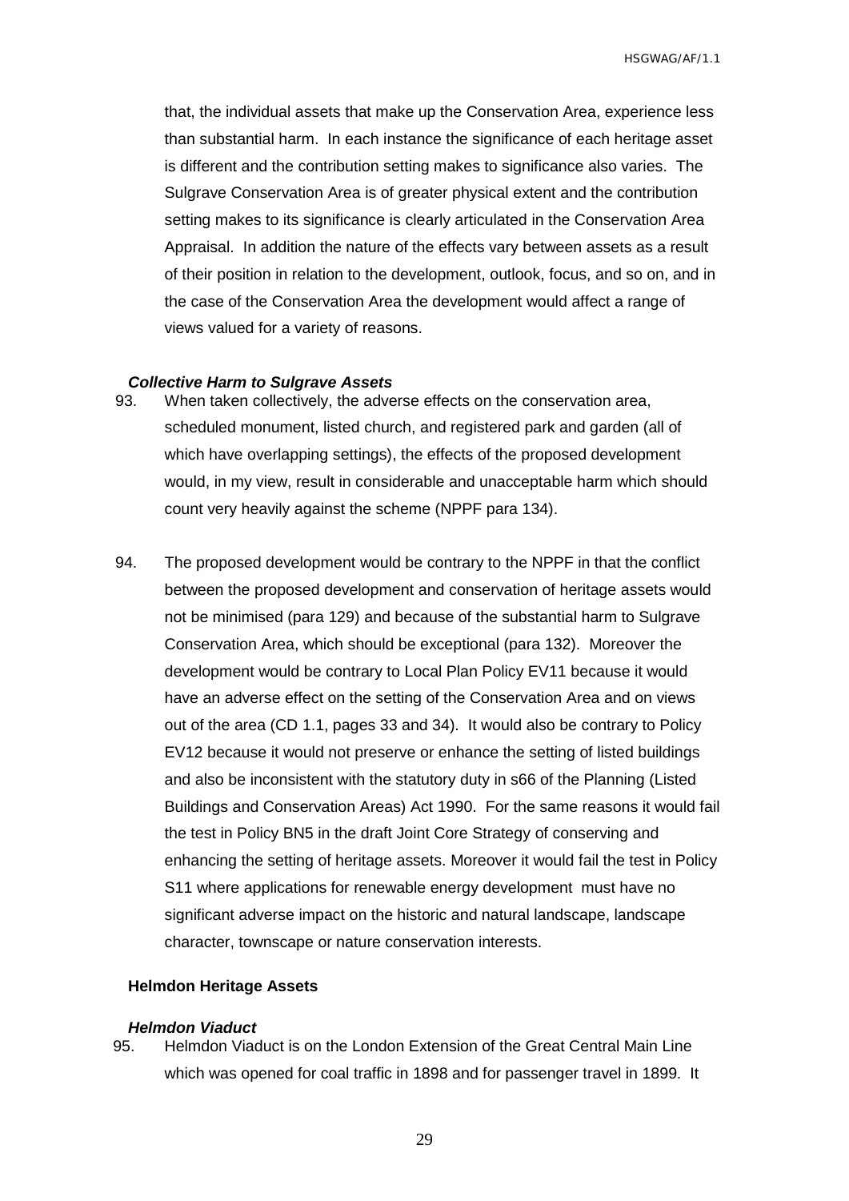that, the individual assets that make up the Conservation Area, experience less than substantial harm. In each instance the significance of each heritage asset is different and the contribution setting makes to significance also varies. The Sulgrave Conservation Area is of greater physical extent and the contribution setting makes to its significance is clearly articulated in the Conservation Area Appraisal. In addition the nature of the effects vary between assets as a result of their position in relation to the development, outlook, focus, and so on, and in the case of the Conservation Area the development would affect a range of views valued for a variety of reasons.

***Collective Harm to Sulgrave Assets***

93. When taken collectively, the adverse effects on the conservation area, scheduled monument, listed church, and registered park and garden (all of which have overlapping settings), the effects of the proposed development would, in my view, result in considerable and unacceptable harm which should count very heavily against the scheme (NPPF para 134).

94. The proposed development would be contrary to the NPPF in that the conflict between the proposed development and conservation of heritage assets would not be minimised (para 129) and because of the substantial harm to Sulgrave Conservation Area, which should be exceptional (para 132). Moreover the development would be contrary to Local Plan Policy EV11 because it would have an adverse effect on the setting of the Conservation Area and on views out of the area (CD 1.1, pages 33 and 34). It would also be contrary to Policy EV12 because it would not preserve or enhance the setting of listed buildings and also be inconsistent with the statutory duty in s66 of the Planning (Listed Buildings and Conservation Areas) Act 1990. For the same reasons it would fail the test in Policy BN5 in the draft Joint Core Strategy of conserving and enhancing the setting of heritage assets. Moreover it would fail the test in Policy S11 where applications for renewable energy development must have no significant adverse impact on the historic and natural landscape, landscape character, townscape or nature conservation interests.

**Helmdon Heritage Assets**

***Helmdon Viaduct***

95. Helmdon Viaduct is on the London Extension of the Great Central Main Line which was opened for coal traffic in 1898 and for passenger travel in 1899. It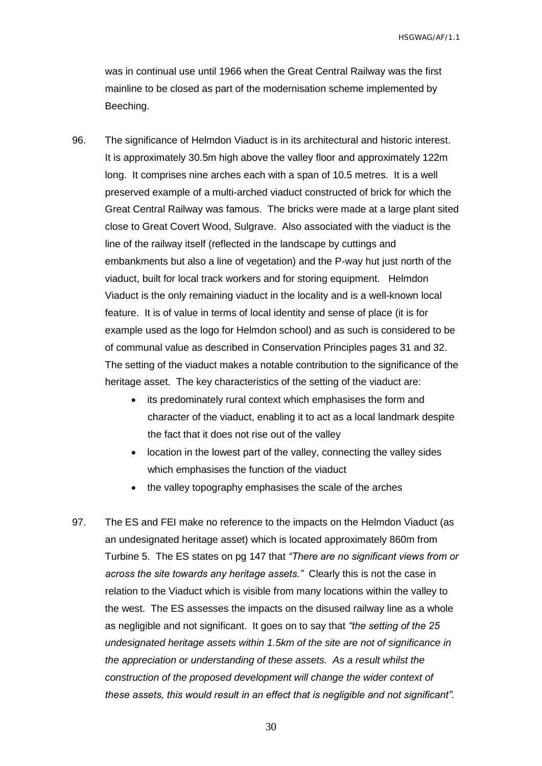was in continual use until 1966 when the Great Central Railway was the first mainline to be closed as part of the modernisation scheme implemented by Beeching.

96. The significance of Helmdon Viaduct is in its architectural and historic interest. It is approximately 30.5m high above the valley floor and approximately 122m long. It comprises nine arches each with a span of 10.5 metres. It is a well preserved example of a multi-arched viaduct constructed of brick for which the Great Central Railway was famous. The bricks were made at a large plant sited close to Great Covert Wood, Sulgrave. Also associated with the viaduct is the line of the railway itself (reflected in the landscape by cuttings and embankments but also a line of vegetation) and the P-way hut just north of the viaduct, built for local track workers and for storing equipment. Helmdon Viaduct is the only remaining viaduct in the locality and is a well-known local feature. It is of value in terms of local identity and sense of place (it is for example used as the logo for Helmdon school) and as such is considered to be of communal value as described in Conservation Principles pages 31 and 32. The setting of the viaduct makes a notable contribution to the significance of the heritage asset. The key characteristics of the setting of the viaduct are:

    - its predominately rural context which emphasises the form and character of the viaduct, enabling it to act as a local landmark despite the fact that it does not rise out of the valley
    - location in the lowest part of the valley, connecting the valley sides which emphasises the function of the viaduct
    - the valley topography emphasises the scale of the arches

97. The ES and FEI make no reference to the impacts on the Helmdon Viaduct (as an undesignated heritage asset) which is located approximately 860m from Turbine 5. The ES states on pg 147 that *"There are no significant views from or across the site towards any heritage assets."* Clearly this is not the case in relation to the Viaduct which is visible from many locations within the valley to the west. The ES assesses the impacts on the disused railway line as a whole as negligible and not significant. It goes on to say that *"the setting of the 25 undesignated heritage assets within 1.5km of the site are not of significance in the appreciation or understanding of these assets. As a result whilst the construction of the proposed development will change the wider context of these assets, this would result in an effect that is negligible and not significant".*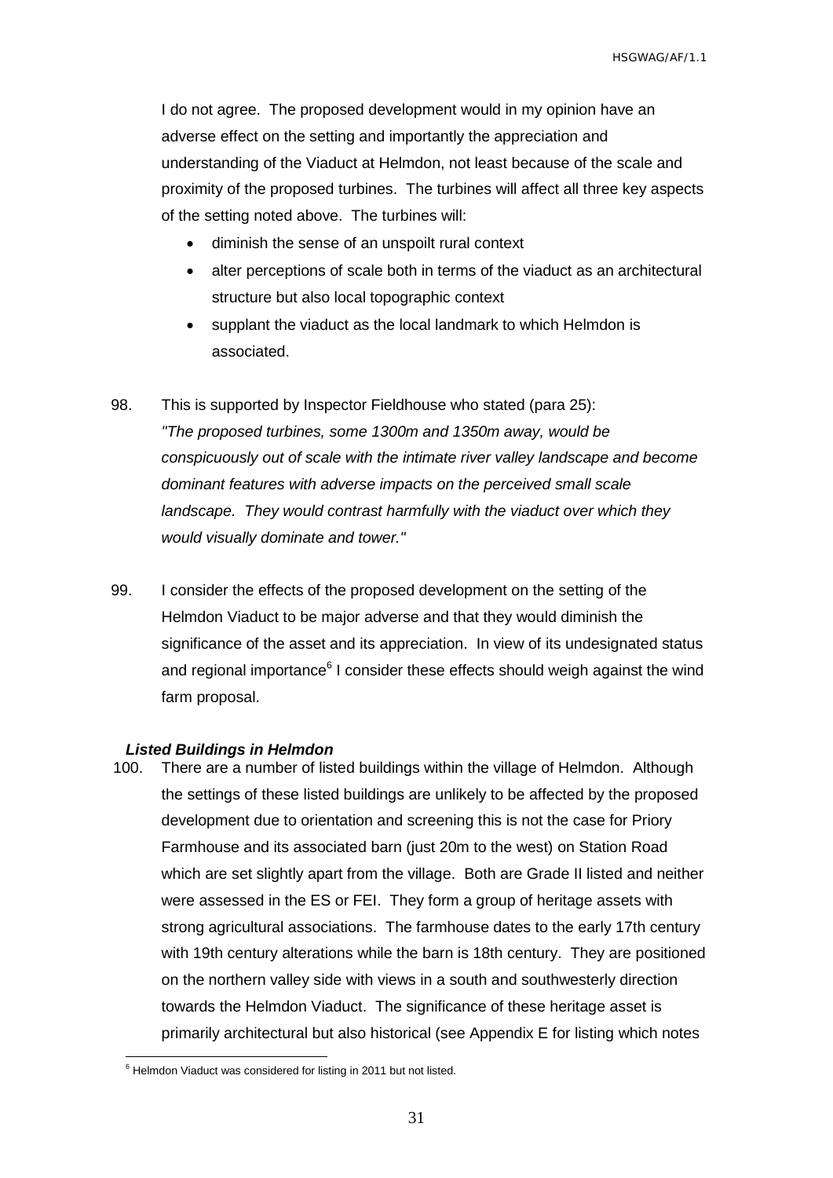I do not agree. The proposed development would in my opinion have an adverse effect on the setting and importantly the appreciation and understanding of the Viaduct at Helmdon, not least because of the scale and proximity of the proposed turbines. The turbines will affect all three key aspects of the setting noted above. The turbines will:

- diminish the sense of an unspoilt rural context
- alter perceptions of scale both in terms of the viaduct as an architectural structure but also local topographic context
- supplant the viaduct as the local landmark to which Helmdon is associated.

98. This is supported by Inspector Fieldhouse who stated (para 25): *"The proposed turbines, some 1300m and 1350m away, would be conspicuously out of scale with the intimate river valley landscape and become dominant features with adverse impacts on the perceived small scale landscape. They would contrast harmfully with the viaduct over which they would visually dominate and tower."*

99. I consider the effects of the proposed development on the setting of the Helmdon Viaduct to be major adverse and that they would diminish the significance of the asset and its appreciation. In view of its undesignated status and regional importance[6] I consider these effects should weigh against the wind farm proposal.

***Listed Buildings in Helmdon***

100. There are a number of listed buildings within the village of Helmdon. Although the settings of these listed buildings are unlikely to be affected by the proposed development due to orientation and screening this is not the case for Priory Farmhouse and its associated barn (just 20m to the west) on Station Road which are set slightly apart from the village. Both are Grade II listed and neither were assessed in the ES or FEI. They form a group of heritage assets with strong agricultural associations. The farmhouse dates to the early 17th century with 19th century alterations while the barn is 18th century. They are positioned on the northern valley side with views in a south and southwesterly direction towards the Helmdon Viaduct. The significance of these heritage asset is primarily architectural but also historical (see Appendix E for listing which notes

[6] Helmdon Viaduct was considered for listing in 2011 but not listed.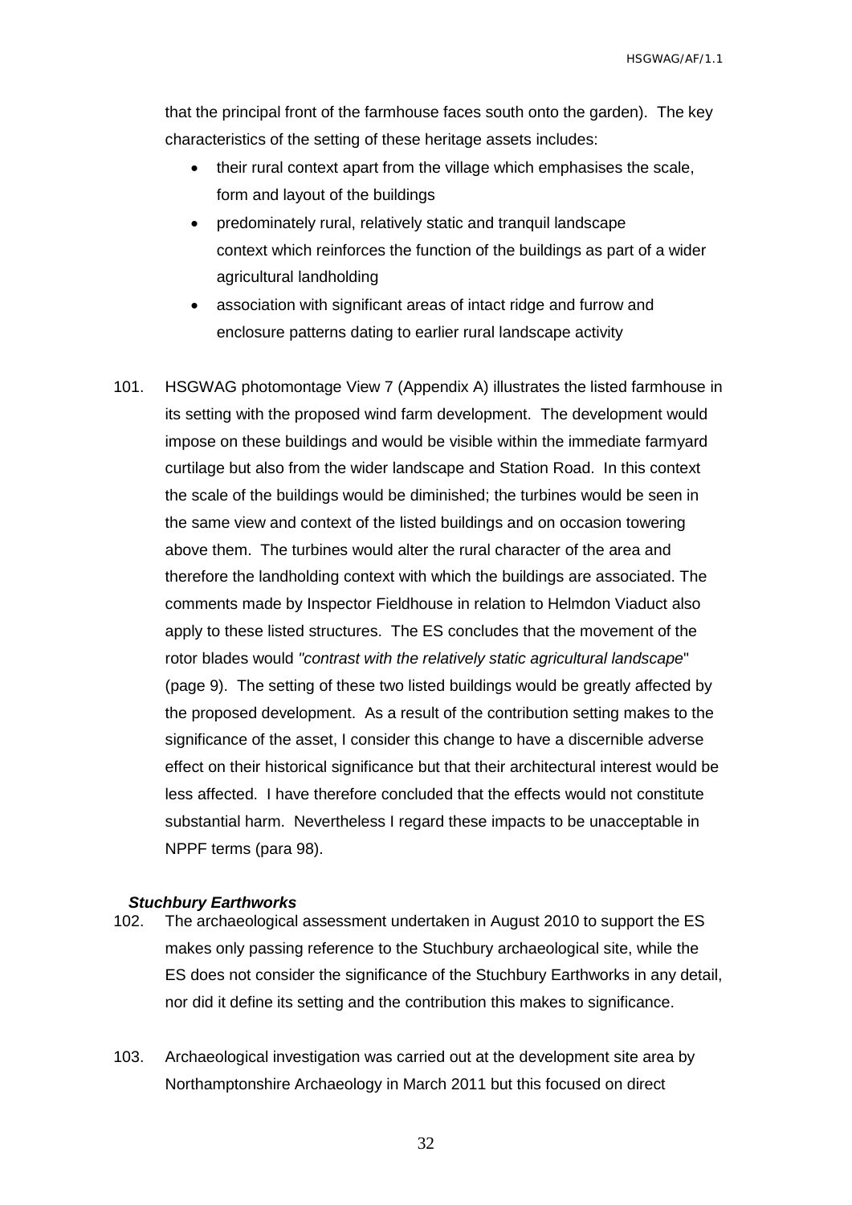that the principal front of the farmhouse faces south onto the garden). The key characteristics of the setting of these heritage assets includes:

- their rural context apart from the village which emphasises the scale, form and layout of the buildings
- predominately rural, relatively static and tranquil landscape context which reinforces the function of the buildings as part of a wider agricultural landholding
- association with significant areas of intact ridge and furrow and enclosure patterns dating to earlier rural landscape activity

101. HSGWAG photomontage View 7 (Appendix A) illustrates the listed farmhouse in its setting with the proposed wind farm development. The development would impose on these buildings and would be visible within the immediate farmyard curtilage but also from the wider landscape and Station Road. In this context the scale of the buildings would be diminished; the turbines would be seen in the same view and context of the listed buildings and on occasion towering above them. The turbines would alter the rural character of the area and therefore the landholding context with which the buildings are associated. The comments made by Inspector Fieldhouse in relation to Helmdon Viaduct also apply to these listed structures. The ES concludes that the movement of the rotor blades would *"contrast with the relatively static agricultural landscape*" (page 9). The setting of these two listed buildings would be greatly affected by the proposed development. As a result of the contribution setting makes to the significance of the asset, I consider this change to have a discernible adverse effect on their historical significance but that their architectural interest would be less affected. I have therefore concluded that the effects would not constitute substantial harm. Nevertheless I regard these impacts to be unacceptable in NPPF terms (para 98).

***Stuchbury Earthworks***

102. The archaeological assessment undertaken in August 2010 to support the ES makes only passing reference to the Stuchbury archaeological site, while the ES does not consider the significance of the Stuchbury Earthworks in any detail, nor did it define its setting and the contribution this makes to significance.

103. Archaeological investigation was carried out at the development site area by Northamptonshire Archaeology in March 2011 but this focused on direct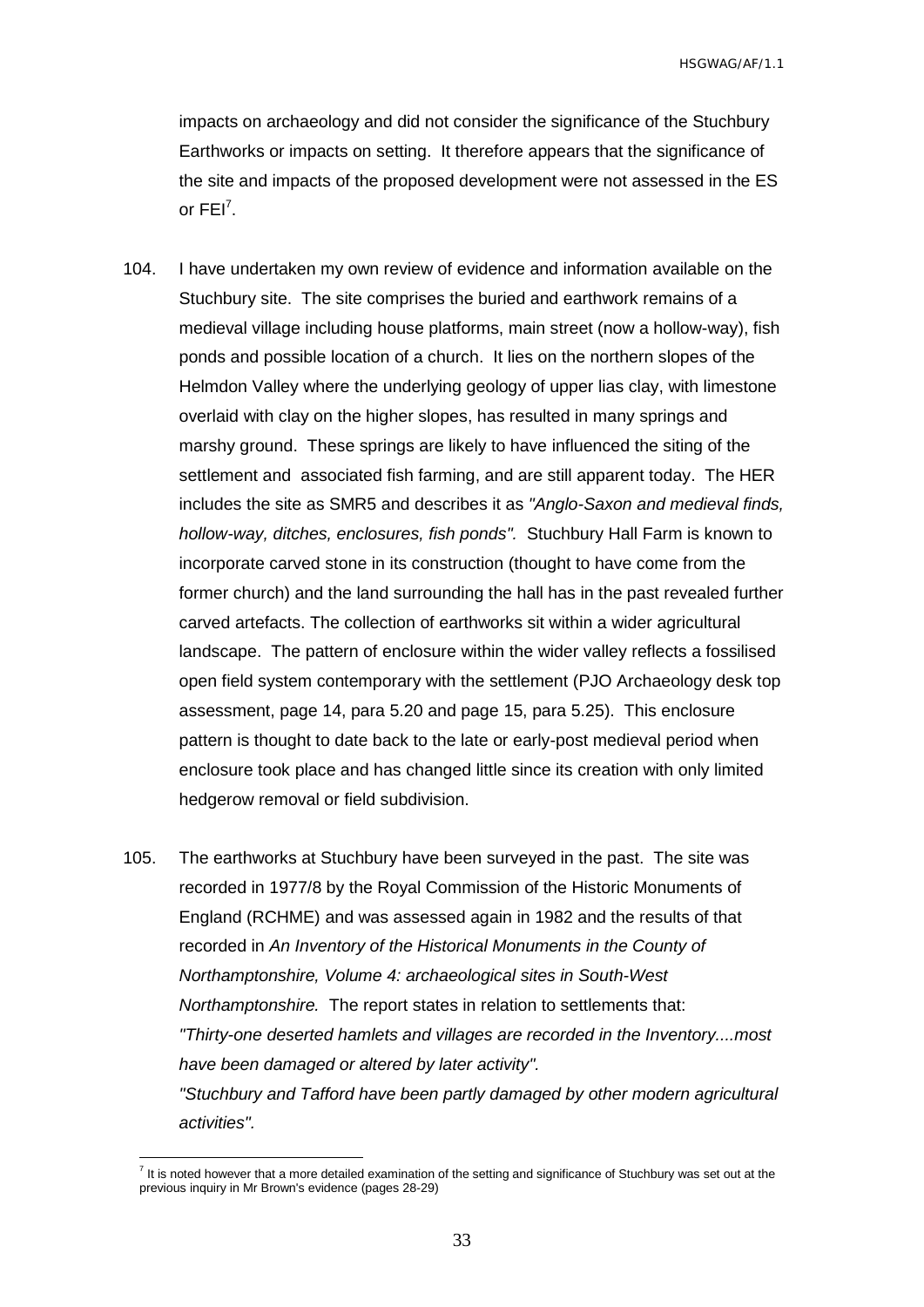impacts on archaeology and did not consider the significance of the Stuchbury Earthworks or impacts on setting. It therefore appears that the significance of the site and impacts of the proposed development were not assessed in the ES or FEI[7].

104. I have undertaken my own review of evidence and information available on the Stuchbury site. The site comprises the buried and earthwork remains of a medieval village including house platforms, main street (now a hollow-way), fish ponds and possible location of a church. It lies on the northern slopes of the Helmdon Valley where the underlying geology of upper lias clay, with limestone overlaid with clay on the higher slopes, has resulted in many springs and marshy ground. These springs are likely to have influenced the siting of the settlement and associated fish farming, and are still apparent today. The HER includes the site as SMR5 and describes it as *"Anglo-Saxon and medieval finds, hollow-way, ditches, enclosures, fish ponds".* Stuchbury Hall Farm is known to incorporate carved stone in its construction (thought to have come from the former church) and the land surrounding the hall has in the past revealed further carved artefacts. The collection of earthworks sit within a wider agricultural landscape. The pattern of enclosure within the wider valley reflects a fossilised open field system contemporary with the settlement (PJO Archaeology desk top assessment, page 14, para 5.20 and page 15, para 5.25). This enclosure pattern is thought to date back to the late or early-post medieval period when enclosure took place and has changed little since its creation with only limited hedgerow removal or field subdivision.

105. The earthworks at Stuchbury have been surveyed in the past. The site was recorded in 1977/8 by the Royal Commission of the Historic Monuments of England (RCHME) and was assessed again in 1982 and the results of that recorded in *An Inventory of the Historical Monuments in the County of Northamptonshire, Volume 4: archaeological sites in South-West Northamptonshire.* The report states in relation to settlements that:
*"Thirty-one deserted hamlets and villages are recorded in the Inventory....most have been damaged or altered by later activity".*
*"Stuchbury and Tafford have been partly damaged by other modern agricultural activities".*

[7] It is noted however that a more detailed examination of the setting and significance of Stuchbury was set out at the previous inquiry in Mr Brown's evidence (pages 28-29)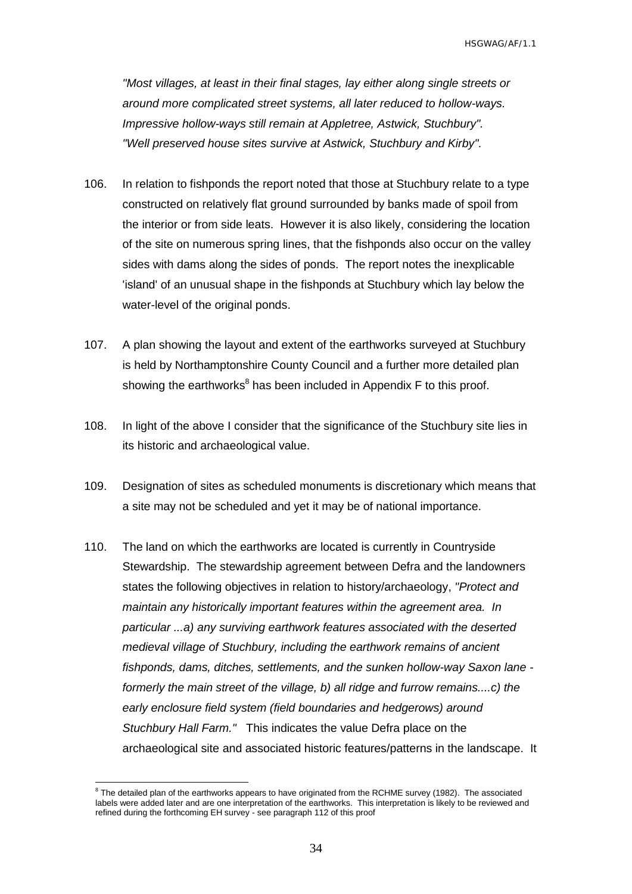*"Most villages, at least in their final stages, lay either along single streets or around more complicated street systems, all later reduced to hollow-ways. Impressive hollow-ways still remain at Appletree, Astwick, Stuchbury". "Well preserved house sites survive at Astwick, Stuchbury and Kirby".*

106. In relation to fishponds the report noted that those at Stuchbury relate to a type constructed on relatively flat ground surrounded by banks made of spoil from the interior or from side leats. However it is also likely, considering the location of the site on numerous spring lines, that the fishponds also occur on the valley sides with dams along the sides of ponds. The report notes the inexplicable 'island' of an unusual shape in the fishponds at Stuchbury which lay below the water-level of the original ponds.

107. A plan showing the layout and extent of the earthworks surveyed at Stuchbury is held by Northamptonshire County Council and a further more detailed plan showing the earthworks[8] has been included in Appendix F to this proof.

108. In light of the above I consider that the significance of the Stuchbury site lies in its historic and archaeological value.

109. Designation of sites as scheduled monuments is discretionary which means that a site may not be scheduled and yet it may be of national importance.

110. The land on which the earthworks are located is currently in Countryside Stewardship. The stewardship agreement between Defra and the landowners states the following objectives in relation to history/archaeology, *"Protect and maintain any historically important features within the agreement area. In particular ...a) any surviving earthwork features associated with the deserted medieval village of Stuchbury, including the earthwork remains of ancient fishponds, dams, ditches, settlements, and the sunken hollow-way Saxon lane - formerly the main street of the village, b) all ridge and furrow remains....c) the early enclosure field system (field boundaries and hedgerows) around Stuchbury Hall Farm."* This indicates the value Defra place on the archaeological site and associated historic features/patterns in the landscape. It

---

[8] The detailed plan of the earthworks appears to have originated from the RCHME survey (1982). The associated labels were added later and are one interpretation of the earthworks. This interpretation is likely to be reviewed and refined during the forthcoming EH survey - see paragraph 112 of this proof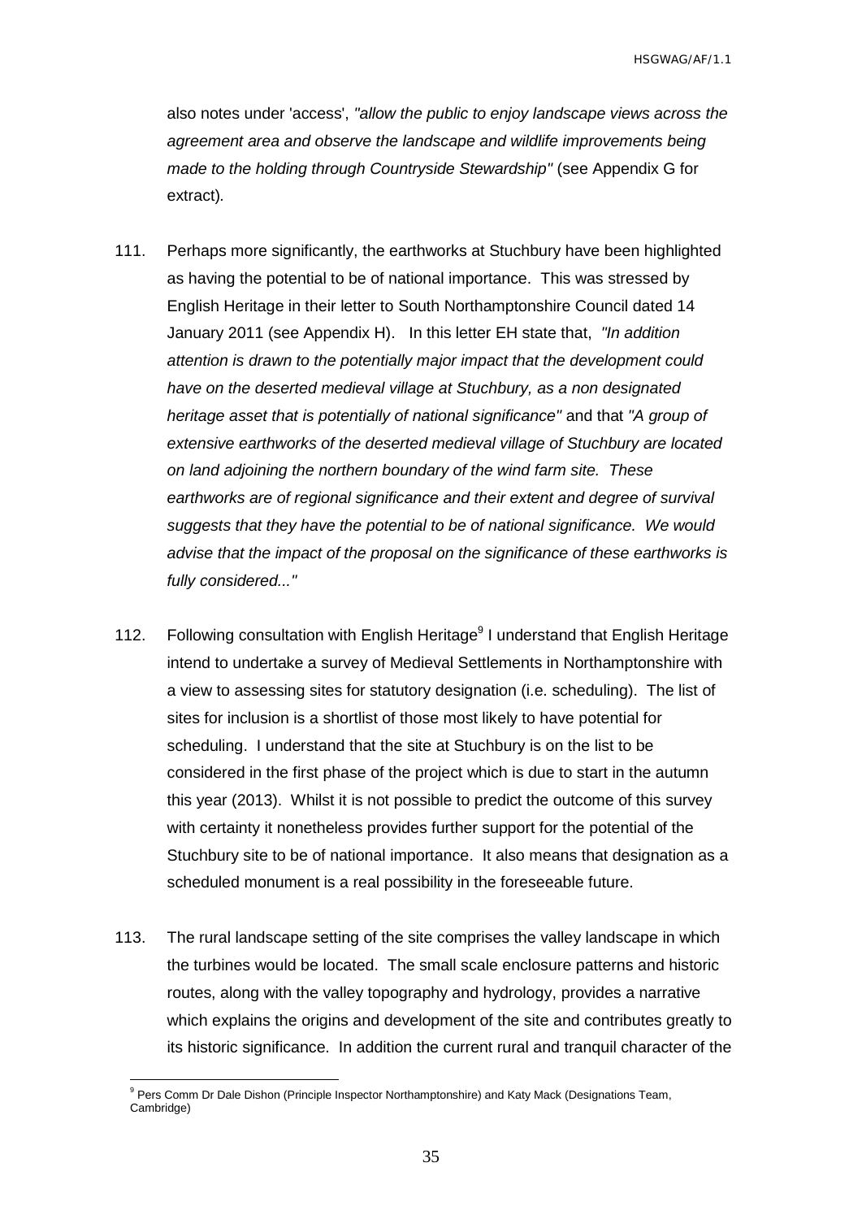also notes under 'access', *"allow the public to enjoy landscape views across the agreement area and observe the landscape and wildlife improvements being made to the holding through Countryside Stewardship"* (see Appendix G for extract).

111. Perhaps more significantly, the earthworks at Stuchbury have been highlighted as having the potential to be of national importance. This was stressed by English Heritage in their letter to South Northamptonshire Council dated 14 January 2011 (see Appendix H). In this letter EH state that, *"In addition attention is drawn to the potentially major impact that the development could have on the deserted medieval village at Stuchbury, as a non designated heritage asset that is potentially of national significance"* and that *"A group of extensive earthworks of the deserted medieval village of Stuchbury are located on land adjoining the northern boundary of the wind farm site. These earthworks are of regional significance and their extent and degree of survival suggests that they have the potential to be of national significance. We would advise that the impact of the proposal on the significance of these earthworks is fully considered..."*

112. Following consultation with English Heritage[9] I understand that English Heritage intend to undertake a survey of Medieval Settlements in Northamptonshire with a view to assessing sites for statutory designation (i.e. scheduling). The list of sites for inclusion is a shortlist of those most likely to have potential for scheduling. I understand that the site at Stuchbury is on the list to be considered in the first phase of the project which is due to start in the autumn this year (2013). Whilst it is not possible to predict the outcome of this survey with certainty it nonetheless provides further support for the potential of the Stuchbury site to be of national importance. It also means that designation as a scheduled monument is a real possibility in the foreseeable future.

113. The rural landscape setting of the site comprises the valley landscape in which the turbines would be located. The small scale enclosure patterns and historic routes, along with the valley topography and hydrology, provides a narrative which explains the origins and development of the site and contributes greatly to its historic significance. In addition the current rural and tranquil character of the

[9] Pers Comm Dr Dale Dishon (Principle Inspector Northamptonshire) and Katy Mack (Designations Team, Cambridge)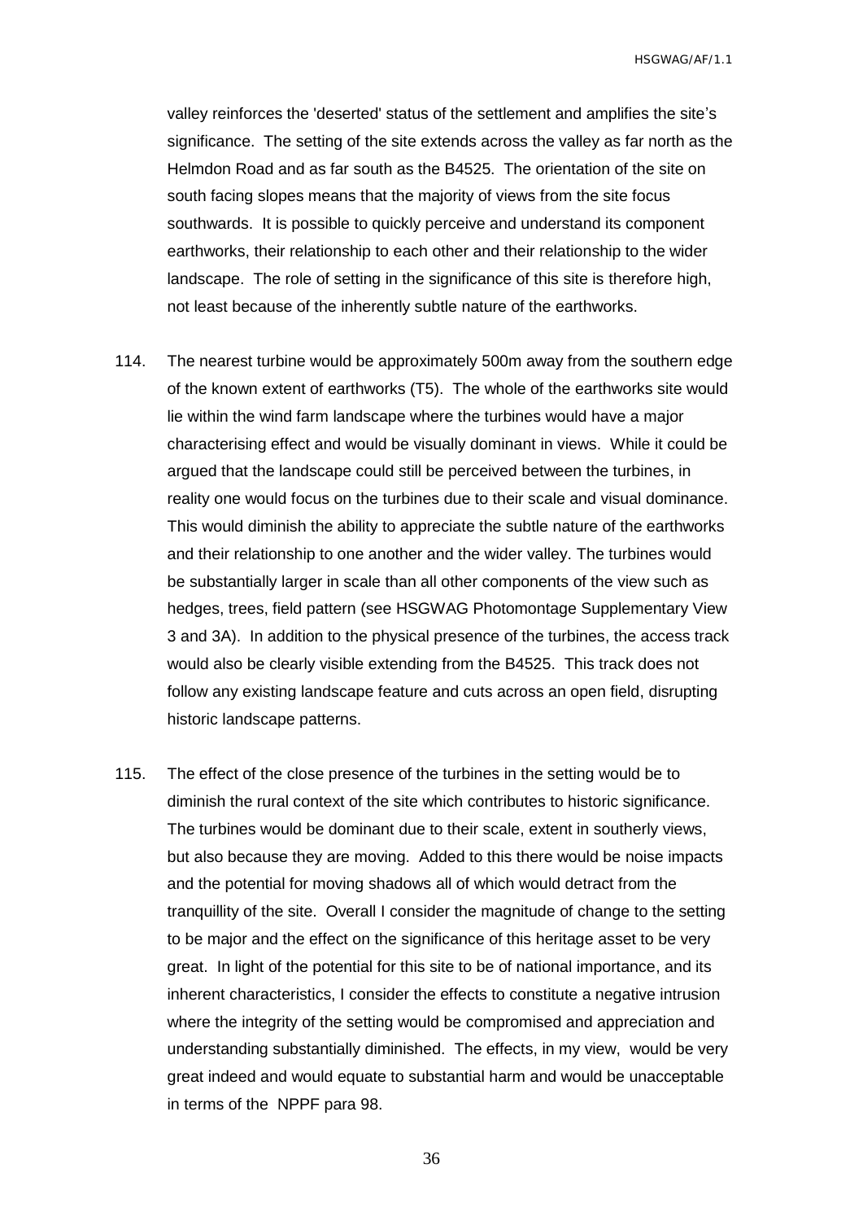valley reinforces the 'deserted' status of the settlement and amplifies the site's significance. The setting of the site extends across the valley as far north as the Helmdon Road and as far south as the B4525. The orientation of the site on south facing slopes means that the majority of views from the site focus southwards. It is possible to quickly perceive and understand its component earthworks, their relationship to each other and their relationship to the wider landscape. The role of setting in the significance of this site is therefore high, not least because of the inherently subtle nature of the earthworks.

114. The nearest turbine would be approximately 500m away from the southern edge of the known extent of earthworks (T5). The whole of the earthworks site would lie within the wind farm landscape where the turbines would have a major characterising effect and would be visually dominant in views. While it could be argued that the landscape could still be perceived between the turbines, in reality one would focus on the turbines due to their scale and visual dominance. This would diminish the ability to appreciate the subtle nature of the earthworks and their relationship to one another and the wider valley. The turbines would be substantially larger in scale than all other components of the view such as hedges, trees, field pattern (see HSGWAG Photomontage Supplementary View 3 and 3A). In addition to the physical presence of the turbines, the access track would also be clearly visible extending from the B4525. This track does not follow any existing landscape feature and cuts across an open field, disrupting historic landscape patterns.

115. The effect of the close presence of the turbines in the setting would be to diminish the rural context of the site which contributes to historic significance. The turbines would be dominant due to their scale, extent in southerly views, but also because they are moving. Added to this there would be noise impacts and the potential for moving shadows all of which would detract from the tranquillity of the site. Overall I consider the magnitude of change to the setting to be major and the effect on the significance of this heritage asset to be very great. In light of the potential for this site to be of national importance, and its inherent characteristics, I consider the effects to constitute a negative intrusion where the integrity of the setting would be compromised and appreciation and understanding substantially diminished. The effects, in my view, would be very great indeed and would equate to substantial harm and would be unacceptable in terms of the NPPF para 98.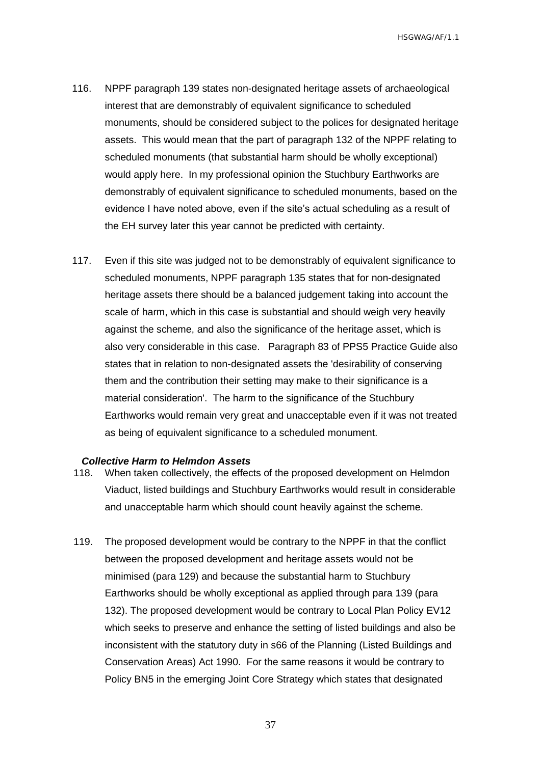116. NPPF paragraph 139 states non-designated heritage assets of archaeological interest that are demonstrably of equivalent significance to scheduled monuments, should be considered subject to the polices for designated heritage assets. This would mean that the part of paragraph 132 of the NPPF relating to scheduled monuments (that substantial harm should be wholly exceptional) would apply here. In my professional opinion the Stuchbury Earthworks are demonstrably of equivalent significance to scheduled monuments, based on the evidence I have noted above, even if the site's actual scheduling as a result of the EH survey later this year cannot be predicted with certainty.

117. Even if this site was judged not to be demonstrably of equivalent significance to scheduled monuments, NPPF paragraph 135 states that for non-designated heritage assets there should be a balanced judgement taking into account the scale of harm, which in this case is substantial and should weigh very heavily against the scheme, and also the significance of the heritage asset, which is also very considerable in this case. Paragraph 83 of PPS5 Practice Guide also states that in relation to non-designated assets the 'desirability of conserving them and the contribution their setting may make to their significance is a material consideration'. The harm to the significance of the Stuchbury Earthworks would remain very great and unacceptable even if it was not treated as being of equivalent significance to a scheduled monument.

***Collective Harm to Helmdon Assets***

118. When taken collectively, the effects of the proposed development on Helmdon Viaduct, listed buildings and Stuchbury Earthworks would result in considerable and unacceptable harm which should count heavily against the scheme.

119. The proposed development would be contrary to the NPPF in that the conflict between the proposed development and heritage assets would not be minimised (para 129) and because the substantial harm to Stuchbury Earthworks should be wholly exceptional as applied through para 139 (para 132). The proposed development would be contrary to Local Plan Policy EV12 which seeks to preserve and enhance the setting of listed buildings and also be inconsistent with the statutory duty in s66 of the Planning (Listed Buildings and Conservation Areas) Act 1990. For the same reasons it would be contrary to Policy BN5 in the emerging Joint Core Strategy which states that designated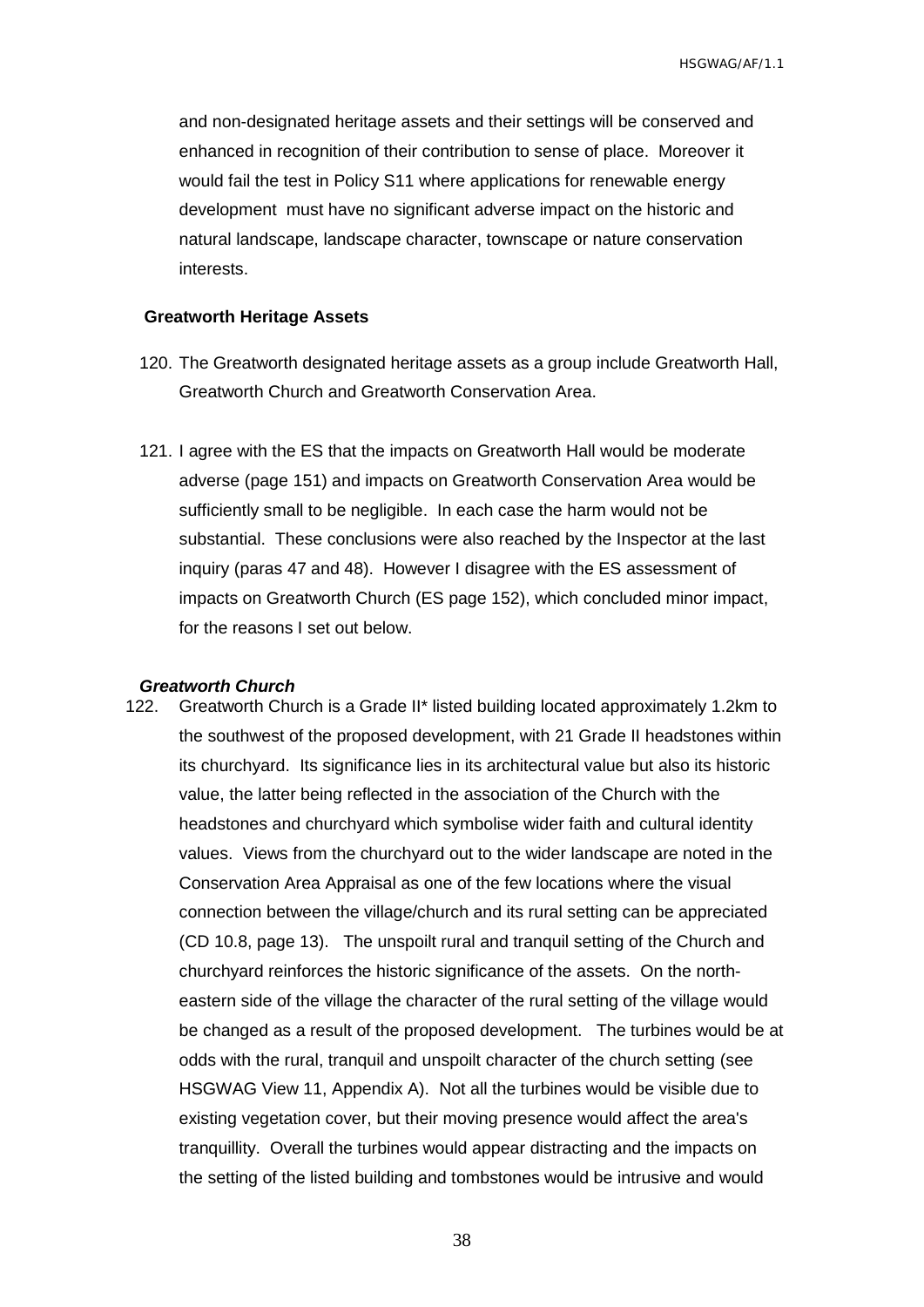and non-designated heritage assets and their settings will be conserved and enhanced in recognition of their contribution to sense of place. Moreover it would fail the test in Policy S11 where applications for renewable energy development must have no significant adverse impact on the historic and natural landscape, landscape character, townscape or nature conservation interests.

**Greatworth Heritage Assets**

120. The Greatworth designated heritage assets as a group include Greatworth Hall, Greatworth Church and Greatworth Conservation Area.

121. I agree with the ES that the impacts on Greatworth Hall would be moderate adverse (page 151) and impacts on Greatworth Conservation Area would be sufficiently small to be negligible. In each case the harm would not be substantial. These conclusions were also reached by the Inspector at the last inquiry (paras 47 and 48). However I disagree with the ES assessment of impacts on Greatworth Church (ES page 152), which concluded minor impact, for the reasons I set out below.

***Greatworth Church***

122. Greatworth Church is a Grade II* listed building located approximately 1.2km to the southwest of the proposed development, with 21 Grade II headstones within its churchyard. Its significance lies in its architectural value but also its historic value, the latter being reflected in the association of the Church with the headstones and churchyard which symbolise wider faith and cultural identity values. Views from the churchyard out to the wider landscape are noted in the Conservation Area Appraisal as one of the few locations where the visual connection between the village/church and its rural setting can be appreciated (CD 10.8, page 13). The unspoilt rural and tranquil setting of the Church and churchyard reinforces the historic significance of the assets. On the north-eastern side of the village the character of the rural setting of the village would be changed as a result of the proposed development. The turbines would be at odds with the rural, tranquil and unspoilt character of the church setting (see HSGWAG View 11, Appendix A). Not all the turbines would be visible due to existing vegetation cover, but their moving presence would affect the area's tranquillity. Overall the turbines would appear distracting and the impacts on the setting of the listed building and tombstones would be intrusive and would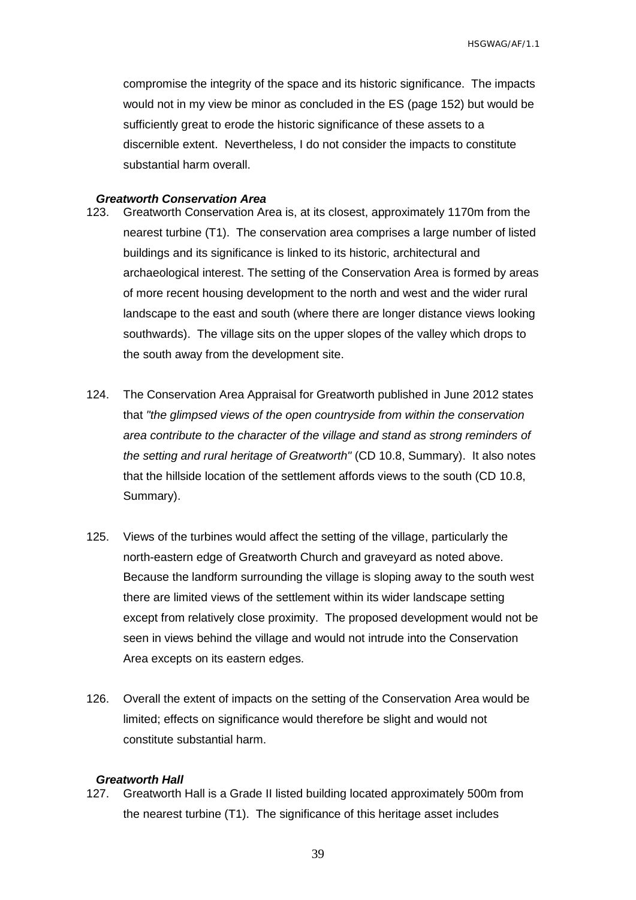compromise the integrity of the space and its historic significance. The impacts would not in my view be minor as concluded in the ES (page 152) but would be sufficiently great to erode the historic significance of these assets to a discernible extent. Nevertheless, I do not consider the impacts to constitute substantial harm overall.

***Greatworth Conservation Area***

123. Greatworth Conservation Area is, at its closest, approximately 1170m from the nearest turbine (T1). The conservation area comprises a large number of listed buildings and its significance is linked to its historic, architectural and archaeological interest. The setting of the Conservation Area is formed by areas of more recent housing development to the north and west and the wider rural landscape to the east and south (where there are longer distance views looking southwards). The village sits on the upper slopes of the valley which drops to the south away from the development site.

124. The Conservation Area Appraisal for Greatworth published in June 2012 states that *"the glimpsed views of the open countryside from within the conservation area contribute to the character of the village and stand as strong reminders of the setting and rural heritage of Greatworth"* (CD 10.8, Summary). It also notes that the hillside location of the settlement affords views to the south (CD 10.8, Summary).

125. Views of the turbines would affect the setting of the village, particularly the north-eastern edge of Greatworth Church and graveyard as noted above. Because the landform surrounding the village is sloping away to the south west there are limited views of the settlement within its wider landscape setting except from relatively close proximity. The proposed development would not be seen in views behind the village and would not intrude into the Conservation Area excepts on its eastern edges.

126. Overall the extent of impacts on the setting of the Conservation Area would be limited; effects on significance would therefore be slight and would not constitute substantial harm.

***Greatworth Hall***

127. Greatworth Hall is a Grade II listed building located approximately 500m from the nearest turbine (T1). The significance of this heritage asset includes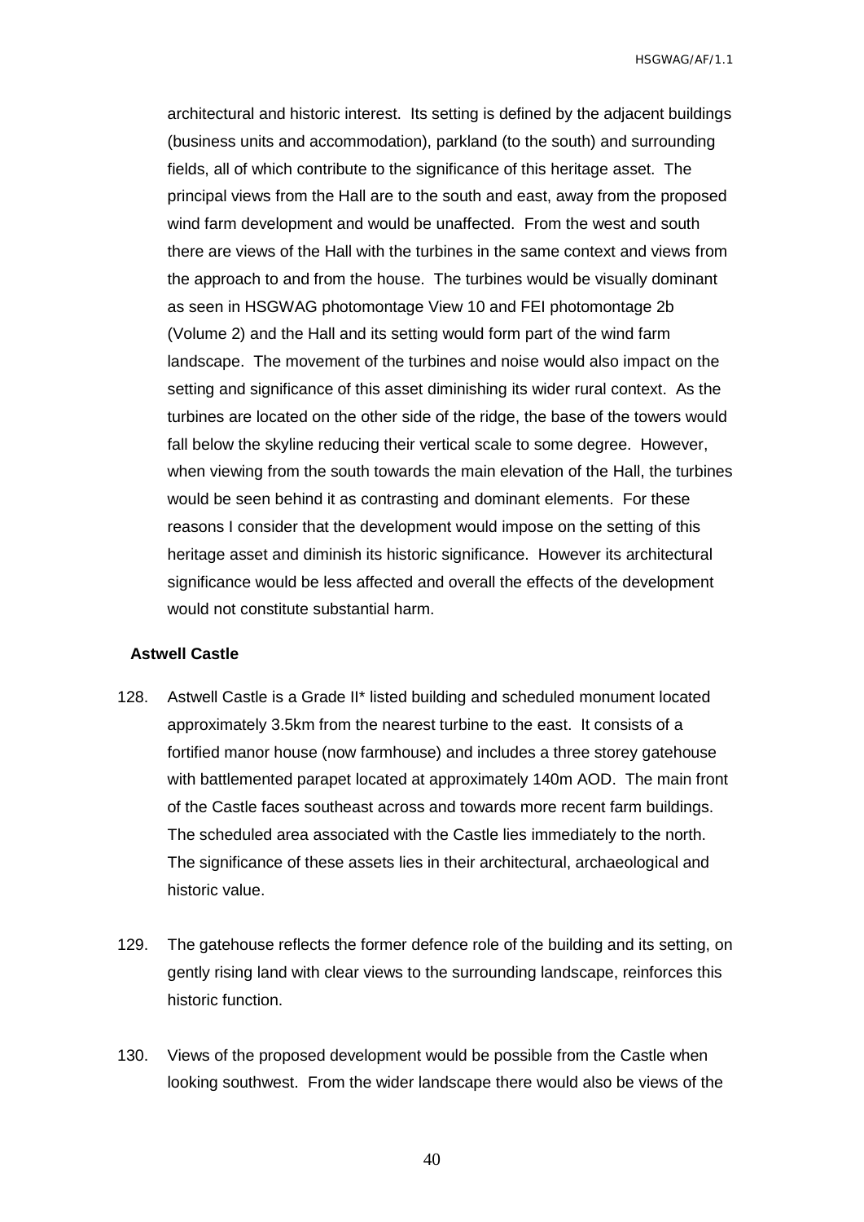architectural and historic interest. Its setting is defined by the adjacent buildings (business units and accommodation), parkland (to the south) and surrounding fields, all of which contribute to the significance of this heritage asset. The principal views from the Hall are to the south and east, away from the proposed wind farm development and would be unaffected. From the west and south there are views of the Hall with the turbines in the same context and views from the approach to and from the house. The turbines would be visually dominant as seen in HSGWAG photomontage View 10 and FEI photomontage 2b (Volume 2) and the Hall and its setting would form part of the wind farm landscape. The movement of the turbines and noise would also impact on the setting and significance of this asset diminishing its wider rural context. As the turbines are located on the other side of the ridge, the base of the towers would fall below the skyline reducing their vertical scale to some degree. However, when viewing from the south towards the main elevation of the Hall, the turbines would be seen behind it as contrasting and dominant elements. For these reasons I consider that the development would impose on the setting of this heritage asset and diminish its historic significance. However its architectural significance would be less affected and overall the effects of the development would not constitute substantial harm.

**Astwell Castle**

128. Astwell Castle is a Grade II* listed building and scheduled monument located approximately 3.5km from the nearest turbine to the east. It consists of a fortified manor house (now farmhouse) and includes a three storey gatehouse with battlemented parapet located at approximately 140m AOD. The main front of the Castle faces southeast across and towards more recent farm buildings. The scheduled area associated with the Castle lies immediately to the north. The significance of these assets lies in their architectural, archaeological and historic value.

129. The gatehouse reflects the former defence role of the building and its setting, on gently rising land with clear views to the surrounding landscape, reinforces this historic function.

130. Views of the proposed development would be possible from the Castle when looking southwest. From the wider landscape there would also be views of the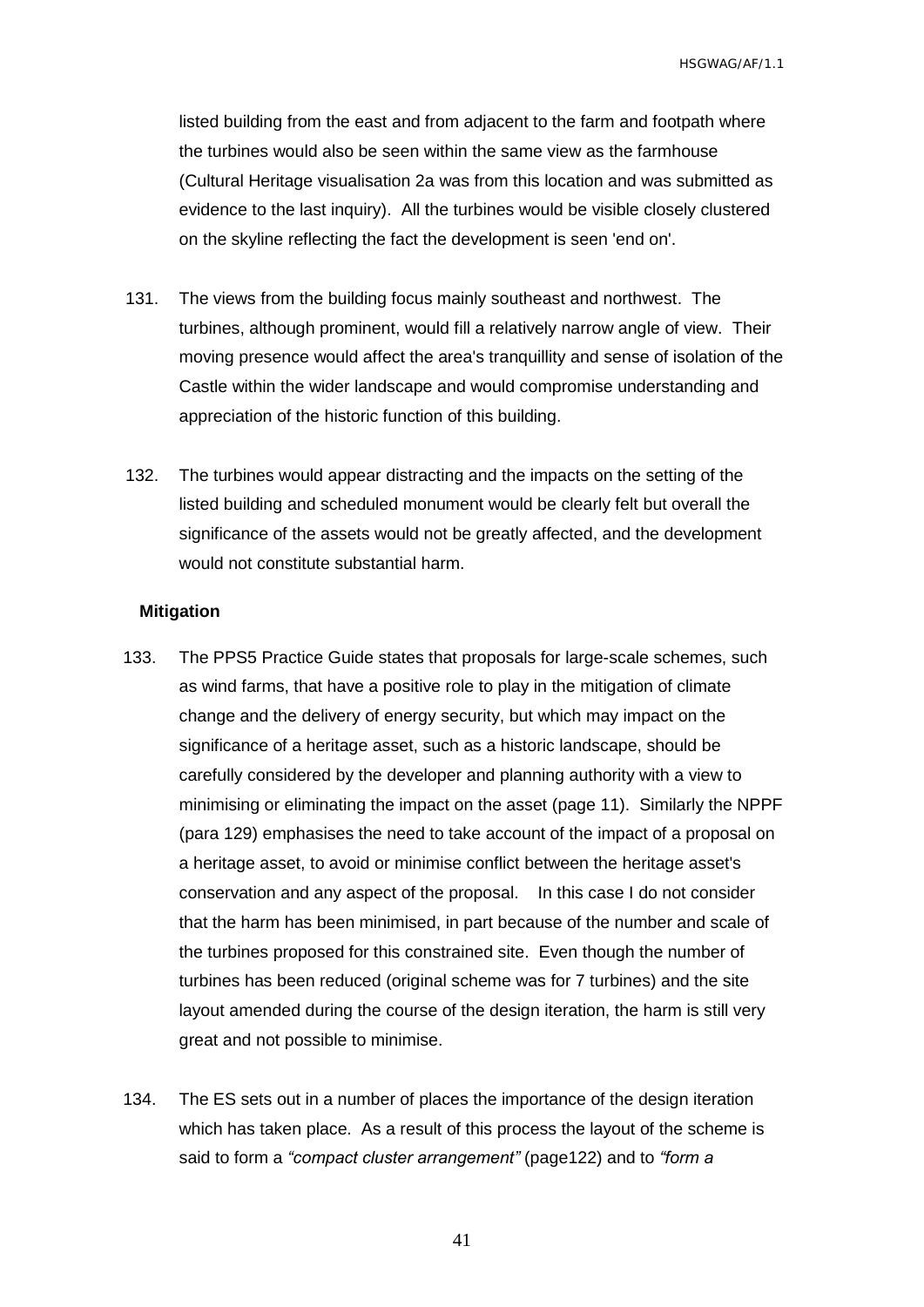listed building from the east and from adjacent to the farm and footpath where the turbines would also be seen within the same view as the farmhouse (Cultural Heritage visualisation 2a was from this location and was submitted as evidence to the last inquiry). All the turbines would be visible closely clustered on the skyline reflecting the fact the development is seen 'end on'.

131. The views from the building focus mainly southeast and northwest. The turbines, although prominent, would fill a relatively narrow angle of view. Their moving presence would affect the area's tranquillity and sense of isolation of the Castle within the wider landscape and would compromise understanding and appreciation of the historic function of this building.

132. The turbines would appear distracting and the impacts on the setting of the listed building and scheduled monument would be clearly felt but overall the significance of the assets would not be greatly affected, and the development would not constitute substantial harm.

**Mitigation**

133. The PPS5 Practice Guide states that proposals for large-scale schemes, such as wind farms, that have a positive role to play in the mitigation of climate change and the delivery of energy security, but which may impact on the significance of a heritage asset, such as a historic landscape, should be carefully considered by the developer and planning authority with a view to minimising or eliminating the impact on the asset (page 11). Similarly the NPPF (para 129) emphasises the need to take account of the impact of a proposal on a heritage asset, to avoid or minimise conflict between the heritage asset's conservation and any aspect of the proposal. In this case I do not consider that the harm has been minimised, in part because of the number and scale of the turbines proposed for this constrained site. Even though the number of turbines has been reduced (original scheme was for 7 turbines) and the site layout amended during the course of the design iteration, the harm is still very great and not possible to minimise.

134. The ES sets out in a number of places the importance of the design iteration which has taken place. As a result of this process the layout of the scheme is said to form a *"compact cluster arrangement"* (page122) and to *"form a*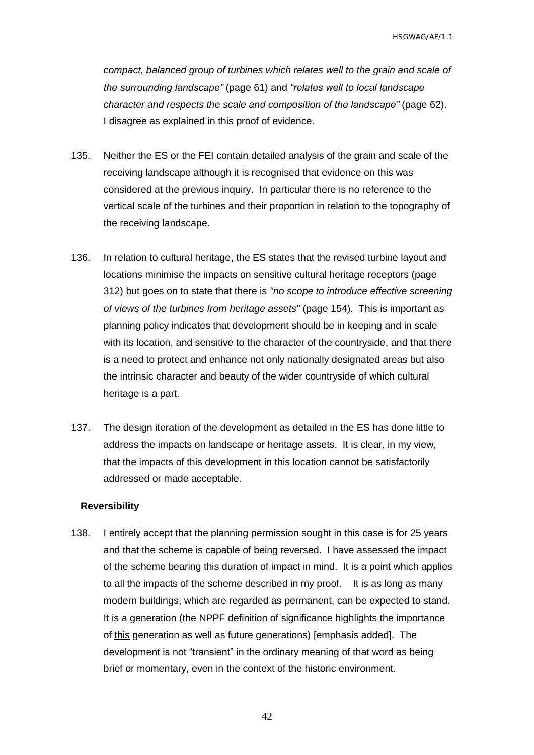*compact, balanced group of turbines which relates well to the grain and scale of the surrounding landscape"* (page 61) and *"relates well to local landscape character and respects the scale and composition of the landscape"* (page 62). I disagree as explained in this proof of evidence.

135. Neither the ES or the FEI contain detailed analysis of the grain and scale of the receiving landscape although it is recognised that evidence on this was considered at the previous inquiry. In particular there is no reference to the vertical scale of the turbines and their proportion in relation to the topography of the receiving landscape.

136. In relation to cultural heritage, the ES states that the revised turbine layout and locations minimise the impacts on sensitive cultural heritage receptors (page 312) but goes on to state that there is *"no scope to introduce effective screening of views of the turbines from heritage assets"* (page 154). This is important as planning policy indicates that development should be in keeping and in scale with its location, and sensitive to the character of the countryside, and that there is a need to protect and enhance not only nationally designated areas but also the intrinsic character and beauty of the wider countryside of which cultural heritage is a part.

137. The design iteration of the development as detailed in the ES has done little to address the impacts on landscape or heritage assets. It is clear, in my view, that the impacts of this development in this location cannot be satisfactorily addressed or made acceptable.

**Reversibility**

138. I entirely accept that the planning permission sought in this case is for 25 years and that the scheme is capable of being reversed. I have assessed the impact of the scheme bearing this duration of impact in mind. It is a point which applies to all the impacts of the scheme described in my proof. It is as long as many modern buildings, which are regarded as permanent, can be expected to stand. It is a generation (the NPPF definition of significance highlights the importance of <u>this</u> generation as well as future generations) [emphasis added]. The development is not "transient" in the ordinary meaning of that word as being brief or momentary, even in the context of the historic environment.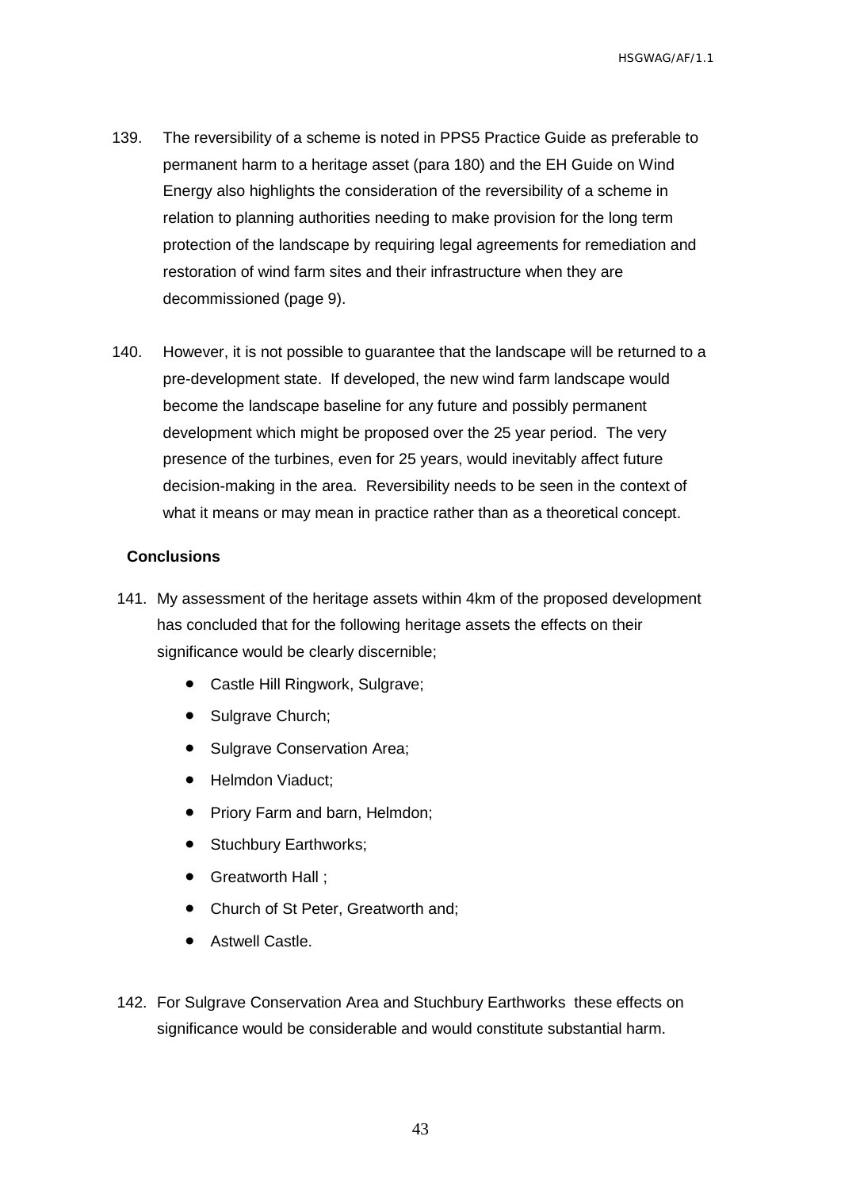139. The reversibility of a scheme is noted in PPS5 Practice Guide as preferable to permanent harm to a heritage asset (para 180) and the EH Guide on Wind Energy also highlights the consideration of the reversibility of a scheme in relation to planning authorities needing to make provision for the long term protection of the landscape by requiring legal agreements for remediation and restoration of wind farm sites and their infrastructure when they are decommissioned (page 9).

140. However, it is not possible to guarantee that the landscape will be returned to a pre-development state. If developed, the new wind farm landscape would become the landscape baseline for any future and possibly permanent development which might be proposed over the 25 year period. The very presence of the turbines, even for 25 years, would inevitably affect future decision-making in the area. Reversibility needs to be seen in the context of what it means or may mean in practice rather than as a theoretical concept.

**Conclusions**

141. My assessment of the heritage assets within 4km of the proposed development has concluded that for the following heritage assets the effects on their significance would be clearly discernible;

- Castle Hill Ringwork, Sulgrave;
- Sulgrave Church;
- Sulgrave Conservation Area;
- Helmdon Viaduct;
- Priory Farm and barn, Helmdon;
- Stuchbury Earthworks;
- Greatworth Hall ;
- Church of St Peter, Greatworth and;
- Astwell Castle.

142. For Sulgrave Conservation Area and Stuchbury Earthworks these effects on significance would be considerable and would constitute substantial harm.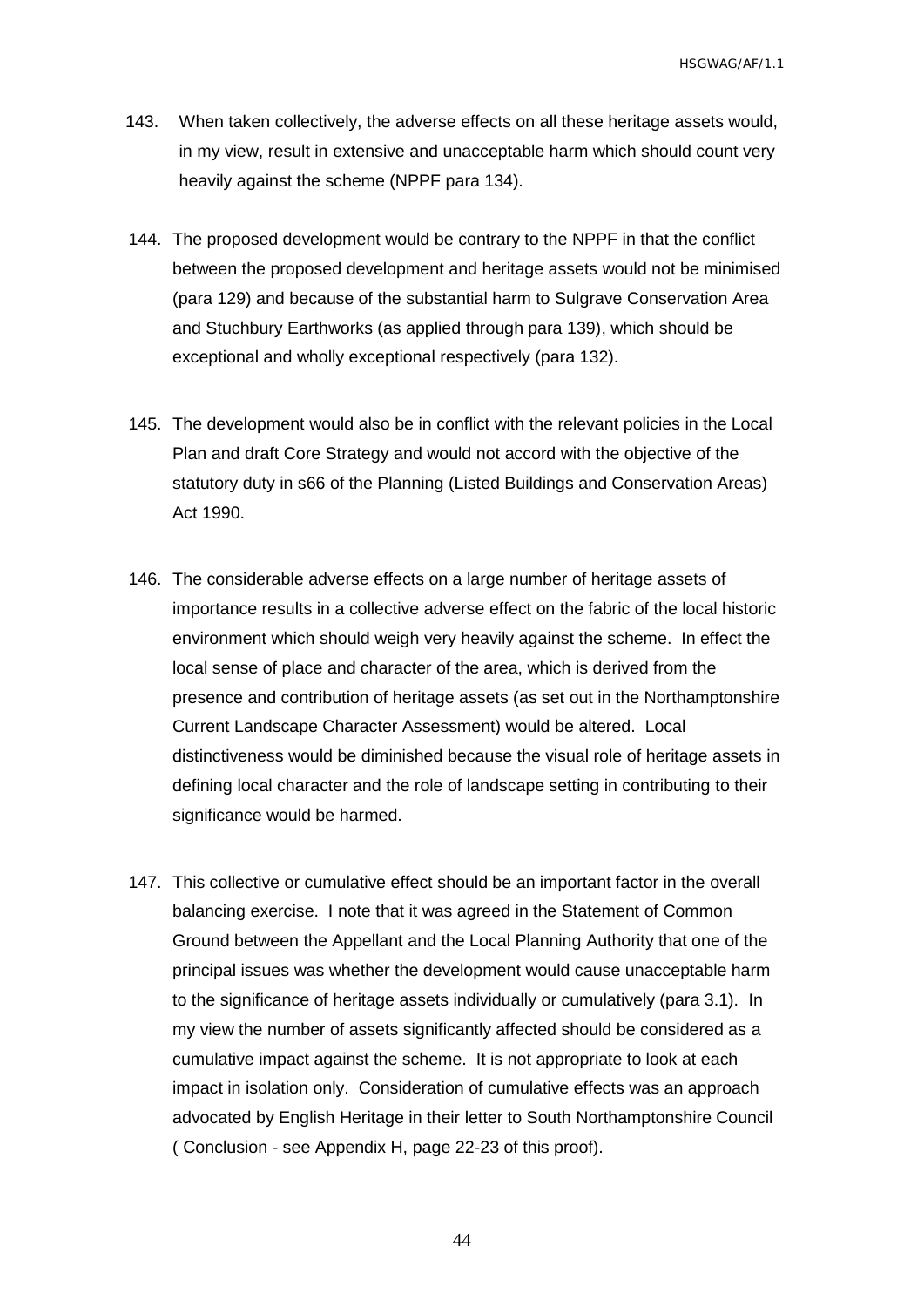143. When taken collectively, the adverse effects on all these heritage assets would, in my view, result in extensive and unacceptable harm which should count very heavily against the scheme (NPPF para 134).

144. The proposed development would be contrary to the NPPF in that the conflict between the proposed development and heritage assets would not be minimised (para 129) and because of the substantial harm to Sulgrave Conservation Area and Stuchbury Earthworks (as applied through para 139), which should be exceptional and wholly exceptional respectively (para 132).

145. The development would also be in conflict with the relevant policies in the Local Plan and draft Core Strategy and would not accord with the objective of the statutory duty in s66 of the Planning (Listed Buildings and Conservation Areas) Act 1990.

146. The considerable adverse effects on a large number of heritage assets of importance results in a collective adverse effect on the fabric of the local historic environment which should weigh very heavily against the scheme. In effect the local sense of place and character of the area, which is derived from the presence and contribution of heritage assets (as set out in the Northamptonshire Current Landscape Character Assessment) would be altered. Local distinctiveness would be diminished because the visual role of heritage assets in defining local character and the role of landscape setting in contributing to their significance would be harmed.

147. This collective or cumulative effect should be an important factor in the overall balancing exercise. I note that it was agreed in the Statement of Common Ground between the Appellant and the Local Planning Authority that one of the principal issues was whether the development would cause unacceptable harm to the significance of heritage assets individually or cumulatively (para 3.1). In my view the number of assets significantly affected should be considered as a cumulative impact against the scheme. It is not appropriate to look at each impact in isolation only. Consideration of cumulative effects was an approach advocated by English Heritage in their letter to South Northamptonshire Council ( Conclusion - see Appendix H, page 22-23 of this proof).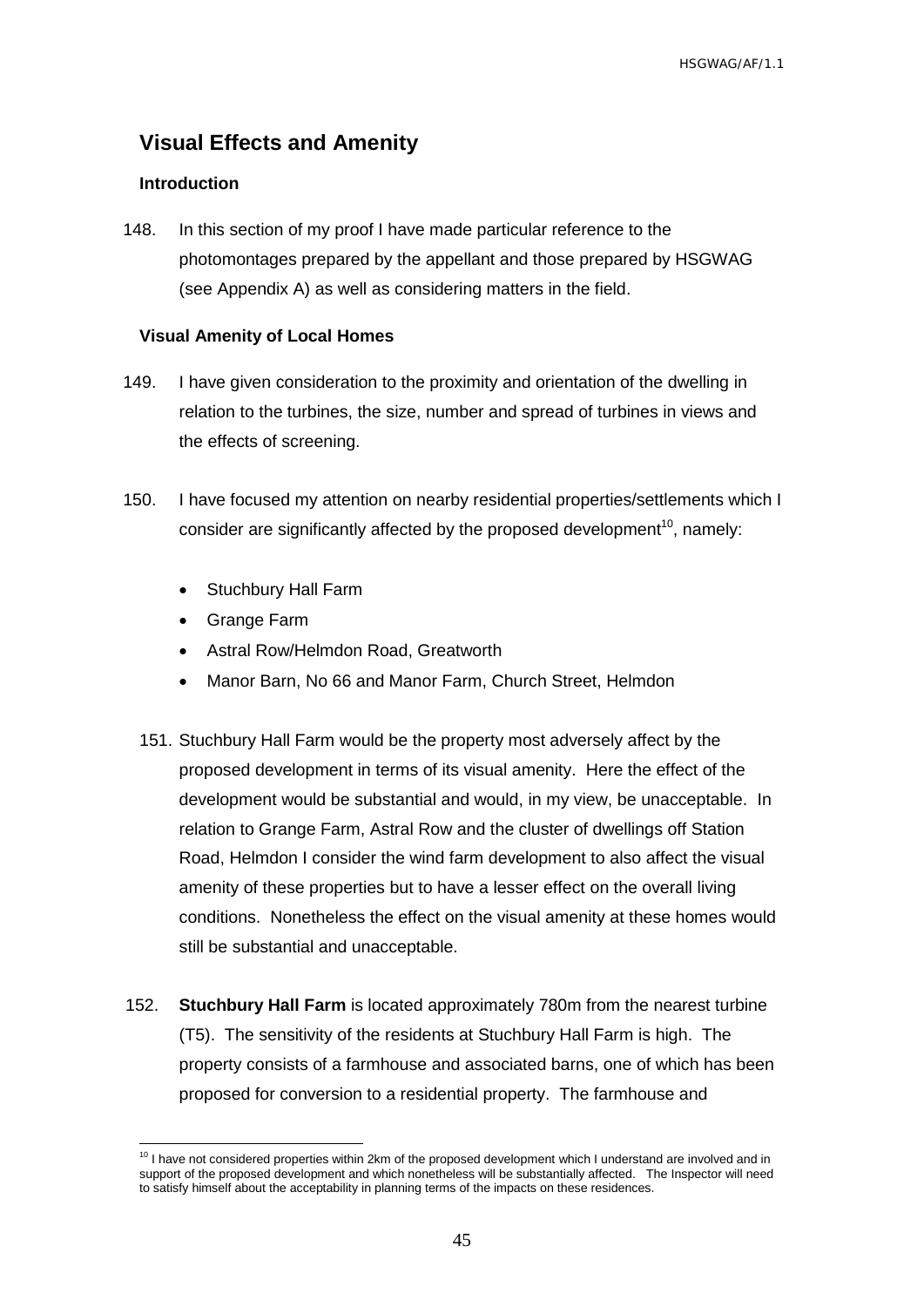## Visual Effects and Amenity

### Introduction

148. In this section of my proof I have made particular reference to the photomontages prepared by the appellant and those prepared by HSGWAG (see Appendix A) as well as considering matters in the field.

### Visual Amenity of Local Homes

149. I have given consideration to the proximity and orientation of the dwelling in relation to the turbines, the size, number and spread of turbines in views and the effects of screening.

150. I have focused my attention on nearby residential properties/settlements which I consider are significantly affected by the proposed development[10], namely:

- Stuchbury Hall Farm
- Grange Farm
- Astral Row/Helmdon Road, Greatworth
- Manor Barn, No 66 and Manor Farm, Church Street, Helmdon

151. Stuchbury Hall Farm would be the property most adversely affect by the proposed development in terms of its visual amenity. Here the effect of the development would be substantial and would, in my view, be unacceptable. In relation to Grange Farm, Astral Row and the cluster of dwellings off Station Road, Helmdon I consider the wind farm development to also affect the visual amenity of these properties but to have a lesser effect on the overall living conditions. Nonetheless the effect on the visual amenity at these homes would still be substantial and unacceptable.

152. **Stuchbury Hall Farm** is located approximately 780m from the nearest turbine (T5). The sensitivity of the residents at Stuchbury Hall Farm is high. The property consists of a farmhouse and associated barns, one of which has been proposed for conversion to a residential property. The farmhouse and

---

[10] I have not considered properties within 2km of the proposed development which I understand are involved and in support of the proposed development and which nonetheless will be substantially affected. The Inspector will need to satisfy himself about the acceptability in planning terms of the impacts on these residences.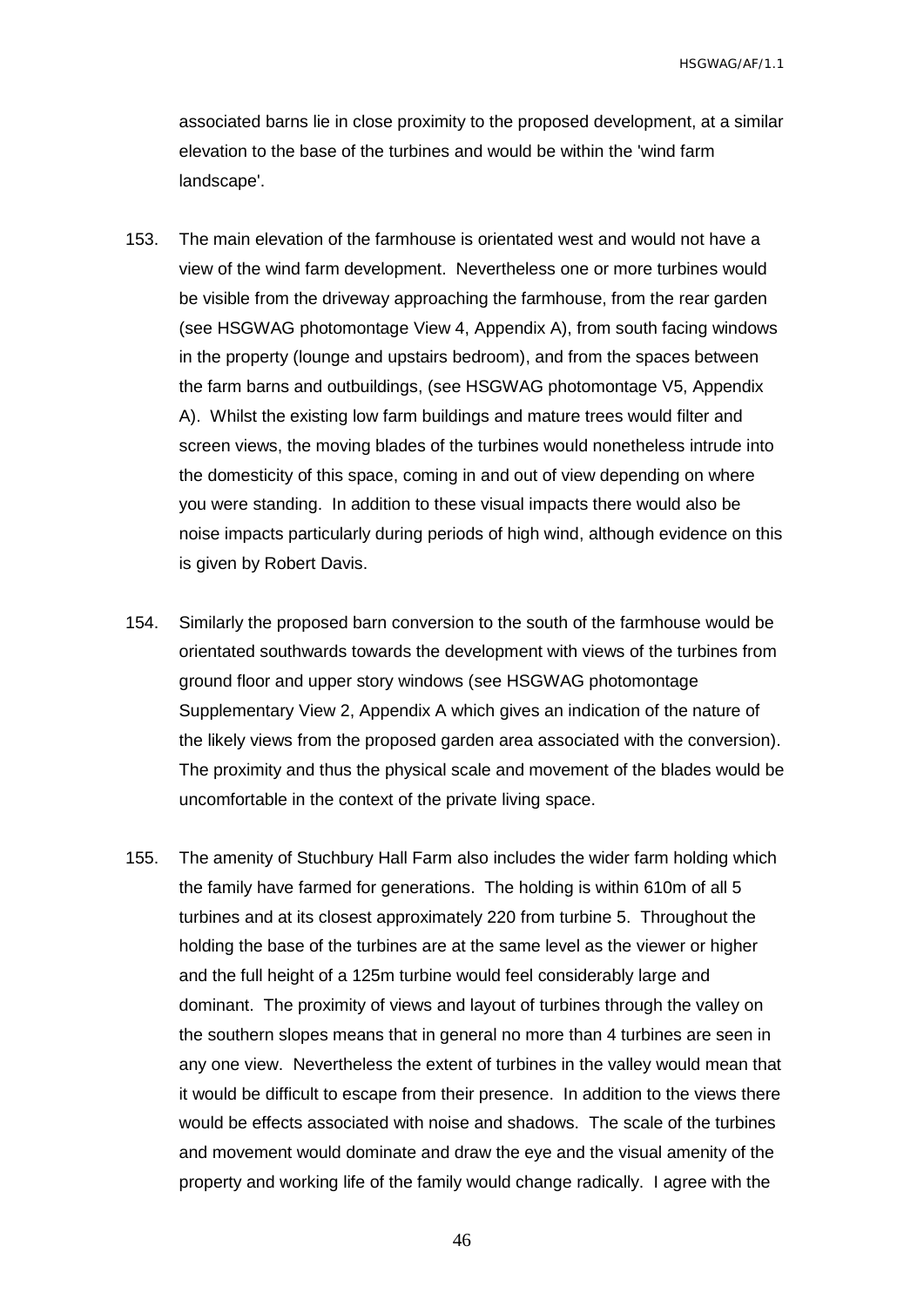associated barns lie in close proximity to the proposed development, at a similar elevation to the base of the turbines and would be within the 'wind farm landscape'.

153. The main elevation of the farmhouse is orientated west and would not have a view of the wind farm development. Nevertheless one or more turbines would be visible from the driveway approaching the farmhouse, from the rear garden (see HSGWAG photomontage View 4, Appendix A), from south facing windows in the property (lounge and upstairs bedroom), and from the spaces between the farm barns and outbuildings, (see HSGWAG photomontage V5, Appendix A). Whilst the existing low farm buildings and mature trees would filter and screen views, the moving blades of the turbines would nonetheless intrude into the domesticity of this space, coming in and out of view depending on where you were standing. In addition to these visual impacts there would also be noise impacts particularly during periods of high wind, although evidence on this is given by Robert Davis.

154. Similarly the proposed barn conversion to the south of the farmhouse would be orientated southwards towards the development with views of the turbines from ground floor and upper story windows (see HSGWAG photomontage Supplementary View 2, Appendix A which gives an indication of the nature of the likely views from the proposed garden area associated with the conversion). The proximity and thus the physical scale and movement of the blades would be uncomfortable in the context of the private living space.

155. The amenity of Stuchbury Hall Farm also includes the wider farm holding which the family have farmed for generations. The holding is within 610m of all 5 turbines and at its closest approximately 220 from turbine 5. Throughout the holding the base of the turbines are at the same level as the viewer or higher and the full height of a 125m turbine would feel considerably large and dominant. The proximity of views and layout of turbines through the valley on the southern slopes means that in general no more than 4 turbines are seen in any one view. Nevertheless the extent of turbines in the valley would mean that it would be difficult to escape from their presence. In addition to the views there would be effects associated with noise and shadows. The scale of the turbines and movement would dominate and draw the eye and the visual amenity of the property and working life of the family would change radically. I agree with the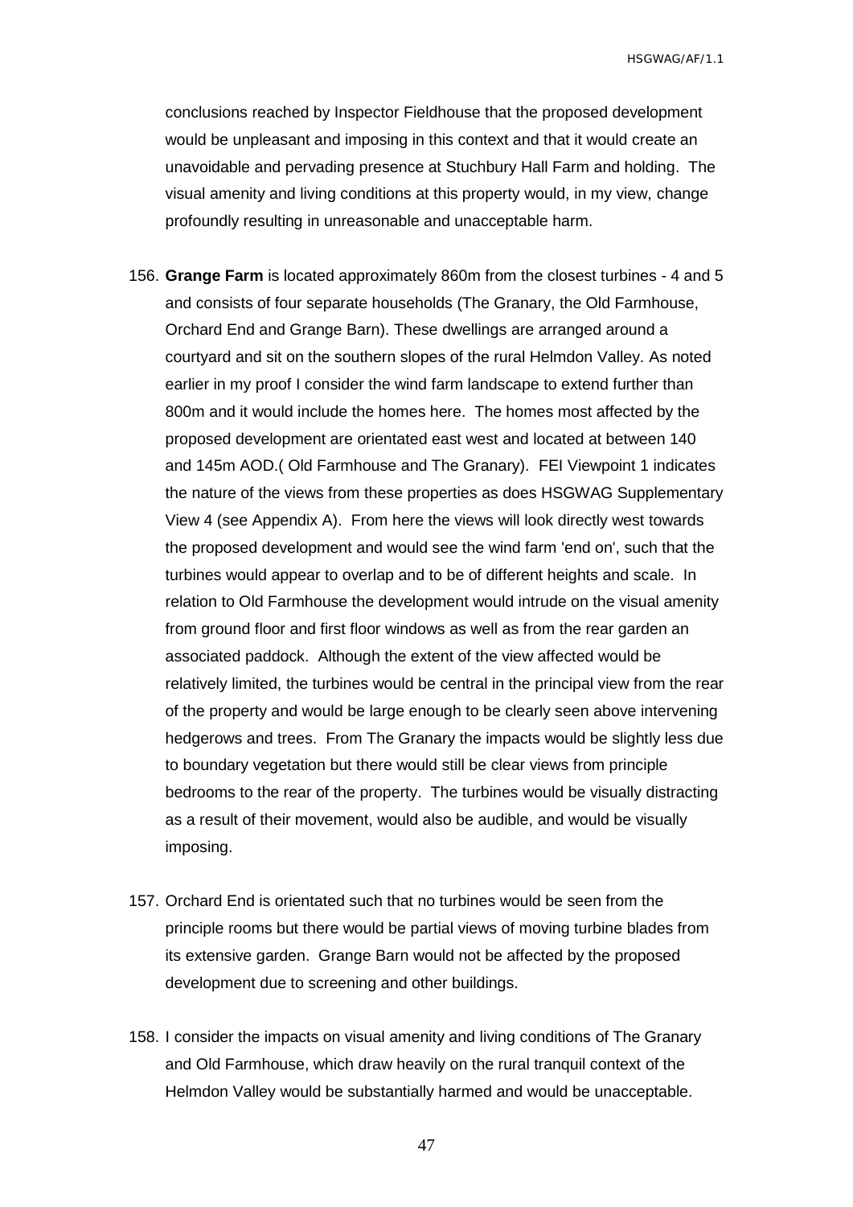conclusions reached by Inspector Fieldhouse that the proposed development would be unpleasant and imposing in this context and that it would create an unavoidable and pervading presence at Stuchbury Hall Farm and holding. The visual amenity and living conditions at this property would, in my view, change profoundly resulting in unreasonable and unacceptable harm.

156. **Grange Farm** is located approximately 860m from the closest turbines - 4 and 5 and consists of four separate households (The Granary, the Old Farmhouse, Orchard End and Grange Barn). These dwellings are arranged around a courtyard and sit on the southern slopes of the rural Helmdon Valley. As noted earlier in my proof I consider the wind farm landscape to extend further than 800m and it would include the homes here. The homes most affected by the proposed development are orientated east west and located at between 140 and 145m AOD.( Old Farmhouse and The Granary). FEI Viewpoint 1 indicates the nature of the views from these properties as does HSGWAG Supplementary View 4 (see Appendix A). From here the views will look directly west towards the proposed development and would see the wind farm 'end on', such that the turbines would appear to overlap and to be of different heights and scale. In relation to Old Farmhouse the development would intrude on the visual amenity from ground floor and first floor windows as well as from the rear garden an associated paddock. Although the extent of the view affected would be relatively limited, the turbines would be central in the principal view from the rear of the property and would be large enough to be clearly seen above intervening hedgerows and trees. From The Granary the impacts would be slightly less due to boundary vegetation but there would still be clear views from principle bedrooms to the rear of the property. The turbines would be visually distracting as a result of their movement, would also be audible, and would be visually imposing.

157. Orchard End is orientated such that no turbines would be seen from the principle rooms but there would be partial views of moving turbine blades from its extensive garden. Grange Barn would not be affected by the proposed development due to screening and other buildings.

158. I consider the impacts on visual amenity and living conditions of The Granary and Old Farmhouse, which draw heavily on the rural tranquil context of the Helmdon Valley would be substantially harmed and would be unacceptable.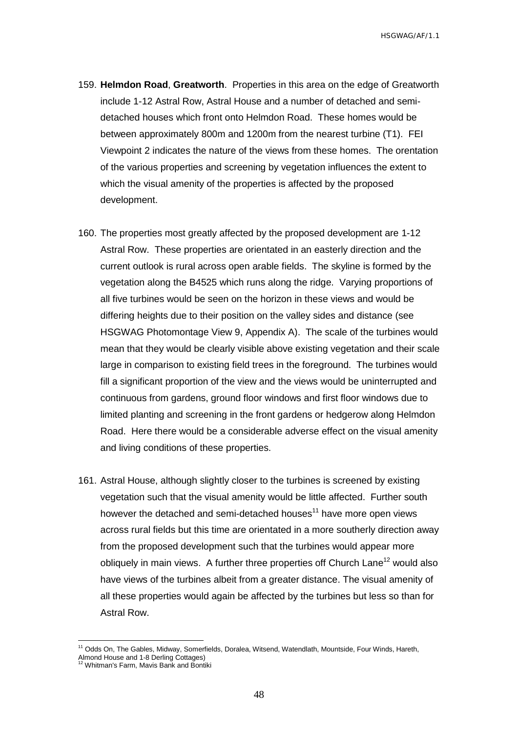159. **Helmdon Road**, **Greatworth**. Properties in this area on the edge of Greatworth include 1-12 Astral Row, Astral House and a number of detached and semi-detached houses which front onto Helmdon Road. These homes would be between approximately 800m and 1200m from the nearest turbine (T1). FEI Viewpoint 2 indicates the nature of the views from these homes. The orentation of the various properties and screening by vegetation influences the extent to which the visual amenity of the properties is affected by the proposed development.

160. The properties most greatly affected by the proposed development are 1-12 Astral Row. These properties are orientated in an easterly direction and the current outlook is rural across open arable fields. The skyline is formed by the vegetation along the B4525 which runs along the ridge. Varying proportions of all five turbines would be seen on the horizon in these views and would be differing heights due to their position on the valley sides and distance (see HSGWAG Photomontage View 9, Appendix A). The scale of the turbines would mean that they would be clearly visible above existing vegetation and their scale large in comparison to existing field trees in the foreground. The turbines would fill a significant proportion of the view and the views would be uninterrupted and continuous from gardens, ground floor windows and first floor windows due to limited planting and screening in the front gardens or hedgerow along Helmdon Road. Here there would be a considerable adverse effect on the visual amenity and living conditions of these properties.

161. Astral House, although slightly closer to the turbines is screened by existing vegetation such that the visual amenity would be little affected. Further south however the detached and semi-detached houses[11] have more open views across rural fields but this time are orientated in a more southerly direction away from the proposed development such that the turbines would appear more obliquely in main views. A further three properties off Church Lane[12] would also have views of the turbines albeit from a greater distance. The visual amenity of all these properties would again be affected by the turbines but less so than for Astral Row.

[11] Odds On, The Gables, Midway, Somerfields, Doralea, Witsend, Watendlath, Mountside, Four Winds, Hareth, Almond House and 1-8 Derling Cottages)

[12] Whitman's Farm, Mavis Bank and Bontiki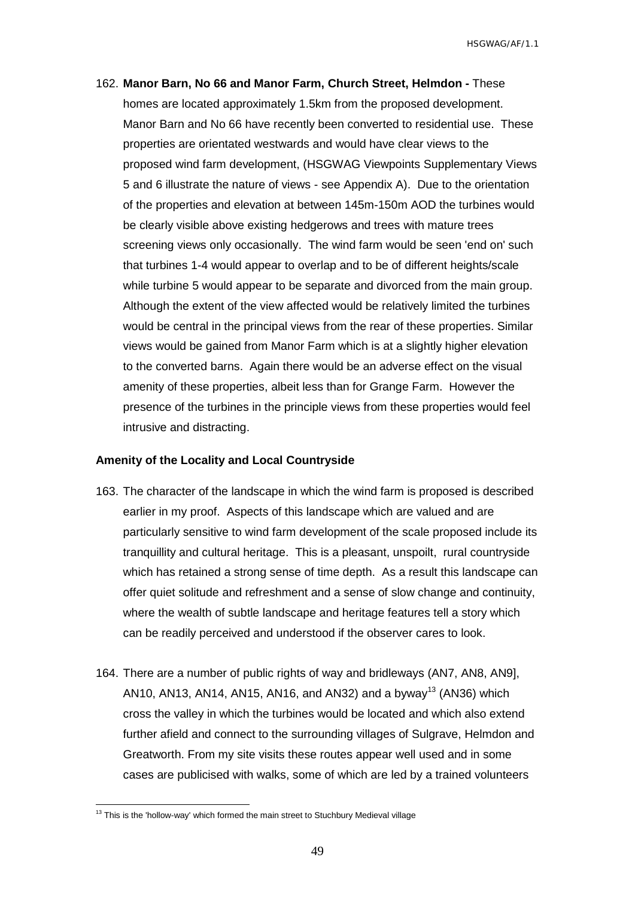162. **Manor Barn, No 66 and Manor Farm, Church Street, Helmdon -** These homes are located approximately 1.5km from the proposed development. Manor Barn and No 66 have recently been converted to residential use. These properties are orientated westwards and would have clear views to the proposed wind farm development, (HSGWAG Viewpoints Supplementary Views 5 and 6 illustrate the nature of views - see Appendix A). Due to the orientation of the properties and elevation at between 145m-150m AOD the turbines would be clearly visible above existing hedgerows and trees with mature trees screening views only occasionally. The wind farm would be seen 'end on' such that turbines 1-4 would appear to overlap and to be of different heights/scale while turbine 5 would appear to be separate and divorced from the main group. Although the extent of the view affected would be relatively limited the turbines would be central in the principal views from the rear of these properties. Similar views would be gained from Manor Farm which is at a slightly higher elevation to the converted barns. Again there would be an adverse effect on the visual amenity of these properties, albeit less than for Grange Farm. However the presence of the turbines in the principle views from these properties would feel intrusive and distracting.

**Amenity of the Locality and Local Countryside**

163. The character of the landscape in which the wind farm is proposed is described earlier in my proof. Aspects of this landscape which are valued and are particularly sensitive to wind farm development of the scale proposed include its tranquillity and cultural heritage. This is a pleasant, unspoilt, rural countryside which has retained a strong sense of time depth. As a result this landscape can offer quiet solitude and refreshment and a sense of slow change and continuity, where the wealth of subtle landscape and heritage features tell a story which can be readily perceived and understood if the observer cares to look.

164. There are a number of public rights of way and bridleways (AN7, AN8, AN9], AN10, AN13, AN14, AN15, AN16, and AN32) and a byway[13] (AN36) which cross the valley in which the turbines would be located and which also extend further afield and connect to the surrounding villages of Sulgrave, Helmdon and Greatworth. From my site visits these routes appear well used and in some cases are publicised with walks, some of which are led by a trained volunteers

[13] This is the 'hollow-way' which formed the main street to Stuchbury Medieval village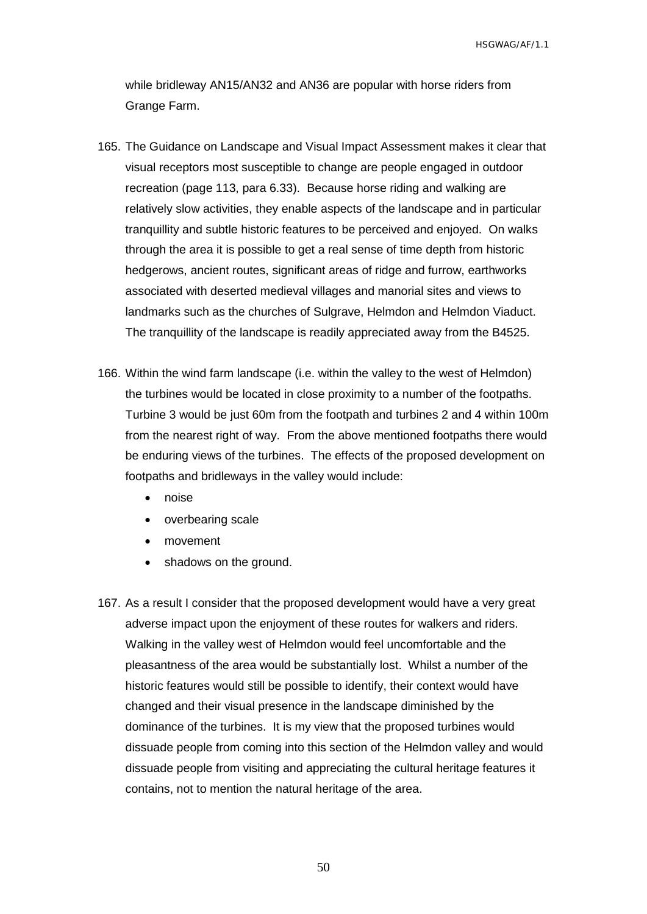while bridleway AN15/AN32 and AN36 are popular with horse riders from Grange Farm.

165. The Guidance on Landscape and Visual Impact Assessment makes it clear that visual receptors most susceptible to change are people engaged in outdoor recreation (page 113, para 6.33). Because horse riding and walking are relatively slow activities, they enable aspects of the landscape and in particular tranquillity and subtle historic features to be perceived and enjoyed. On walks through the area it is possible to get a real sense of time depth from historic hedgerows, ancient routes, significant areas of ridge and furrow, earthworks associated with deserted medieval villages and manorial sites and views to landmarks such as the churches of Sulgrave, Helmdon and Helmdon Viaduct. The tranquillity of the landscape is readily appreciated away from the B4525.

166. Within the wind farm landscape (i.e. within the valley to the west of Helmdon) the turbines would be located in close proximity to a number of the footpaths. Turbine 3 would be just 60m from the footpath and turbines 2 and 4 within 100m from the nearest right of way. From the above mentioned footpaths there would be enduring views of the turbines. The effects of the proposed development on footpaths and bridleways in the valley would include:

   - noise
   - overbearing scale
   - movement
   - shadows on the ground.

167. As a result I consider that the proposed development would have a very great adverse impact upon the enjoyment of these routes for walkers and riders. Walking in the valley west of Helmdon would feel uncomfortable and the pleasantness of the area would be substantially lost. Whilst a number of the historic features would still be possible to identify, their context would have changed and their visual presence in the landscape diminished by the dominance of the turbines. It is my view that the proposed turbines would dissuade people from coming into this section of the Helmdon valley and would dissuade people from visiting and appreciating the cultural heritage features it contains, not to mention the natural heritage of the area.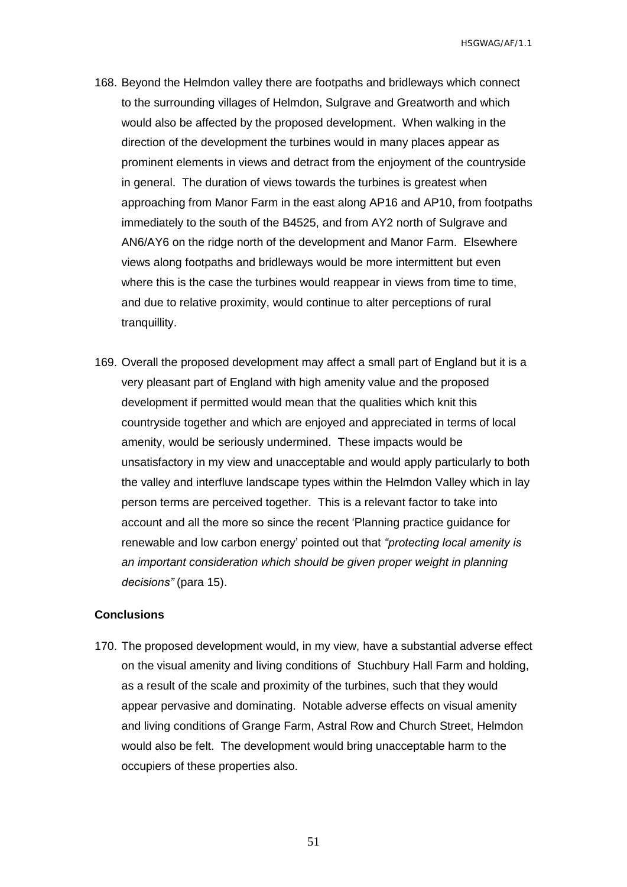168. Beyond the Helmdon valley there are footpaths and bridleways which connect to the surrounding villages of Helmdon, Sulgrave and Greatworth and which would also be affected by the proposed development. When walking in the direction of the development the turbines would in many places appear as prominent elements in views and detract from the enjoyment of the countryside in general. The duration of views towards the turbines is greatest when approaching from Manor Farm in the east along AP16 and AP10, from footpaths immediately to the south of the B4525, and from AY2 north of Sulgrave and AN6/AY6 on the ridge north of the development and Manor Farm. Elsewhere views along footpaths and bridleways would be more intermittent but even where this is the case the turbines would reappear in views from time to time, and due to relative proximity, would continue to alter perceptions of rural tranquillity.

169. Overall the proposed development may affect a small part of England but it is a very pleasant part of England with high amenity value and the proposed development if permitted would mean that the qualities which knit this countryside together and which are enjoyed and appreciated in terms of local amenity, would be seriously undermined. These impacts would be unsatisfactory in my view and unacceptable and would apply particularly to both the valley and interfluve landscape types within the Helmdon Valley which in lay person terms are perceived together. This is a relevant factor to take into account and all the more so since the recent 'Planning practice guidance for renewable and low carbon energy' pointed out that *"protecting local amenity is an important consideration which should be given proper weight in planning decisions"* (para 15).

**Conclusions**

170. The proposed development would, in my view, have a substantial adverse effect on the visual amenity and living conditions of Stuchbury Hall Farm and holding, as a result of the scale and proximity of the turbines, such that they would appear pervasive and dominating. Notable adverse effects on visual amenity and living conditions of Grange Farm, Astral Row and Church Street, Helmdon would also be felt. The development would bring unacceptable harm to the occupiers of these properties also.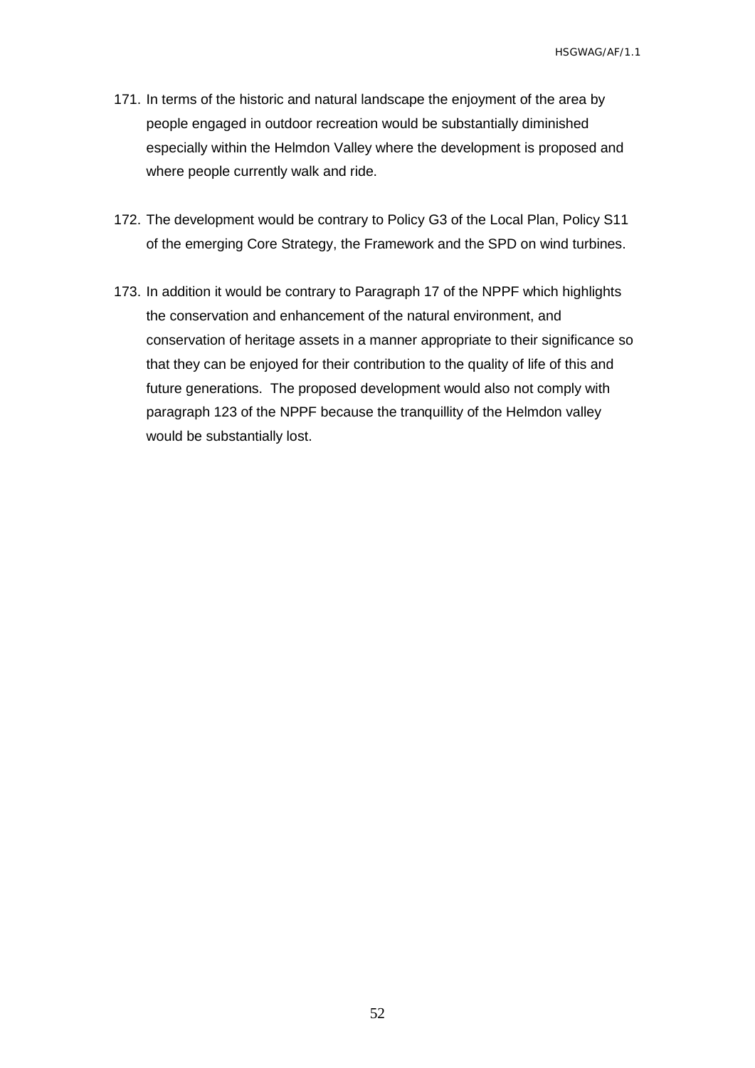171. In terms of the historic and natural landscape the enjoyment of the area by people engaged in outdoor recreation would be substantially diminished especially within the Helmdon Valley where the development is proposed and where people currently walk and ride.

172. The development would be contrary to Policy G3 of the Local Plan, Policy S11 of the emerging Core Strategy, the Framework and the SPD on wind turbines.

173. In addition it would be contrary to Paragraph 17 of the NPPF which highlights the conservation and enhancement of the natural environment, and conservation of heritage assets in a manner appropriate to their significance so that they can be enjoyed for their contribution to the quality of life of this and future generations. The proposed development would also not comply with paragraph 123 of the NPPF because the tranquillity of the Helmdon valley would be substantially lost.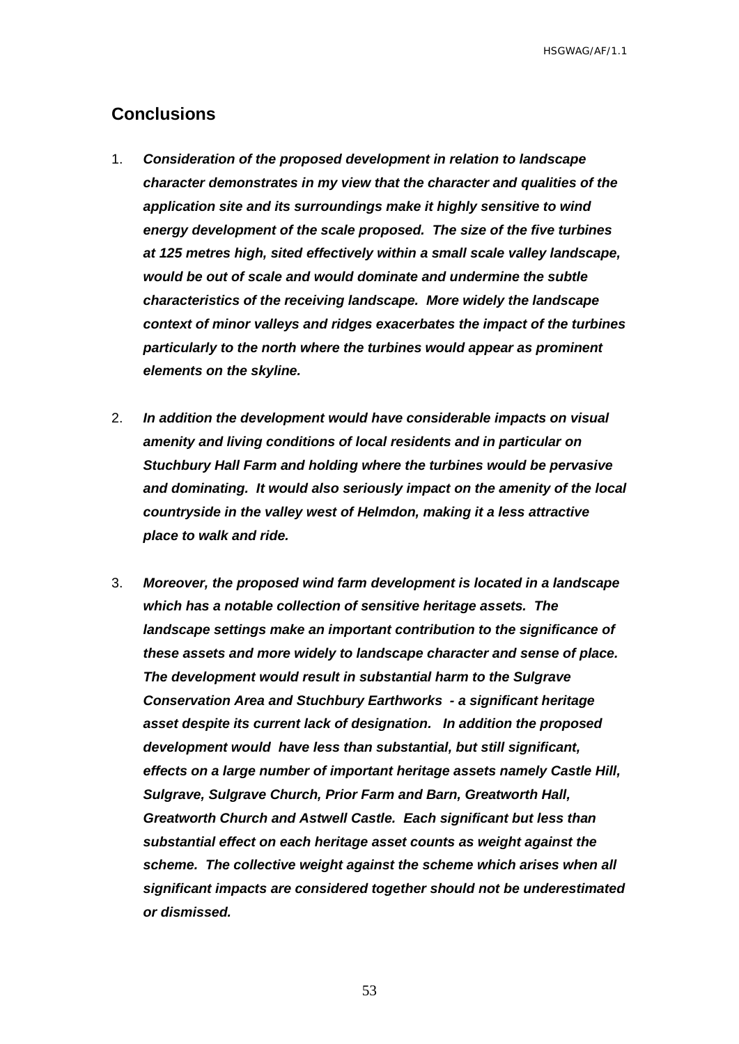## Conclusions

1. ***Consideration of the proposed development in relation to landscape character demonstrates in my view that the character and qualities of the application site and its surroundings make it highly sensitive to wind energy development of the scale proposed. The size of the five turbines at 125 metres high, sited effectively within a small scale valley landscape, would be out of scale and would dominate and undermine the subtle characteristics of the receiving landscape. More widely the landscape context of minor valleys and ridges exacerbates the impact of the turbines particularly to the north where the turbines would appear as prominent elements on the skyline.***

2. ***In addition the development would have considerable impacts on visual amenity and living conditions of local residents and in particular on Stuchbury Hall Farm and holding where the turbines would be pervasive and dominating. It would also seriously impact on the amenity of the local countryside in the valley west of Helmdon, making it a less attractive place to walk and ride.***

3. ***Moreover, the proposed wind farm development is located in a landscape which has a notable collection of sensitive heritage assets. The landscape settings make an important contribution to the significance of these assets and more widely to landscape character and sense of place. The development would result in substantial harm to the Sulgrave Conservation Area and Stuchbury Earthworks - a significant heritage asset despite its current lack of designation. In addition the proposed development would have less than substantial, but still significant, effects on a large number of important heritage assets namely Castle Hill, Sulgrave, Sulgrave Church, Prior Farm and Barn, Greatworth Hall, Greatworth Church and Astwell Castle. Each significant but less than substantial effect on each heritage asset counts as weight against the scheme. The collective weight against the scheme which arises when all significant impacts are considered together should not be underestimated or dismissed.***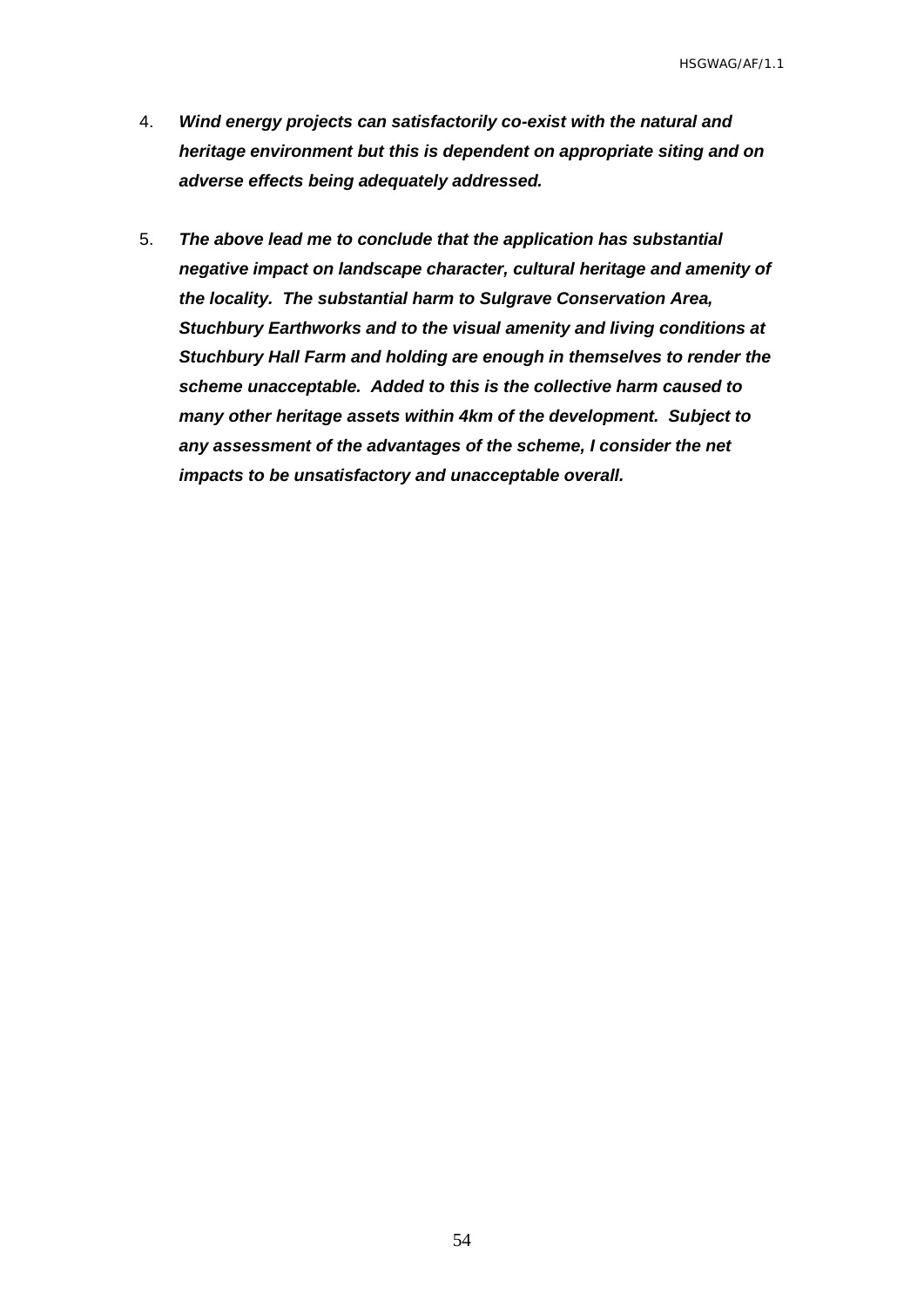4. ***Wind energy projects can satisfactorily co-exist with the natural and heritage environment but this is dependent on appropriate siting and on adverse effects being adequately addressed.***

5. ***The above lead me to conclude that the application has substantial negative impact on landscape character, cultural heritage and amenity of the locality. The substantial harm to Sulgrave Conservation Area, Stuchbury Earthworks and to the visual amenity and living conditions at Stuchbury Hall Farm and holding are enough in themselves to render the scheme unacceptable. Added to this is the collective harm caused to many other heritage assets within 4km of the development. Subject to any assessment of the advantages of the scheme, I consider the net impacts to be unsatisfactory and unacceptable overall.***